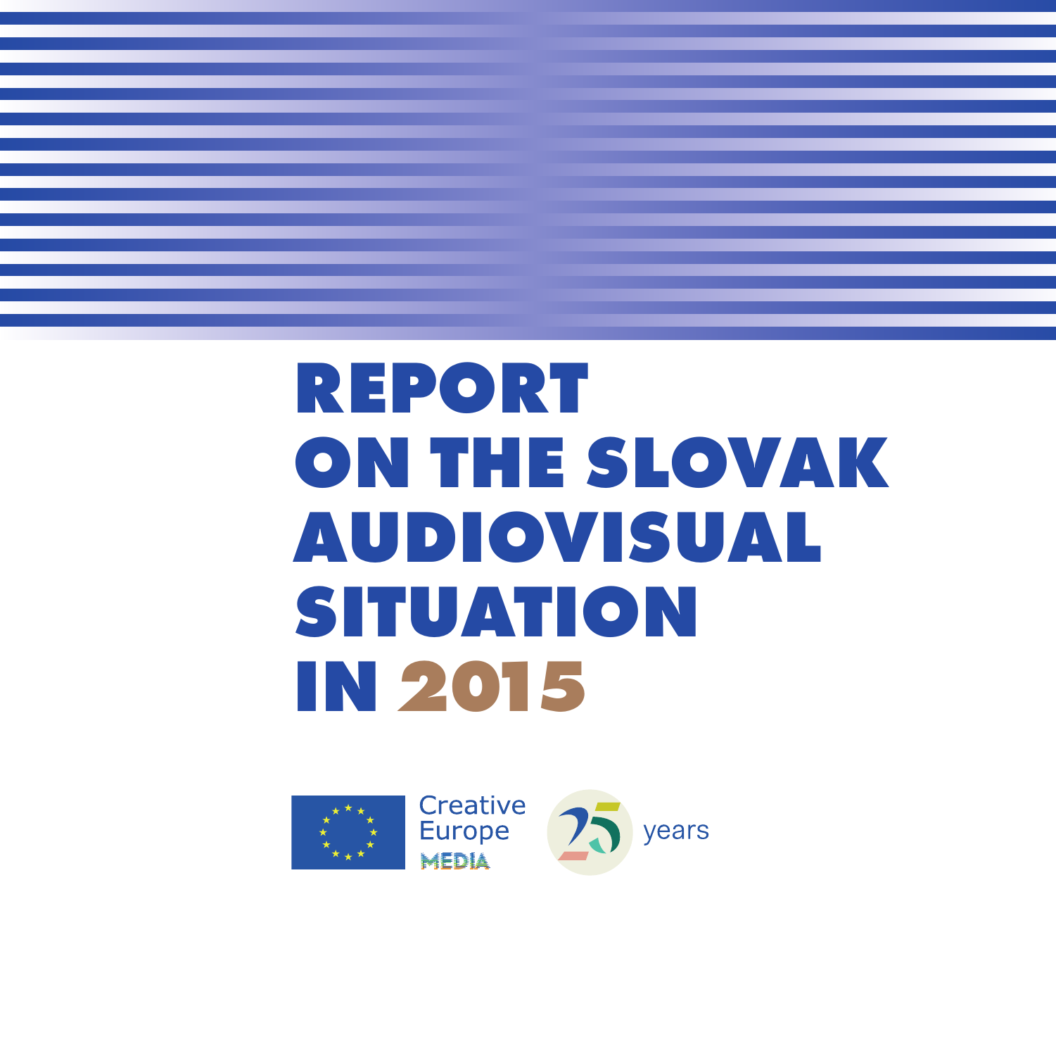# REPORT ON THE SLOVAK AUDIOVISUAL SITUATION IN 2015

Creative Europe MEDIA

25 years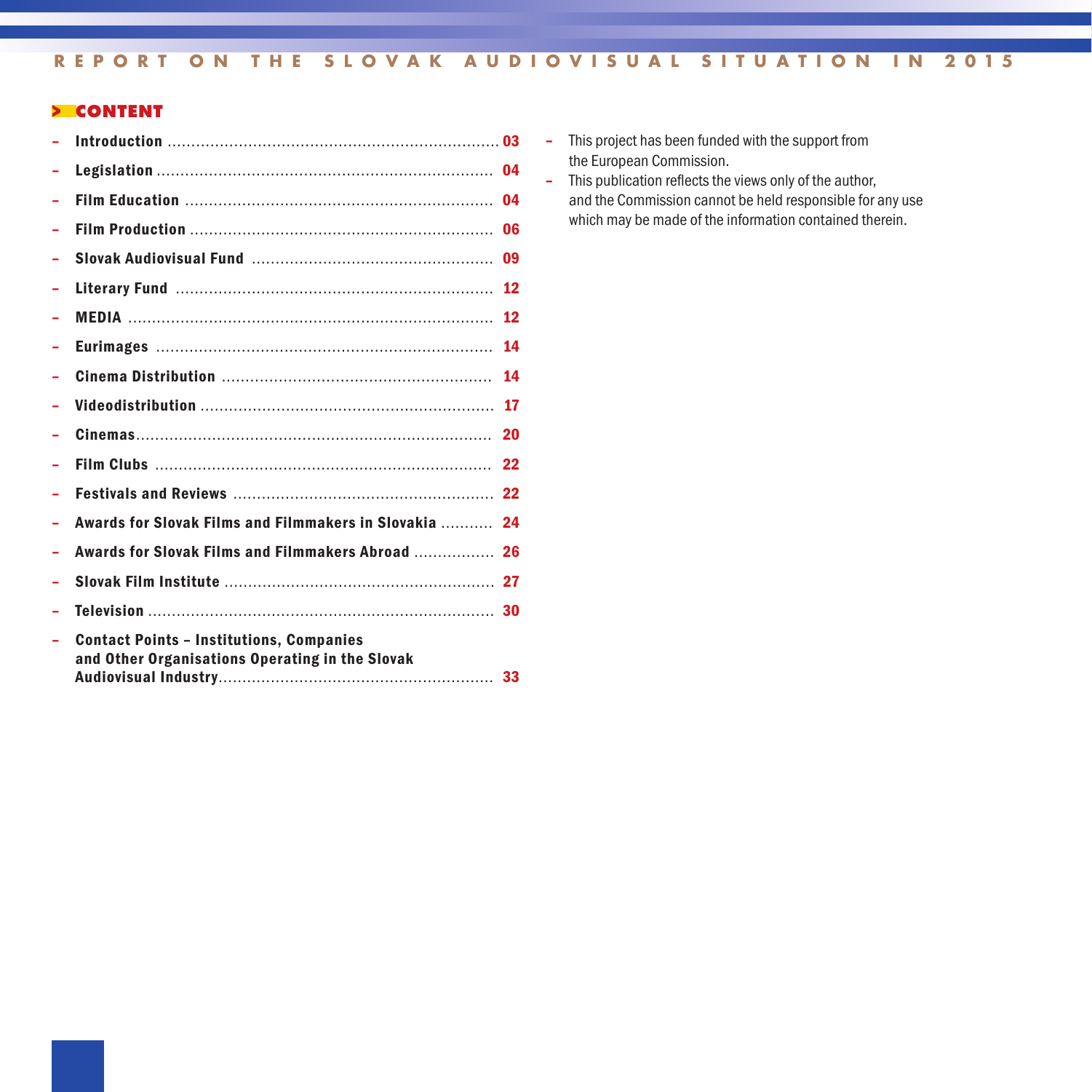## CONTENT

- **Introduction** ....... 03
- **Legislation** ....... 04
- **Film Education** ....... 04
- **Film Production** ....... 06
- **Slovak Audiovisual Fund** ....... 09
- **Literary Fund** ....... 12
- **MEDIA** ....... 12
- **Eurimages** ....... 14
- **Cinema Distribution** ....... 14
- **Videodistribution** ....... 17
- **Cinemas** ....... 20
- **Film Clubs** ....... 22
- **Festivals and Reviews** ....... 22
- **Awards for Slovak Films and Filmmakers in Slovakia** ....... 24
- **Awards for Slovak Films and Filmmakers Abroad** ....... 26
- **Slovak Film Institute** ....... 27
- **Television** ....... 30
- **Contact Points – Institutions, Companies and Other Organisations Operating in the Slovak Audiovisual Industry** ....... 33

- This project has been funded with the support from the European Commission.
- This publication reflects the views only of the author, and the Commission cannot be held responsible for any use which may be made of the information contained therein.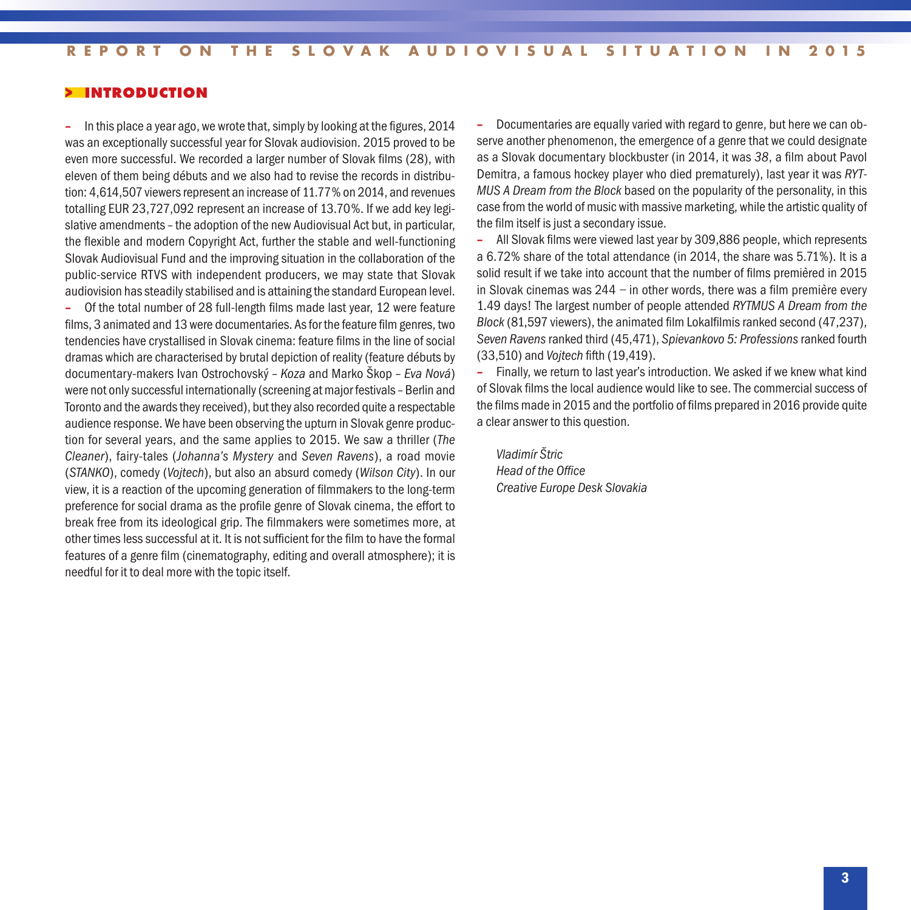## INTRODUCTION

– In this place a year ago, we wrote that, simply by looking at the figures, 2014 was an exceptionally successful year for Slovak audiovision. 2015 proved to be even more successful. We recorded a larger number of Slovak films (28), with eleven of them being débuts and we also had to revise the records in distribution: 4,614,507 viewers represent an increase of 11.77% on 2014, and revenues totalling EUR 23,727,092 represent an increase of 13.70%. If we add key legislative amendments – the adoption of the new Audiovisual Act but, in particular, the flexible and modern Copyright Act, further the stable and well-functioning Slovak Audiovisual Fund and the improving situation in the collaboration of the public-service RTVS with independent producers, we may state that Slovak audiovision has steadily stabilised and is attaining the standard European level.

– Of the total number of 28 full-length films made last year, 12 were feature films, 3 animated and 13 were documentaries. As for the feature film genres, two tendencies have crystallised in Slovak cinema: feature films in the line of social dramas which are characterised by brutal depiction of reality (feature débuts by documentary-makers Ivan Ostrochovský – *Koza* and Marko Škop – *Eva Nová*) were not only successful internationally (screening at major festivals – Berlin and Toronto and the awards they received), but they also recorded quite a respectable audience response. We have been observing the upturn in Slovak genre production for several years, and the same applies to 2015. We saw a thriller (*The Cleaner*), fairy-tales (*Johanna's Mystery* and *Seven Ravens*), a road movie (*STANKO*), comedy (*Vojtech*), but also an absurd comedy (*Wilson City*). In our view, it is a reaction of the upcoming generation of filmmakers to the long-term preference for social drama as the profile genre of Slovak cinema, the effort to break free from its ideological grip. The filmmakers were sometimes more, at other times less successful at it. It is not sufficient for the film to have the formal features of a genre film (cinematography, editing and overall atmosphere); it is needful for it to deal more with the topic itself.

– Documentaries are equally varied with regard to genre, but here we can observe another phenomenon, the emergence of a genre that we could designate as a Slovak documentary blockbuster (in 2014, it was *38*, a film about Pavol Demitra, a famous hockey player who died prematurely), last year it was *RYTMUS A Dream from the Block* based on the popularity of the personality, in this case from the world of music with massive marketing, while the artistic quality of the film itself is just a secondary issue.

– All Slovak films were viewed last year by 309,886 people, which represents a 6.72% share of the total attendance (in 2014, the share was 5.71%). It is a solid result if we take into account that the number of films premièred in 2015 in Slovak cinemas was 244 – in other words, there was a film première every 1.49 days! The largest number of people attended *RYTMUS A Dream from the Block* (81,597 viewers), the animated film Lokalfilmis ranked second (47,237), *Seven Ravens* ranked third (45,471), *Spievankovo 5: Professions* ranked fourth (33,510) and *Vojtech* fifth (19,419).

– Finally, we return to last year's introduction. We asked if we knew what kind of Slovak films the local audience would like to see. The commercial success of the films made in 2015 and the portfolio of films prepared in 2016 provide quite a clear answer to this question.

*Vladimír Štric*
*Head of the Office*
*Creative Europe Desk Slovakia*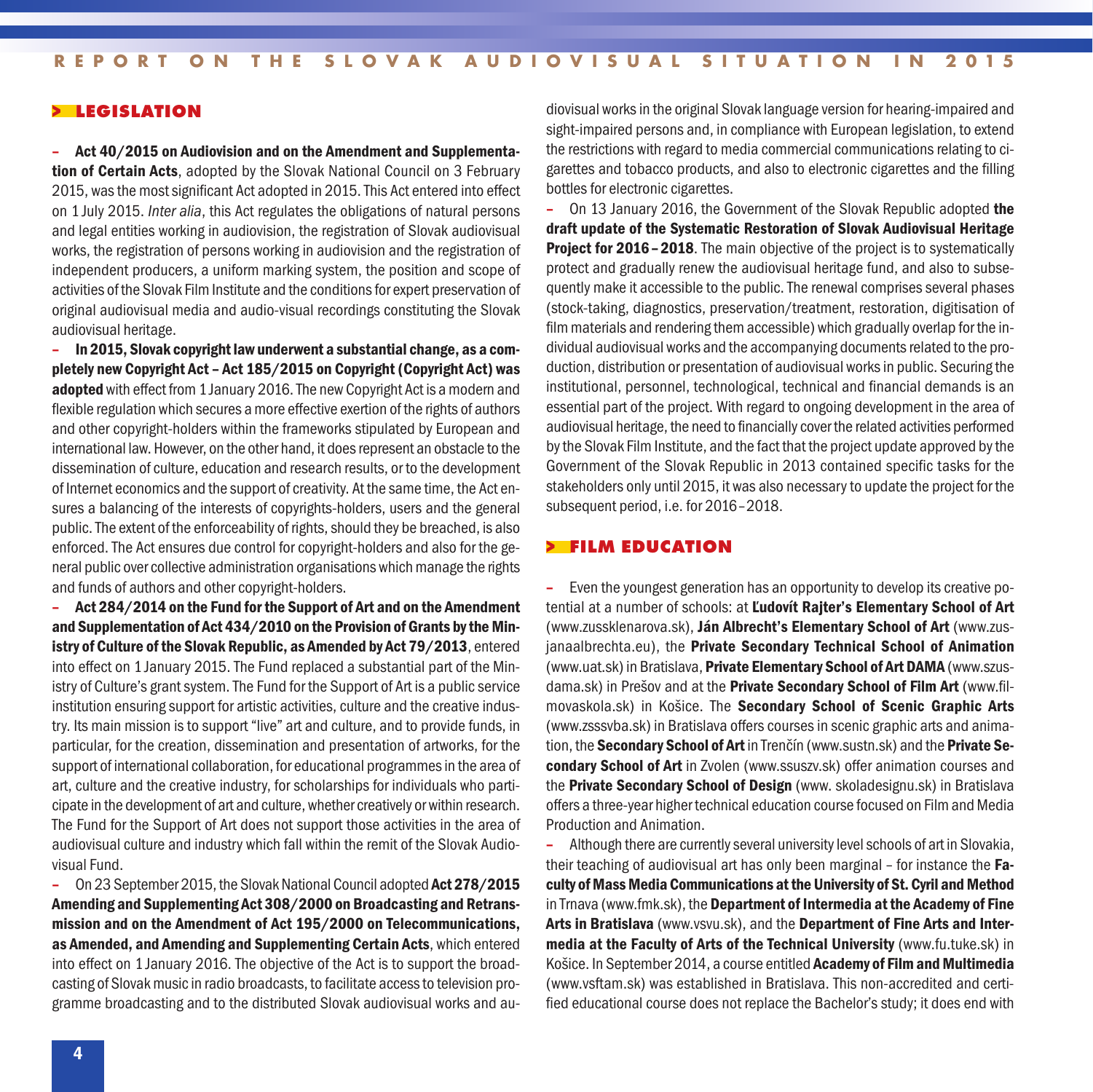## > LEGISLATION

– **Act 40/2015 on Audiovision and on the Amendment and Supplementation of Certain Acts**, adopted by the Slovak National Council on 3 February 2015, was the most significant Act adopted in 2015. This Act entered into effect on 1 July 2015. *Inter alia*, this Act regulates the obligations of natural persons and legal entities working in audiovision, the registration of Slovak audiovisual works, the registration of persons working in audiovision and the registration of independent producers, a uniform marking system, the position and scope of activities of the Slovak Film Institute and the conditions for expert preservation of original audiovisual media and audio-visual recordings constituting the Slovak audiovisual heritage.

– **In 2015, Slovak copyright law underwent a substantial change, as a completely new Copyright Act – Act 185/2015 on Copyright (Copyright Act) was adopted** with effect from 1 January 2016. The new Copyright Act is a modern and flexible regulation which secures a more effective exertion of the rights of authors and other copyright-holders within the frameworks stipulated by European and international law. However, on the other hand, it does represent an obstacle to the dissemination of culture, education and research results, or to the development of Internet economics and the support of creativity. At the same time, the Act ensures a balancing of the interests of copyrights-holders, users and the general public. The extent of the enforceability of rights, should they be breached, is also enforced. The Act ensures due control for copyright-holders and also for the general public over collective administration organisations which manage the rights and funds of authors and other copyright-holders.

– **Act 284/2014 on the Fund for the Support of Art and on the Amendment and Supplementation of Act 434/2010 on the Provision of Grants by the Ministry of Culture of the Slovak Republic, as Amended by Act 79/2013**, entered into effect on 1 January 2015. The Fund replaced a substantial part of the Ministry of Culture's grant system. The Fund for the Support of Art is a public service institution ensuring support for artistic activities, culture and the creative industry. Its main mission is to support "live" art and culture, and to provide funds, in particular, for the creation, dissemination and presentation of artworks, for the support of international collaboration, for educational programmes in the area of art, culture and the creative industry, for scholarships for individuals who participate in the development of art and culture, whether creatively or within research. The Fund for the Support of Art does not support those activities in the area of audiovisual culture and industry which fall within the remit of the Slovak Audiovisual Fund.

– On 23 September 2015, the Slovak National Council adopted **Act 278/2015 Amending and Supplementing Act 308/2000 on Broadcasting and Retransmission and on the Amendment of Act 195/2000 on Telecommunications, as Amended, and Amending and Supplementing Certain Acts**, which entered into effect on 1 January 2016. The objective of the Act is to support the broadcasting of Slovak music in radio broadcasts, to facilitate access to television programme broadcasting and to the distributed Slovak audiovisual works and audiovisual works in the original Slovak language version for hearing-impaired and sight-impaired persons and, in compliance with European legislation, to extend the restrictions with regard to media commercial communications relating to cigarettes and tobacco products, and also to electronic cigarettes and the filling bottles for electronic cigarettes.

– On 13 January 2016, the Government of the Slovak Republic adopted **the draft update of the Systematic Restoration of Slovak Audiovisual Heritage Project for 2016 – 2018**. The main objective of the project is to systematically protect and gradually renew the audiovisual heritage fund, and also to subsequently make it accessible to the public. The renewal comprises several phases (stock-taking, diagnostics, preservation/treatment, restoration, digitisation of film materials and rendering them accessible) which gradually overlap for the individual audiovisual works and the accompanying documents related to the production, distribution or presentation of audiovisual works in public. Securing the institutional, personnel, technological, technical and financial demands is an essential part of the project. With regard to ongoing development in the area of audiovisual heritage, the need to financially cover the related activities performed by the Slovak Film Institute, and the fact that the project update approved by the Government of the Slovak Republic in 2013 contained specific tasks for the stakeholders only until 2015, it was also necessary to update the project for the subsequent period, i.e. for 2016 – 2018.

## > FILM EDUCATION

– Even the youngest generation has an opportunity to develop its creative potential at a number of schools: at **Ľudovít Rajter's Elementary School of Art** (www.zussklenarova.sk), **Ján Albrecht's Elementary School of Art** (www.zusjanaalbrechta.eu), the **Private Secondary Technical School of Animation** (www.uat.sk) in Bratislava, **Private Elementary School of Art DAMA** (www.szusdama.sk) in Prešov and at the **Private Secondary School of Film Art** (www.filmovaskola.sk) in Košice. The **Secondary School of Scenic Graphic Arts** (www.zsssvba.sk) in Bratislava offers courses in scenic graphic arts and animation, the **Secondary School of Art** in Trenčín (www.sustn.sk) and the **Private Secondary School of Art** in Zvolen (www.ssuszv.sk) offer animation courses and the **Private Secondary School of Design** (www. skoladesignu.sk) in Bratislava offers a three-year higher technical education course focused on Film and Media Production and Animation.

– Although there are currently several university level schools of art in Slovakia, their teaching of audiovisual art has only been marginal – for instance the **Faculty of Mass Media Communications at the University of St. Cyril and Method** in Trnava (www.fmk.sk), the **Department of Intermedia at the Academy of Fine Arts in Bratislava** (www.vsvu.sk), and the **Department of Fine Arts and Intermedia at the Faculty of Arts of the Technical University** (www.fu.tuke.sk) in Košice. In September 2014, a course entitled **Academy of Film and Multimedia** (www.vsftam.sk) was established in Bratislava. This non-accredited and certified educational course does not replace the Bachelor's study; it does end with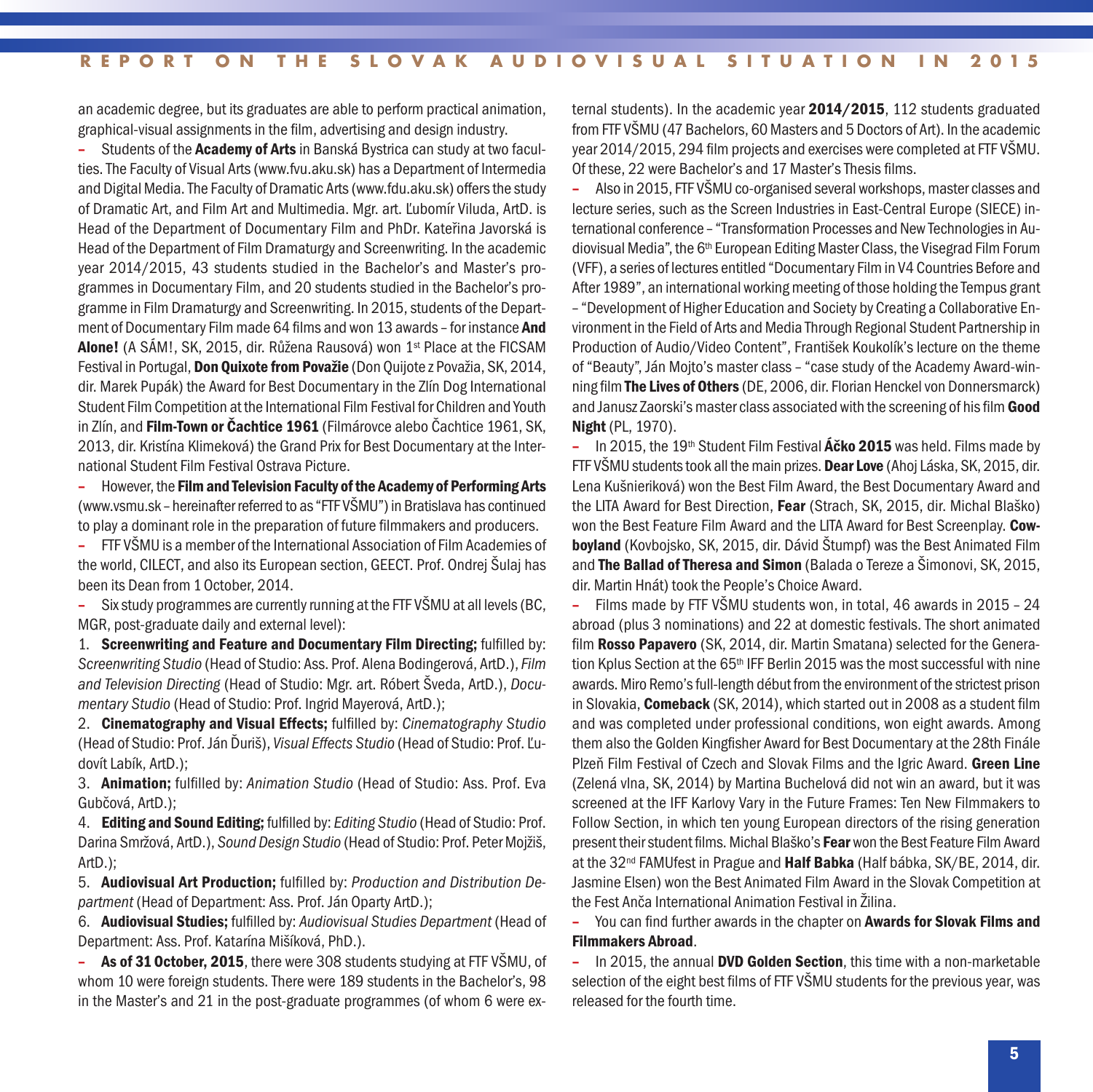an academic degree, but its graduates are able to perform practical animation, graphical-visual assignments in the film, advertising and design industry.

– Students of the **Academy of Arts** in Banská Bystrica can study at two faculties. The Faculty of Visual Arts (www.fvu.aku.sk) has a Department of Intermedia and Digital Media. The Faculty of Dramatic Arts (www.fdu.aku.sk) offers the study of Dramatic Art, and Film Art and Multimedia. Mgr. art. Ľubomír Viluda, ArtD. is Head of the Department of Documentary Film and PhDr. Kateřina Javorská is Head of the Department of Film Dramaturgy and Screenwriting. In the academic year 2014/2015, 43 students studied in the Bachelor's and Master's programmes in Documentary Film, and 20 students studied in the Bachelor's programme in Film Dramaturgy and Screenwriting. In 2015, students of the Department of Documentary Film made 64 films and won 13 awards – for instance **And Alone!** (A SÁM!, SK, 2015, dir. Růžena Rausová) won 1st Place at the FICSAM Festival in Portugal, **Don Quixote from Považie** (Don Quijote z Považia, SK, 2014, dir. Marek Pupák) the Award for Best Documentary in the Zlín Dog International Student Film Competition at the International Film Festival for Children and Youth in Zlín, and **Film-Town or Čachtice 1961** (Filmárovce alebo Čachtice 1961, SK, 2013, dir. Kristína Klimeková) the Grand Prix for Best Documentary at the International Student Film Festival Ostrava Picture.

– However, the **Film and Television Faculty of the Academy of Performing Arts** (www.vsmu.sk – hereinafter referred to as "FTF VŠMU") in Bratislava has continued to play a dominant role in the preparation of future filmmakers and producers.

– FTF VŠMU is a member of the International Association of Film Academies of the world, CILECT, and also its European section, GEECT. Prof. Ondrej Šulaj has been its Dean from 1 October, 2014.

– Six study programmes are currently running at the FTF VŠMU at all levels (BC, MGR, post-graduate daily and external level):

1. **Screenwriting and Feature and Documentary Film Directing;** fulfilled by: *Screenwriting Studio* (Head of Studio: Ass. Prof. Alena Bodingerová, ArtD.), *Film and Television Directing* (Head of Studio: Mgr. art. Róbert Šveda, ArtD.), *Documentary Studio* (Head of Studio: Prof. Ingrid Mayerová, ArtD.);
2. **Cinematography and Visual Effects;** fulfilled by: *Cinematography Studio* (Head of Studio: Prof. Ján Ďuriš), *Visual Effects Studio* (Head of Studio: Prof. Ľudovít Labík, ArtD.);
3. **Animation;** fulfilled by: *Animation Studio* (Head of Studio: Ass. Prof. Eva Gubčová, ArtD.);
4. **Editing and Sound Editing;** fulfilled by: *Editing Studio* (Head of Studio: Prof. Darina Smržová, ArtD.), *Sound Design Studio* (Head of Studio: Prof. Peter Mojžiš, ArtD.);
5. **Audiovisual Art Production;** fulfilled by: *Production and Distribution Department* (Head of Department: Ass. Prof. Ján Oparty ArtD.);
6. **Audiovisual Studies;** fulfilled by: *Audiovisual Studies Department* (Head of Department: Ass. Prof. Katarína Mišíková, PhD.).

– **As of 31 October, 2015**, there were 308 students studying at FTF VŠMU, of whom 10 were foreign students. There were 189 students in the Bachelor's, 98 in the Master's and 21 in the post-graduate programmes (of whom 6 were external students). In the academic year **2014/2015**, 112 students graduated from FTF VŠMU (47 Bachelors, 60 Masters and 5 Doctors of Art). In the academic year 2014/2015, 294 film projects and exercises were completed at FTF VŠMU. Of these, 22 were Bachelor's and 17 Master's Thesis films.

– Also in 2015, FTF VŠMU co-organised several workshops, master classes and lecture series, such as the Screen Industries in East-Central Europe (SIECE) international conference – "Transformation Processes and New Technologies in Audiovisual Media", the 6th European Editing Master Class, the Visegrad Film Forum (VFF), a series of lectures entitled "Documentary Film in V4 Countries Before and After 1989", an international working meeting of those holding the Tempus grant – "Development of Higher Education and Society by Creating a Collaborative Environment in the Field of Arts and Media Through Regional Student Partnership in Production of Audio/Video Content", František Koukolík's lecture on the theme of "Beauty", Ján Mojto's master class – "case study of the Academy Award-winning film **The Lives of Others** (DE, 2006, dir. Florian Henckel von Donnersmarck) and Janusz Zaorski's master class associated with the screening of his film **Good Night** (PL, 1970).

– In 2015, the 19th Student Film Festival **Áčko 2015** was held. Films made by FTF VŠMU students took all the main prizes. **Dear Love** (Ahoj Láska, SK, 2015, dir. Lena Kušnieriková) won the Best Film Award, the Best Documentary Award and the LITA Award for Best Direction, **Fear** (Strach, SK, 2015, dir. Michal Blaško) won the Best Feature Film Award and the LITA Award for Best Screenplay. **Cowboyland** (Kovbojsko, SK, 2015, dir. Dávid Štumpf) was the Best Animated Film and **The Ballad of Theresa and Simon** (Balada o Tereze a Šimonovi, SK, 2015, dir. Martin Hnát) took the People's Choice Award.

– Films made by FTF VŠMU students won, in total, 46 awards in 2015 – 24 abroad (plus 3 nominations) and 22 at domestic festivals. The short animated film **Rosso Papavero** (SK, 2014, dir. Martin Smatana) selected for the Generation Kplus Section at the 65th IFF Berlin 2015 was the most successful with nine awards. Miro Remo's full-length début from the environment of the strictest prison in Slovakia, **Comeback** (SK, 2014), which started out in 2008 as a student film and was completed under professional conditions, won eight awards. Among them also the Golden Kingfisher Award for Best Documentary at the 28th Finále Plzeň Film Festival of Czech and Slovak Films and the Igric Award. **Green Line** (Zelená vlna, SK, 2014) by Martina Buchelová did not win an award, but it was screened at the IFF Karlovy Vary in the Future Frames: Ten New Filmmakers to Follow Section, in which ten young European directors of the rising generation present their student films. Michal Blaško's **Fear** won the Best Feature Film Award at the 32nd FAMUfest in Prague and **Half Babka** (Half bábka, SK/BE, 2014, dir. Jasmine Elsen) won the Best Animated Film Award in the Slovak Competition at the Fest Anča International Animation Festival in Žilina.

– You can find further awards in the chapter on **Awards for Slovak Films and Filmmakers Abroad**.

– In 2015, the annual **DVD Golden Section**, this time with a non-marketable selection of the eight best films of FTF VŠMU students for the previous year, was released for the fourth time.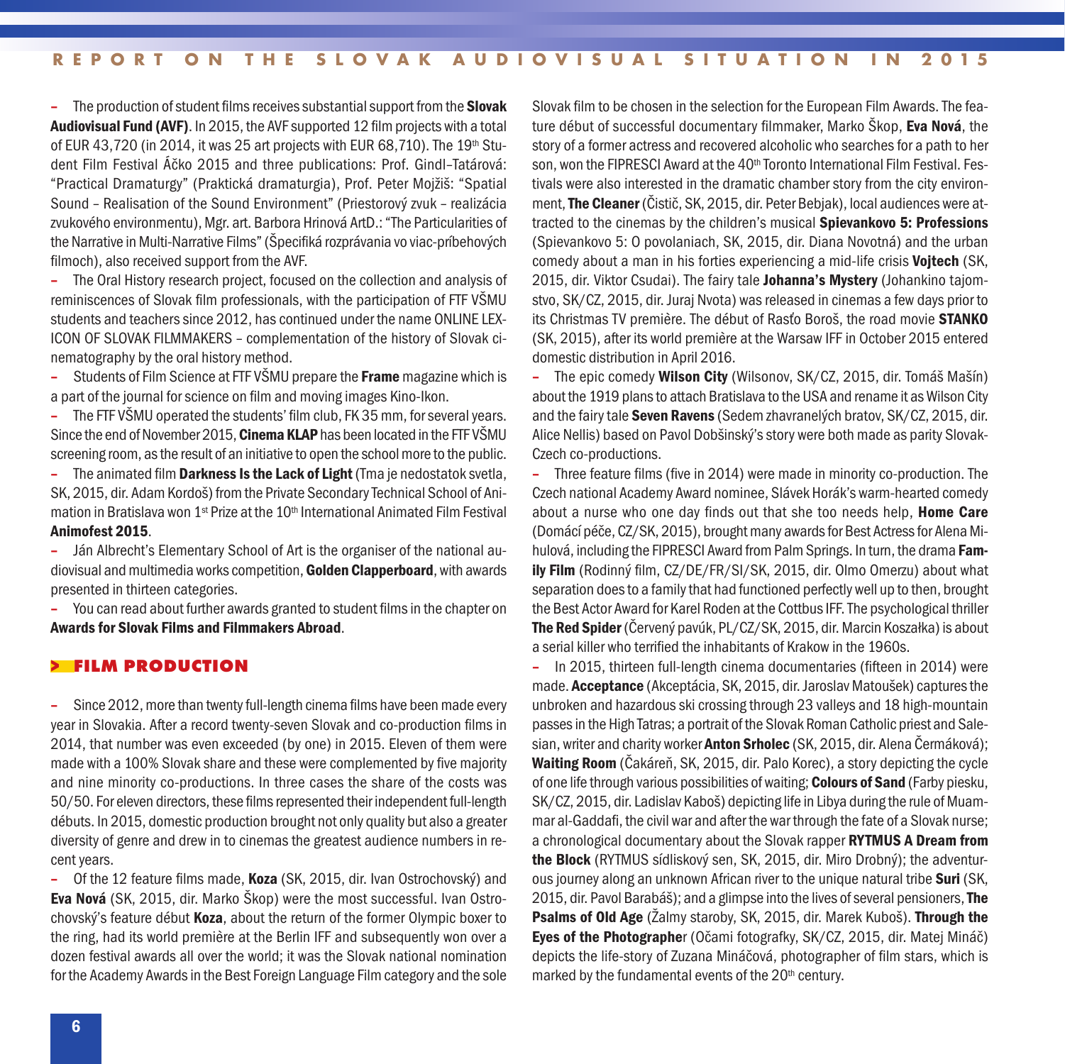– The production of student films receives substantial support from the **Slovak Audiovisual Fund (AVF)**. In 2015, the AVF supported 12 film projects with a total of EUR 43,720 (in 2014, it was 25 art projects with EUR 68,710). The 19th Student Film Festival Áčko 2015 and three publications: Prof. Gindl–Tatárová: "Practical Dramaturgy" (Praktická dramaturgia), Prof. Peter Mojžiš: "Spatial Sound – Realisation of the Sound Environment" (Priestorový zvuk – realizácia zvukového environmentu), Mgr. art. Barbora Hrinová ArtD.: "The Particularities of the Narrative in Multi-Narrative Films" (Špecifiká rozprávania vo viac-príbehových filmoch), also received support from the AVF.

– The Oral History research project, focused on the collection and analysis of reminiscences of Slovak film professionals, with the participation of FTF VŠMU students and teachers since 2012, has continued under the name ONLINE LEXICON OF SLOVAK FILMMAKERS – complementation of the history of Slovak cinematography by the oral history method.

– Students of Film Science at FTF VŠMU prepare the **Frame** magazine which is a part of the journal for science on film and moving images Kino-Ikon.

– The FTF VŠMU operated the students' film club, FK 35 mm, for several years. Since the end of November 2015, **Cinema KLAP** has been located in the FTF VŠMU screening room, as the result of an initiative to open the school more to the public.

– The animated film **Darkness Is the Lack of Light** (Tma je nedostatok svetla, SK, 2015, dir. Adam Kordoš) from the Private Secondary Technical School of Animation in Bratislava won 1st Prize at the 10th International Animated Film Festival **Animofest 2015**.

– Ján Albrecht's Elementary School of Art is the organiser of the national audiovisual and multimedia works competition, **Golden Clapperboard**, with awards presented in thirteen categories.

– You can read about further awards granted to student films in the chapter on **Awards for Slovak Films and Filmmakers Abroad**.

## FILM PRODUCTION

– Since 2012, more than twenty full-length cinema films have been made every year in Slovakia. After a record twenty-seven Slovak and co-production films in 2014, that number was even exceeded (by one) in 2015. Eleven of them were made with a 100% Slovak share and these were complemented by five majority and nine minority co-productions. In three cases the share of the costs was 50/50. For eleven directors, these films represented their independent full-length débuts. In 2015, domestic production brought not only quality but also a greater diversity of genre and drew in to cinemas the greatest audience numbers in recent years.

– Of the 12 feature films made, **Koza** (SK, 2015, dir. Ivan Ostrochovský) and **Eva Nová** (SK, 2015, dir. Marko Škop) were the most successful. Ivan Ostrochovský's feature début **Koza**, about the return of the former Olympic boxer to the ring, had its world première at the Berlin IFF and subsequently won over a dozen festival awards all over the world; it was the Slovak national nomination for the Academy Awards in the Best Foreign Language Film category and the sole Slovak film to be chosen in the selection for the European Film Awards. The feature début of successful documentary filmmaker, Marko Škop, **Eva Nová**, the story of a former actress and recovered alcoholic who searches for a path to her son, won the FIPRESCI Award at the 40th Toronto International Film Festival. Festivals were also interested in the dramatic chamber story from the city environment, **The Cleaner** (Čistič, SK, 2015, dir. Peter Bebjak), local audiences were attracted to the cinemas by the children's musical **Spievankovo 5: Professions** (Spievankovo 5: O povolaniach, SK, 2015, dir. Diana Novotná) and the urban comedy about a man in his forties experiencing a mid-life crisis **Vojtech** (SK, 2015, dir. Viktor Csudai). The fairy tale **Johanna's Mystery** (Johankino tajomstvo, SK/CZ, 2015, dir. Juraj Nvota) was released in cinemas a few days prior to its Christmas TV première. The début of Rasťo Boroš, the road movie **STANKO** (SK, 2015), after its world première at the Warsaw IFF in October 2015 entered domestic distribution in April 2016.

– The epic comedy **Wilson City** (Wilsonov, SK/CZ, 2015, dir. Tomáš Mašín) about the 1919 plans to attach Bratislava to the USA and rename it as Wilson City and the fairy tale **Seven Ravens** (Sedem zhavranelých bratov, SK/CZ, 2015, dir. Alice Nellis) based on Pavol Dobšinský's story were both made as parity Slovak-Czech co-productions.

– Three feature films (five in 2014) were made in minority co-production. The Czech national Academy Award nominee, Slávek Horák's warm-hearted comedy about a nurse who one day finds out that she too needs help, **Home Care** (Domácí péče, CZ/SK, 2015), brought many awards for Best Actress for Alena Mihulová, including the FIPRESCI Award from Palm Springs. In turn, the drama **Family Film** (Rodinný film, CZ/DE/FR/SI/SK, 2015, dir. Olmo Omerzu) about what separation does to a family that had functioned perfectly well up to then, brought the Best Actor Award for Karel Roden at the Cottbus IFF. The psychological thriller **The Red Spider** (Červený pavúk, PL/CZ/SK, 2015, dir. Marcin Koszałka) is about a serial killer who terrified the inhabitants of Krakow in the 1960s.

– In 2015, thirteen full-length cinema documentaries (fifteen in 2014) were made. **Acceptance** (Akceptácia, SK, 2015, dir. Jaroslav Matoušek) captures the unbroken and hazardous ski crossing through 23 valleys and 18 high-mountain passes in the High Tatras; a portrait of the Slovak Roman Catholic priest and Salesian, writer and charity worker **Anton Srholec** (SK, 2015, dir. Alena Čermáková); **Waiting Room** (Čakáreň, SK, 2015, dir. Palo Korec), a story depicting the cycle of one life through various possibilities of waiting; **Colours of Sand** (Farby piesku, SK/CZ, 2015, dir. Ladislav Kaboš) depicting life in Libya during the rule of Muammar al-Gaddafi, the civil war and after the war through the fate of a Slovak nurse; a chronological documentary about the Slovak rapper **RYTMUS A Dream from the Block** (RYTMUS sídliskový sen, SK, 2015, dir. Miro Drobný); the adventurous journey along an unknown African river to the unique natural tribe **Suri** (SK, 2015, dir. Pavol Barabáš); and a glimpse into the lives of several pensioners, **The Psalms of Old Age** (Žalmy staroby, SK, 2015, dir. Marek Kuboš). **Through the Eyes of the Photographer** (Očami fotografky, SK/CZ, 2015, dir. Matej Mináč) depicts the life-story of Zuzana Mináčová, photographer of film stars, which is marked by the fundamental events of the 20th century.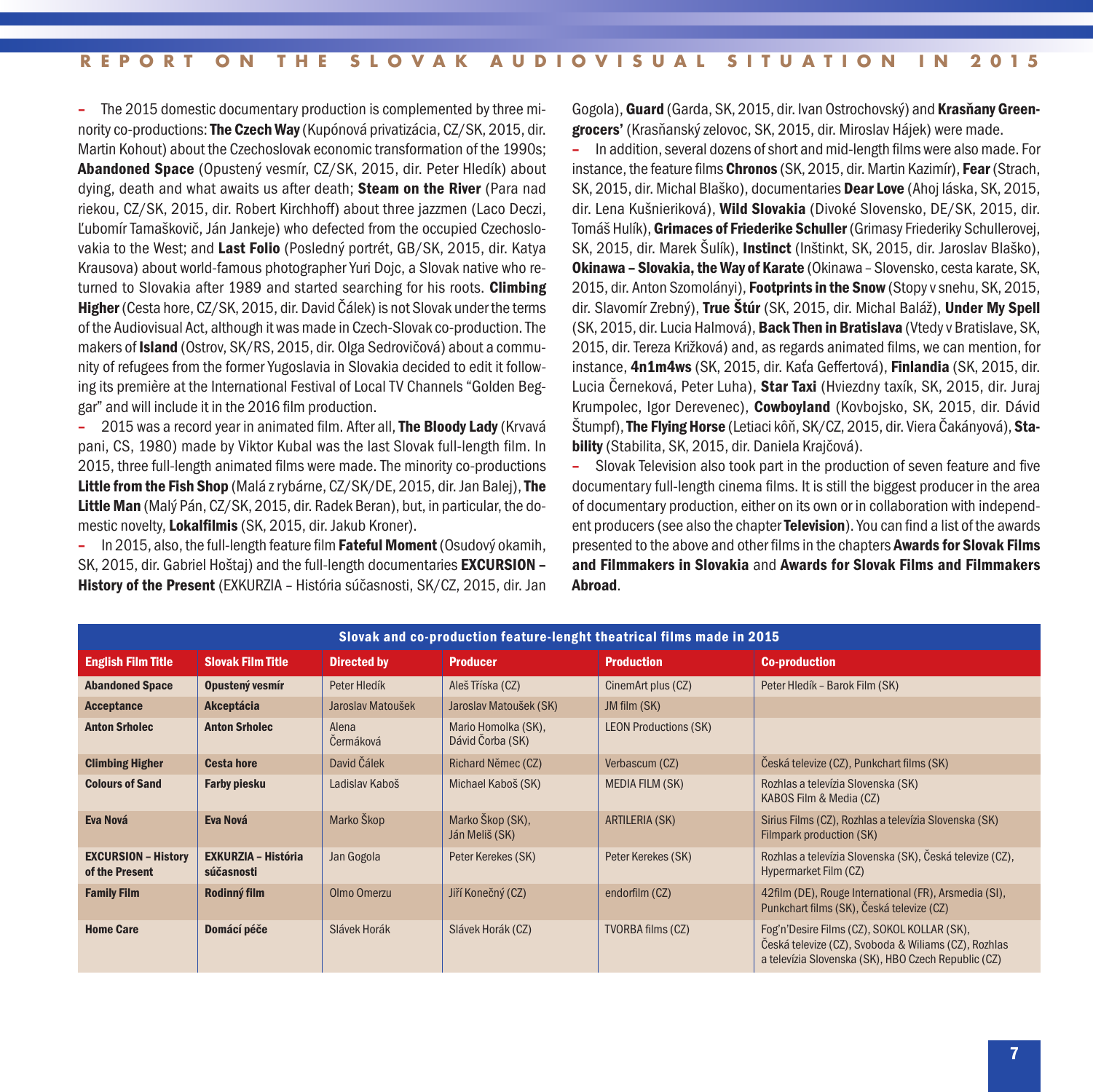– The 2015 domestic documentary production is complemented by three minority co-productions: **The Czech Way** (Kupónová privatizácia, CZ/SK, 2015, dir. Martin Kohout) about the Czechoslovak economic transformation of the 1990s; **Abandoned Space** (Opustený vesmír, CZ/SK, 2015, dir. Peter Hledík) about dying, death and what awaits us after death; **Steam on the River** (Para nad riekou, CZ/SK, 2015, dir. Robert Kirchhoff) about three jazzmen (Laco Deczi, Ľubomír Tamaškovič, Ján Jankeje) who defected from the occupied Czechoslovakia to the West; and **Last Folio** (Posledný portrét, GB/SK, 2015, dir. Katya Krausova) about world-famous photographer Yuri Dojc, a Slovak native who returned to Slovakia after 1989 and started searching for his roots. **Climbing Higher** (Cesta hore, CZ/SK, 2015, dir. David Čálek) is not Slovak under the terms of the Audiovisual Act, although it was made in Czech-Slovak co-production. The makers of **Island** (Ostrov, SK/RS, 2015, dir. Olga Sedrovičová) about a community of refugees from the former Yugoslavia in Slovakia decided to edit it following its première at the International Festival of Local TV Channels "Golden Beggar" and will include it in the 2016 film production.

– 2015 was a record year in animated film. After all, **The Bloody Lady** (Krvavá pani, CS, 1980) made by Viktor Kubal was the last Slovak full-length film. In 2015, three full-length animated films were made. The minority co-productions **Little from the Fish Shop** (Malá z rybárne, CZ/SK/DE, 2015, dir. Jan Balej), **The Little Man** (Malý Pán, CZ/SK, 2015, dir. Radek Beran), but, in particular, the domestic novelty, **Lokalfilmis** (SK, 2015, dir. Jakub Kroner).

– In 2015, also, the full-length feature film **Fateful Moment** (Osudový okamih, SK, 2015, dir. Gabriel Hoštaj) and the full-length documentaries **EXCURSION – History of the Present** (EXKURZIA – História súčasnosti, SK/CZ, 2015, dir. Jan Gogola), **Guard** (Garda, SK, 2015, dir. Ivan Ostrochovský) and **Krasňany Greengrocers'** (Krasňanský zelovoc, SK, 2015, dir. Miroslav Hájek) were made.

– In addition, several dozens of short and mid-length films were also made. For instance, the feature films **Chronos** (SK, 2015, dir. Martin Kazimír), **Fear** (Strach, SK, 2015, dir. Michal Blaško), documentaries **Dear Love** (Ahoj láska, SK, 2015, dir. Lena Kušnieriková), **Wild Slovakia** (Divoké Slovensko, DE/SK, 2015, dir. Tomáš Hulík), **Grimaces of Friederike Schuller** (Grimasy Friederiky Schullerovej, SK, 2015, dir. Marek Šulík), **Instinct** (Inštinkt, SK, 2015, dir. Jaroslav Blaško), **Okinawa – Slovakia, the Way of Karate** (Okinawa – Slovensko, cesta karate, SK, 2015, dir. Anton Szomolányi), **Footprints in the Snow** (Stopy v snehu, SK, 2015, dir. Slavomír Zrebný), **True Štúr** (SK, 2015, dir. Michal Baláž), **Under My Spell** (SK, 2015, dir. Lucia Halmová), **Back Then in Bratislava** (Vtedy v Bratislave, SK, 2015, dir. Tereza Križková) and, as regards animated films, we can mention, for instance, **4n1m4ws** (SK, 2015, dir. Kaťa Geffertová), **Finlandia** (SK, 2015, dir. Lucia Černeková, Peter Luha), **Star Taxi** (Hviezdny taxík, SK, 2015, dir. Juraj Krumpolec, Igor Derevenec), **Cowboyland** (Kovbojsko, SK, 2015, dir. Dávid Štumpf), **The Flying Horse** (Letiaci kôň, SK/CZ, 2015, dir. Viera Čákányová), **Stability** (Stabilita, SK, 2015, dir. Daniela Krajčová).

– Slovak Television also took part in the production of seven feature and five documentary full-length cinema films. It is still the biggest producer in the area of documentary production, either on its own or in collaboration with independent producers (see also the chapter **Television**). You can find a list of the awards presented to the above and other films in the chapters **Awards for Slovak Films and Filmmakers in Slovakia** and **Awards for Slovak Films and Filmmakers Abroad**.

**Slovak and co-production feature-lenght theatrical films made in 2015**

| English Film Title | Slovak Film Title | Directed by | Producer | Production | Co-production |
|---|---|---|---|---|---|
| **Abandoned Space** | **Opustený vesmír** | Peter Hledík | Aleš Tříska (CZ) | CinemArt plus (CZ) | Peter Hledík – Barok Film (SK) |
| **Acceptance** | **Akceptácia** | Jaroslav Matoušek | Jaroslav Matoušek (SK) | JM film (SK) | |
| **Anton Srholec** | **Anton Srholec** | Alena Čermáková | Mario Homolka (SK), Dávid Čorba (SK) | LEON Productions (SK) | |
| **Climbing Higher** | **Cesta hore** | David Čálek | Richard Němec (CZ) | Verbascum (CZ) | Česká televize (CZ), Punkchart films (SK) |
| **Colours of Sand** | **Farby piesku** | Ladislav Kaboš | Michael Kaboš (SK) | MEDIA FILM (SK) | Rozhlas a televízia Slovenska (SK) KABOS Film & Media (CZ) |
| **Eva Nová** | **Eva Nová** | Marko Škop | Marko Škop (SK), Ján Meliš (SK) | ARTILERIA (SK) | Sirius Films (CZ), Rozhlas a televízia Slovenska (SK) Filmpark production (SK) |
| **EXCURSION – History of the Present** | **EXKURZIA – História súčasnosti** | Jan Gogola | Peter Kerekes (SK) | Peter Kerekes (SK) | Rozhlas a televízia Slovenska (SK), Česká televize (CZ), Hypermarket Film (CZ) |
| **Family Film** | **Rodinný film** | Olmo Omerzu | Jiří Konečný (CZ) | endorfilm (CZ) | 42film (DE), Rouge International (FR), Arsmedia (SI), Punkchart films (SK), Česká televize (CZ) |
| **Home Care** | **Domácí péče** | Slávek Horák | Slávek Horák (CZ) | TVORBA films (CZ) | Fog'n'Desire Films (CZ), SOKOL KOLLAR (SK), Česká televize (CZ), Svoboda & Wiliams (CZ), Rozhlas a televízia Slovenska (SK), HBO Czech Republic (CZ) |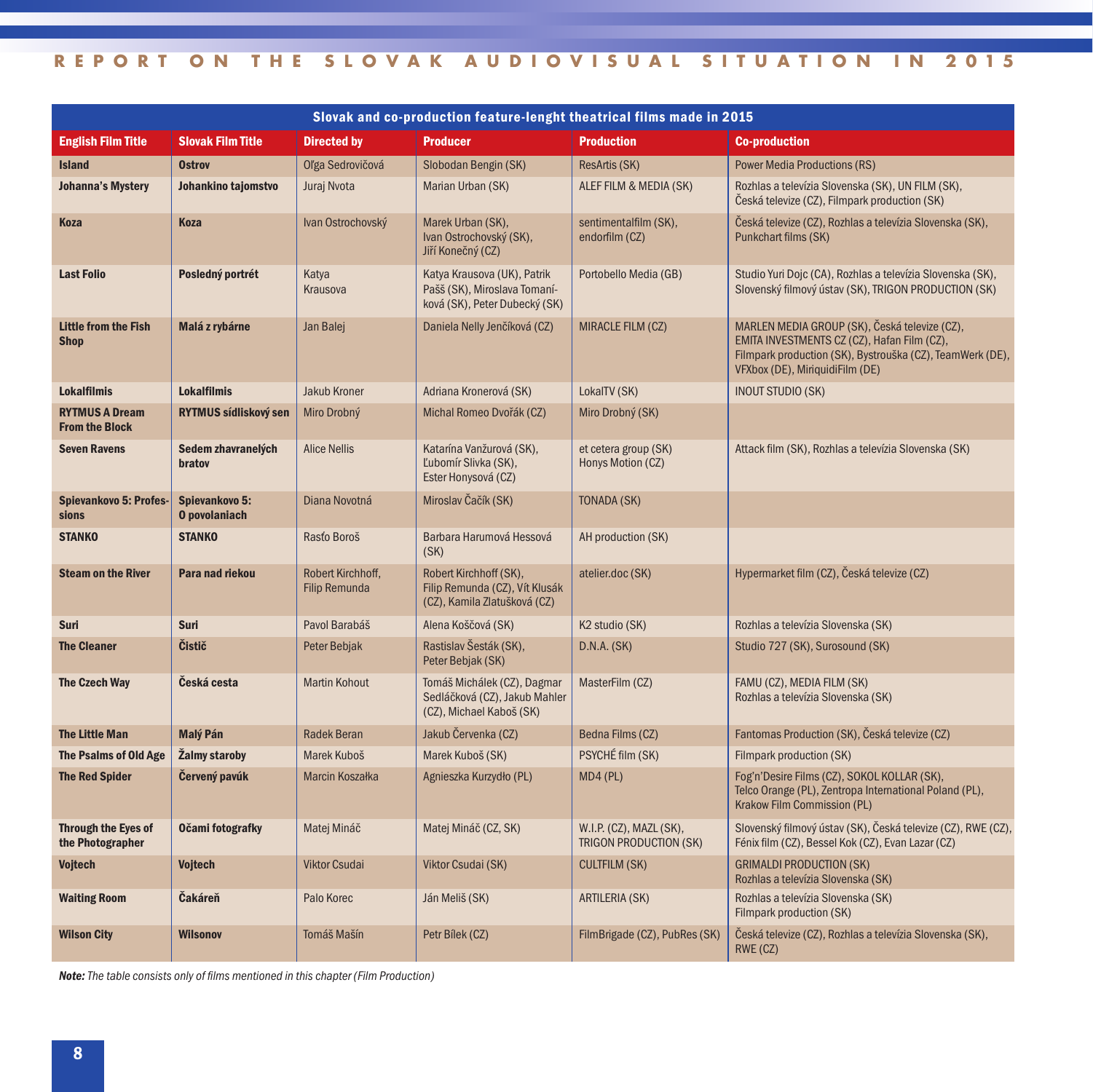| Slovak and co-production feature-lenght theatrical films made in 2015 | | | | | |
|---|---|---|---|---|---|
| **English Film Title** | **Slovak Film Title** | **Directed by** | **Producer** | **Production** | **Co-production** |
| **Island** | **Ostrov** | Oľga Sedrovičová | Slobodan Bengin (SK) | ResArtis (SK) | Power Media Productions (RS) |
| **Johanna's Mystery** | **Johankino tajomstvo** | Juraj Nvota | Marian Urban (SK) | ALEF FILM & MEDIA (SK) | Rozhlas a televízia Slovenska (SK), UN FILM (SK), Česká televize (CZ), Filmpark production (SK) |
| **Koza** | **Koza** | Ivan Ostrochovský | Marek Urban (SK), Ivan Ostrochovský (SK), Jiří Konečný (CZ) | sentimentalfilm (SK), endorfilm (CZ) | Česká televize (CZ), Rozhlas a televízia Slovenska (SK), Punkchart films (SK) |
| **Last Folio** | **Posledný portrét** | Katya Krausova | Katya Krausova (UK), Patrik Pašš (SK), Miroslava Tomaníková (SK), Peter Dubecký (SK) | Portobello Media (GB) | Studio Yuri Dojc (CA), Rozhlas a televízia Slovenska (SK), Slovenský filmový ústav (SK), TRIGON PRODUCTION (SK) |
| **Little from the Fish Shop** | **Malá z rybárne** | Jan Balej | Daniela Nelly Jenčíková (CZ) | MIRACLE FILM (CZ) | MARLEN MEDIA GROUP (SK), Česká televize (CZ), EMITA INVESTMENTS CZ (CZ), Hafan Film (CZ), Filmpark production (SK), Bystrouška (CZ), TeamWerk (DE), VFXbox (DE), MiriquidiFilm (DE) |
| **Lokalfilmis** | **Lokalfilmis** | Jakub Kroner | Adriana Kronerová (SK) | LokalTV (SK) | INOUT STUDIO (SK) |
| **RYTMUS A Dream From the Block** | **RYTMUS sídliskový sen** | Miro Drobný | Michal Romeo Dvořák (CZ) | Miro Drobný (SK) | |
| **Seven Ravens** | **Sedem zhavranelých bratov** | Alice Nellis | Katarína Vanžurová (SK), Ľubomír Slivka (SK), Ester Honysová (CZ) | et cetera group (SK) Honys Motion (CZ) | Attack film (SK), Rozhlas a televízia Slovenska (SK) |
| **Spievankovo 5: Professions** | **Spievankovo 5: O povolaniach** | Diana Novotná | Miroslav Čačík (SK) | TONADA (SK) | |
| **STANKO** | **STANKO** | Rasťo Boroš | Barbara Harumová Hessová (SK) | AH production (SK) | |
| **Steam on the River** | **Para nad riekou** | Robert Kirchhoff, Filip Remunda | Robert Kirchhoff (SK), Filip Remunda (CZ), Vít Klusák (CZ), Kamila Zlatušková (CZ) | atelier.doc (SK) | Hypermarket film (CZ), Česká televize (CZ) |
| **Suri** | **Suri** | Pavol Barabáš | Alena Koščová (SK) | K2 studio (SK) | Rozhlas a televízia Slovenska (SK) |
| **The Cleaner** | **Čistič** | Peter Bebjak | Rastislav Šesták (SK), Peter Bebjak (SK) | D.N.A. (SK) | Studio 727 (SK), Surosound (SK) |
| **The Czech Way** | **Česká cesta** | Martin Kohout | Tomáš Michálek (CZ), Dagmar Sedláčková (CZ), Jakub Mahler (CZ), Michael Kaboš (SK) | MasterFilm (CZ) | FAMU (CZ), MEDIA FILM (SK) Rozhlas a televízia Slovenska (SK) |
| **The Little Man** | **Malý Pán** | Radek Beran | Jakub Červenka (CZ) | Bedna Films (CZ) | Fantomas Production (SK), Česká televize (CZ) |
| **The Psalms of Old Age** | **Žalmy staroby** | Marek Kuboš | Marek Kuboš (SK) | PSYCHÉ film (SK) | Filmpark production (SK) |
| **The Red Spider** | **Červený pavúk** | Marcin Koszałka | Agnieszka Kurzydło (PL) | MD4 (PL) | Fog'n'Desire Films (CZ), SOKOL KOLLAR (SK), Telco Orange (PL), Zentropa International Poland (PL), Krakow Film Commission (PL) |
| **Through the Eyes of the Photographer** | **Očami fotografky** | Matej Mináč | Matej Mináč (CZ, SK) | W.I.P. (CZ), MAZL (SK), TRIGON PRODUCTION (SK) | Slovenský filmový ústav (SK), Česká televize (CZ), RWE (CZ), Fénix film (CZ), Bessel Kok (CZ), Evan Lazar (CZ) |
| **Vojtech** | **Vojtech** | Viktor Csudai | Viktor Csudai (SK) | CULTFILM (SK) | GRIMALDI PRODUCTION (SK) Rozhlas a televízia Slovenska (SK) |
| **Waiting Room** | **Čakáreň** | Palo Korec | Ján Meliš (SK) | ARTILERIA (SK) | Rozhlas a televízia Slovenska (SK) Filmpark production (SK) |
| **Wilson City** | **Wilsonov** | Tomáš Mašín | Petr Bílek (CZ) | FilmBrigade (CZ), PubRes (SK) | Česká televize (CZ), Rozhlas a televízia Slovenska (SK), RWE (CZ) |

***Note:*** *The table consists only of films mentioned in this chapter (Film Production)*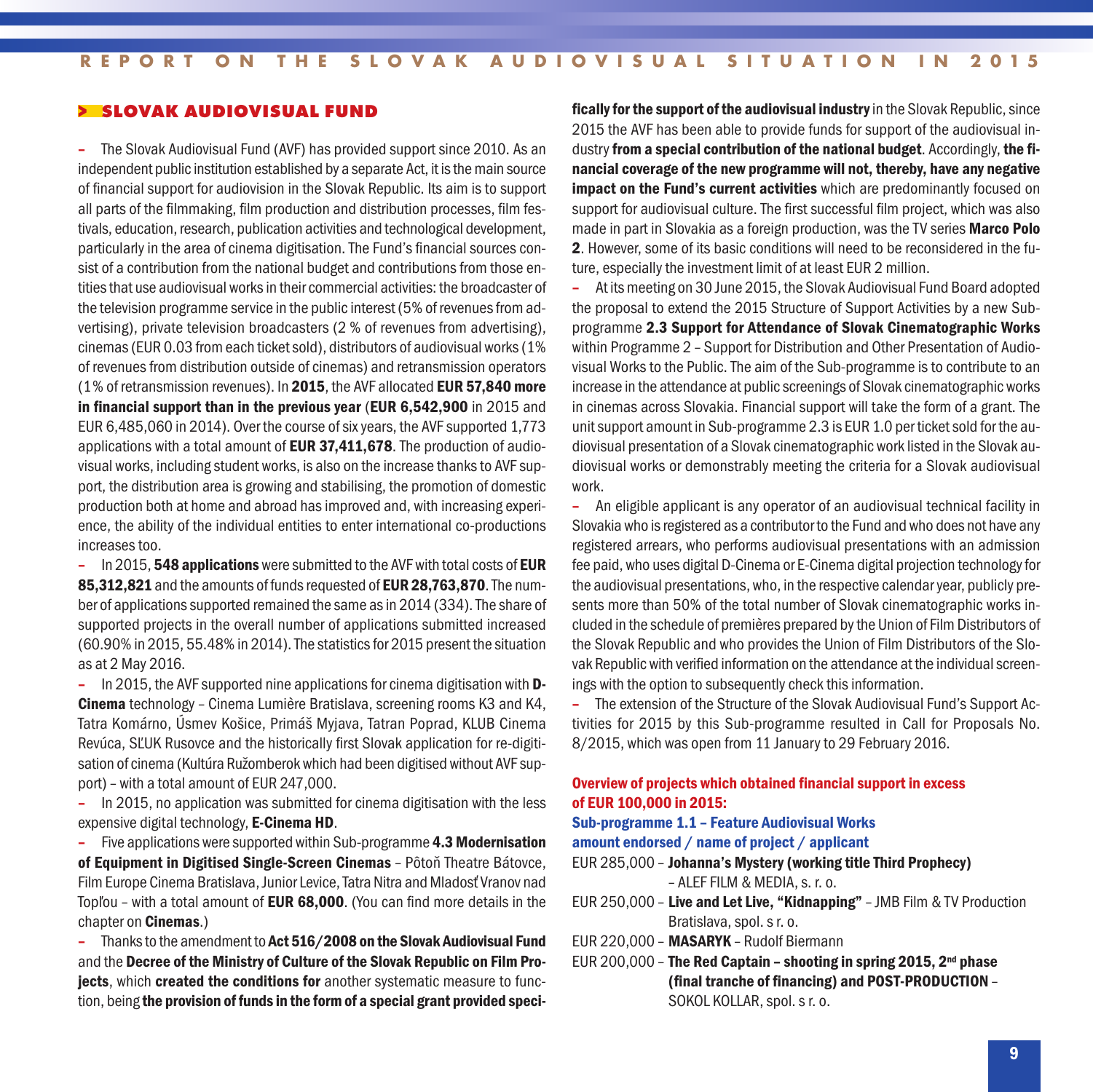## SLOVAK AUDIOVISUAL FUND

– The Slovak Audiovisual Fund (AVF) has provided support since 2010. As an independent public institution established by a separate Act, it is the main source of financial support for audiovision in the Slovak Republic. Its aim is to support all parts of the filmmaking, film production and distribution processes, film festivals, education, research, publication activities and technological development, particularly in the area of cinema digitisation. The Fund's financial sources consist of a contribution from the national budget and contributions from those entities that use audiovisual works in their commercial activities: the broadcaster of the television programme service in the public interest (5% of revenues from advertising), private television broadcasters (2 % of revenues from advertising), cinemas (EUR 0.03 from each ticket sold), distributors of audiovisual works (1% of revenues from distribution outside of cinemas) and retransmission operators (1% of retransmission revenues). In **2015**, the AVF allocated **EUR 57,840 more in financial support than in the previous year** (**EUR 6,542,900** in 2015 and EUR 6,485,060 in 2014). Over the course of six years, the AVF supported 1,773 applications with a total amount of **EUR 37,411,678**. The production of audiovisual works, including student works, is also on the increase thanks to AVF support, the distribution area is growing and stabilising, the promotion of domestic production both at home and abroad has improved and, with increasing experience, the ability of the individual entities to enter international co-productions increases too.

– In 2015, **548 applications** were submitted to the AVF with total costs of **EUR 85,312,821** and the amounts of funds requested of **EUR 28,763,870**. The number of applications supported remained the same as in 2014 (334). The share of supported projects in the overall number of applications submitted increased (60.90% in 2015, 55.48% in 2014). The statistics for 2015 present the situation as at 2 May 2016.

– In 2015, the AVF supported nine applications for cinema digitisation with **D-Cinema** technology – Cinema Lumière Bratislava, screening rooms K3 and K4, Tatra Komárno, Úsmev Košice, Primáš Myjava, Tatran Poprad, KLUB Cinema Revúca, SĽUK Rusovce and the historically first Slovak application for re-digitisation of cinema (Kultúra Ružomberok which had been digitised without AVF support) – with a total amount of EUR 247,000.

– In 2015, no application was submitted for cinema digitisation with the less expensive digital technology, **E-Cinema HD**.

– Five applications were supported within Sub-programme **4.3 Modernisation of Equipment in Digitised Single-Screen Cinemas** – Pôtoň Theatre Bátovce, Film Europe Cinema Bratislava, Junior Levice, Tatra Nitra and Mladosť Vranov nad Topľou – with a total amount of **EUR 68,000**. (You can find more details in the chapter on **Cinemas**.)

– Thanks to the amendment to **Act 516/2008 on the Slovak Audiovisual Fund** and the **Decree of the Ministry of Culture of the Slovak Republic on Film Projects**, which **created the conditions for** another systematic measure to function, being **the provision of funds in the form of a special grant provided specifically for the support of the audiovisual industry** in the Slovak Republic, since 2015 the AVF has been able to provide funds for support of the audiovisual industry **from a special contribution of the national budget**. Accordingly, **the financial coverage of the new programme will not, thereby, have any negative impact on the Fund's current activities** which are predominantly focused on support for audiovisual culture. The first successful film project, which was also made in part in Slovakia as a foreign production, was the TV series **Marco Polo 2**. However, some of its basic conditions will need to be reconsidered in the future, especially the investment limit of at least EUR 2 million.

– At its meeting on 30 June 2015, the Slovak Audiovisual Fund Board adopted the proposal to extend the 2015 Structure of Support Activities by a new Sub-programme **2.3 Support for Attendance of Slovak Cinematographic Works** within Programme 2 – Support for Distribution and Other Presentation of Audiovisual Works to the Public. The aim of the Sub-programme is to contribute to an increase in the attendance at public screenings of Slovak cinematographic works in cinemas across Slovakia. Financial support will take the form of a grant. The unit support amount in Sub-programme 2.3 is EUR 1.0 per ticket sold for the audiovisual presentation of a Slovak cinematographic work listed in the Slovak audiovisual works or demonstrably meeting the criteria for a Slovak audiovisual work.

– An eligible applicant is any operator of an audiovisual technical facility in Slovakia who is registered as a contributor to the Fund and who does not have any registered arrears, who performs audiovisual presentations with an admission fee paid, who uses digital D-Cinema or E-Cinema digital projection technology for the audiovisual presentations, who, in the respective calendar year, publicly presents more than 50% of the total number of Slovak cinematographic works included in the schedule of premières prepared by the Union of Film Distributors of the Slovak Republic and who provides the Union of Film Distributors of the Slovak Republic with verified information on the attendance at the individual screenings with the option to subsequently check this information.

– The extension of the Structure of the Slovak Audiovisual Fund's Support Activities for 2015 by this Sub-programme resulted in Call for Proposals No. 8/2015, which was open from 11 January to 29 February 2016.

**Overview of projects which obtained financial support in excess of EUR 100,000 in 2015:**

**Sub-programme 1.1 – Feature Audiovisual Works**

**amount endorsed / name of project / applicant**

EUR 285,000 – **Johanna's Mystery (working title Third Prophecy)** – ALEF FILM & MEDIA, s. r. o.

EUR 250,000 – **Live and Let Live, "Kidnapping"** – JMB Film & TV Production Bratislava, spol. s r. o.

EUR 220,000 – **MASARYK** – Rudolf Biermann

EUR 200,000 – **The Red Captain – shooting in spring 2015, 2nd phase (final tranche of financing) and POST-PRODUCTION** – SOKOL KOLLAR, spol. s r. o.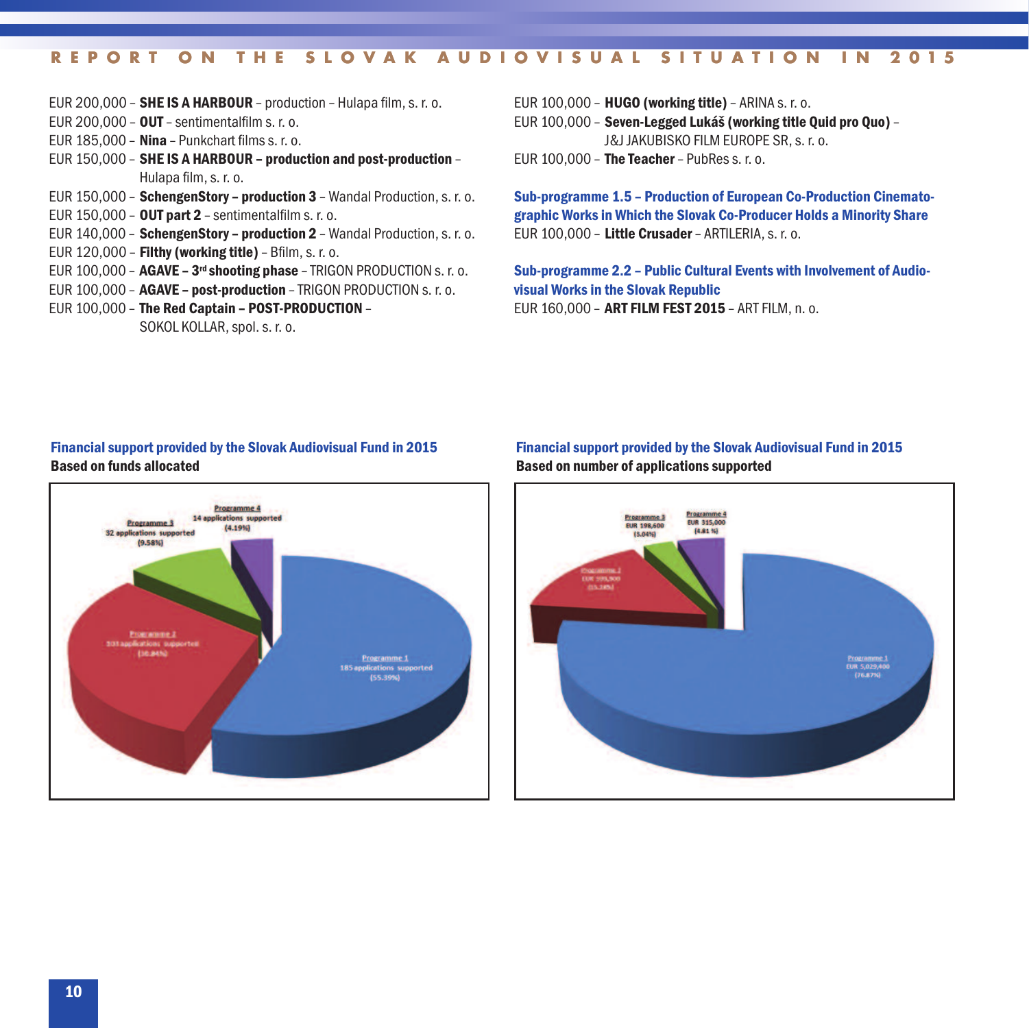EUR 200,000 – **SHE IS A HARBOUR** – production – Hulapa film, s. r. o.
EUR 200,000 – **OUT** – sentimentalfilm s. r. o.
EUR 185,000 – **Nina** – Punkchart films s. r. o.
EUR 150,000 – **SHE IS A HARBOUR – production and post-production** – Hulapa film, s. r. o.
EUR 150,000 – **SchengenStory – production 3** – Wandal Production, s. r. o.
EUR 150,000 – **OUT part 2** – sentimentalfilm s. r. o.
EUR 140,000 – **SchengenStory – production 2** – Wandal Production, s. r. o.
EUR 120,000 – **Filthy (working title)** – Bfilm, s. r. o.
EUR 100,000 – **AGAVE – 3rd shooting phase** – TRIGON PRODUCTION s. r. o.
EUR 100,000 – **AGAVE – post-production** – TRIGON PRODUCTION s. r. o.
EUR 100,000 – **The Red Captain – POST-PRODUCTION** – SOKOL KOLLAR, spol. s. r. o.
EUR 100,000 – **HUGO (working title)** – ARINA s. r. o.
EUR 100,000 – **Seven-Legged Lukáš (working title Quid pro Quo)** – J&J JAKUBISKO FILM EUROPE SR, s. r. o.
EUR 100,000 – **The Teacher** – PubRes s. r. o.

**Sub-programme 1.5 – Production of European Co-Production Cinematographic Works in Which the Slovak Co-Producer Holds a Minority Share**

EUR 100,000 – **Little Crusader** – ARTILERIA, s. r. o.

**Sub-programme 2.2 – Public Cultural Events with Involvement of Audiovisual Works in the Slovak Republic**

EUR 160,000 – **ART FILM FEST 2015** – ART FILM, n. o.

**Financial support provided by the Slovak Audiovisual Fund in 2015**
**Based on funds allocated**

Programme 1: 185 applications supported (55.39%)
Programme 2: 103 applications supported (30.84%)
Programme 3: 32 applications supported (9.58%)
Programme 4: 14 applications supported (4.19%)

**Financial support provided by the Slovak Audiovisual Fund in 2015**
**Based on number of applications supported**

Programme 1: EUR 5,029,400 (76.87%)
Programme 2: EUR 999,900 (15.28%)
Programme 3: EUR 198,600 (3.04%)
Programme 4: EUR 315,000 (4.81 %)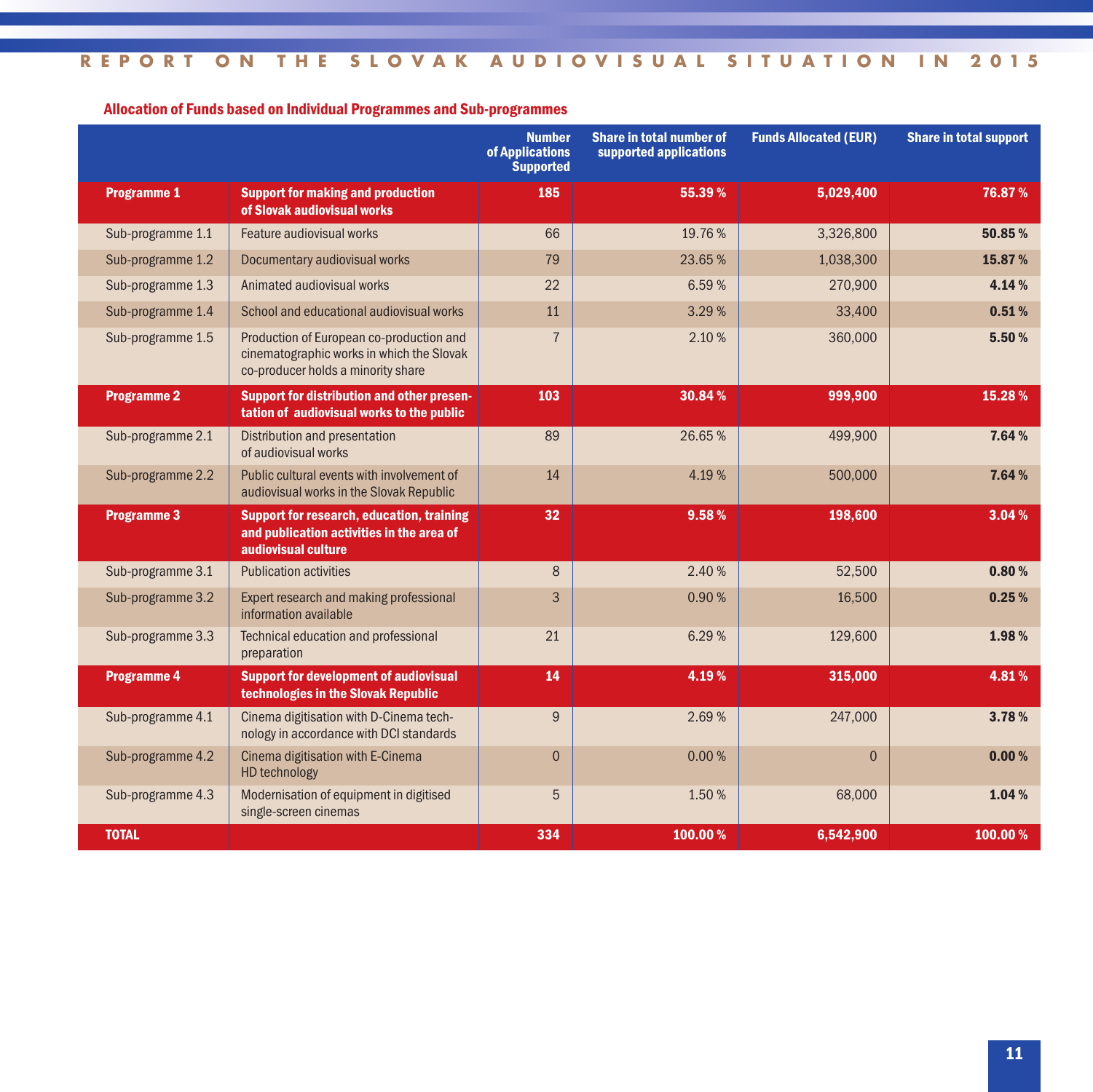#### Allocation of Funds based on Individual Programmes and Sub-programmes

| | | Number of Applications Supported | Share in total number of supported applications | Funds Allocated (EUR) | Share in total support |
|---|---|---|---|---|---|
| **Programme 1** | **Support for making and production of Slovak audiovisual works** | **185** | **55.39 %** | **5,029,400** | **76.87 %** |
| Sub-programme 1.1 | Feature audiovisual works | 66 | 19.76 % | 3,326,800 | **50.85 %** |
| Sub-programme 1.2 | Documentary audiovisual works | 79 | 23.65 % | 1,038,300 | **15.87 %** |
| Sub-programme 1.3 | Animated audiovisual works | 22 | 6.59 % | 270,900 | **4.14 %** |
| Sub-programme 1.4 | School and educational audiovisual works | 11 | 3.29 % | 33,400 | **0.51 %** |
| Sub-programme 1.5 | Production of European co-production and cinematographic works in which the Slovak co-producer holds a minority share | 7 | 2.10 % | 360,000 | **5.50 %** |
| **Programme 2** | **Support for distribution and other presentation of audiovisual works to the public** | **103** | **30.84 %** | **999,900** | **15.28 %** |
| Sub-programme 2.1 | Distribution and presentation of audiovisual works | 89 | 26.65 % | 499,900 | **7.64 %** |
| Sub-programme 2.2 | Public cultural events with involvement of audiovisual works in the Slovak Republic | 14 | 4.19 % | 500,000 | **7.64 %** |
| **Programme 3** | **Support for research, education, training and publication activities in the area of audiovisual culture** | **32** | **9.58 %** | **198,600** | **3.04 %** |
| Sub-programme 3.1 | Publication activities | 8 | 2.40 % | 52,500 | **0.80 %** |
| Sub-programme 3.2 | Expert research and making professional information available | 3 | 0.90 % | 16,500 | **0.25 %** |
| Sub-programme 3.3 | Technical education and professional preparation | 21 | 6.29 % | 129,600 | **1.98 %** |
| **Programme 4** | **Support for development of audiovisual technologies in the Slovak Republic** | **14** | **4.19 %** | **315,000** | **4.81 %** |
| Sub-programme 4.1 | Cinema digitisation with D-Cinema technology in accordance with DCI standards | 9 | 2.69 % | 247,000 | **3.78 %** |
| Sub-programme 4.2 | Cinema digitisation with E-Cinema HD technology | 0 | 0.00 % | 0 | **0.00 %** |
| Sub-programme 4.3 | Modernisation of equipment in digitised single-screen cinemas | 5 | 1.50 % | 68,000 | **1.04 %** |
| **TOTAL** | | **334** | **100.00 %** | **6,542,900** | **100.00 %** |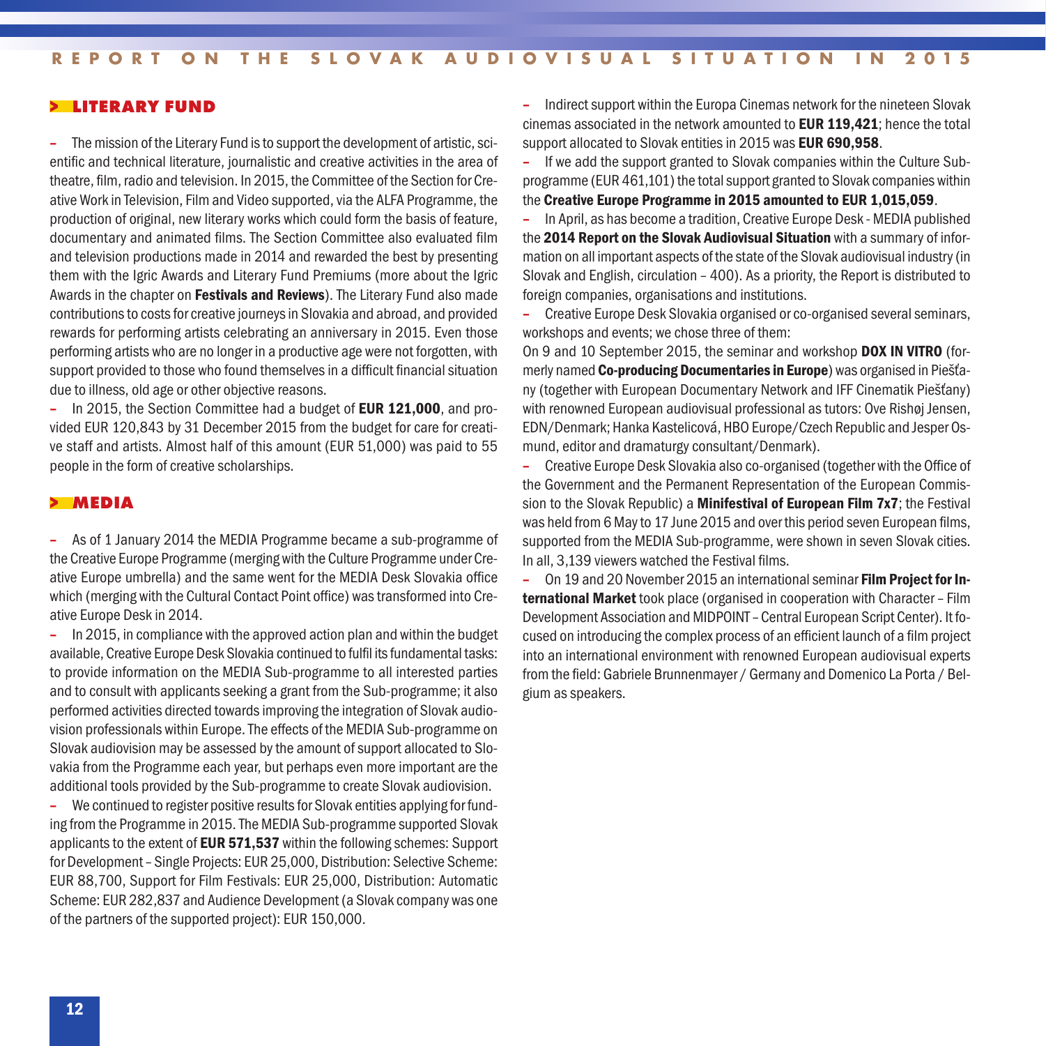## > LITERARY FUND

– The mission of the Literary Fund is to support the development of artistic, scientific and technical literature, journalistic and creative activities in the area of theatre, film, radio and television. In 2015, the Committee of the Section for Creative Work in Television, Film and Video supported, via the ALFA Programme, the production of original, new literary works which could form the basis of feature, documentary and animated films. The Section Committee also evaluated film and television productions made in 2014 and rewarded the best by presenting them with the Igric Awards and Literary Fund Premiums (more about the Igric Awards in the chapter on **Festivals and Reviews**). The Literary Fund also made contributions to costs for creative journeys in Slovakia and abroad, and provided rewards for performing artists celebrating an anniversary in 2015. Even those performing artists who are no longer in a productive age were not forgotten, with support provided to those who found themselves in a difficult financial situation due to illness, old age or other objective reasons.

– In 2015, the Section Committee had a budget of **EUR 121,000**, and provided EUR 120,843 by 31 December 2015 from the budget for care for creative staff and artists. Almost half of this amount (EUR 51,000) was paid to 55 people in the form of creative scholarships.

## > MEDIA

– As of 1 January 2014 the MEDIA Programme became a sub-programme of the Creative Europe Programme (merging with the Culture Programme under Creative Europe umbrella) and the same went for the MEDIA Desk Slovakia office which (merging with the Cultural Contact Point office) was transformed into Creative Europe Desk in 2014.

– In 2015, in compliance with the approved action plan and within the budget available, Creative Europe Desk Slovakia continued to fulfil its fundamental tasks: to provide information on the MEDIA Sub-programme to all interested parties and to consult with applicants seeking a grant from the Sub-programme; it also performed activities directed towards improving the integration of Slovak audiovision professionals within Europe. The effects of the MEDIA Sub-programme on Slovak audiovision may be assessed by the amount of support allocated to Slovakia from the Programme each year, but perhaps even more important are the additional tools provided by the Sub-programme to create Slovak audiovision.

– We continued to register positive results for Slovak entities applying for funding from the Programme in 2015. The MEDIA Sub-programme supported Slovak applicants to the extent of **EUR 571,537** within the following schemes: Support for Development – Single Projects: EUR 25,000, Distribution: Selective Scheme: EUR 88,700, Support for Film Festivals: EUR 25,000, Distribution: Automatic Scheme: EUR 282,837 and Audience Development (a Slovak company was one of the partners of the supported project): EUR 150,000.

– Indirect support within the Europa Cinemas network for the nineteen Slovak cinemas associated in the network amounted to **EUR 119,421**; hence the total support allocated to Slovak entities in 2015 was **EUR 690,958**.

– If we add the support granted to Slovak companies within the Culture Sub-programme (EUR 461,101) the total support granted to Slovak companies within the **Creative Europe Programme in 2015 amounted to EUR 1,015,059**.

– In April, as has become a tradition, Creative Europe Desk - MEDIA published the **2014 Report on the Slovak Audiovisual Situation** with a summary of information on all important aspects of the state of the Slovak audiovisual industry (in Slovak and English, circulation – 400). As a priority, the Report is distributed to foreign companies, organisations and institutions.

– Creative Europe Desk Slovakia organised or co-organised several seminars, workshops and events; we chose three of them:

On 9 and 10 September 2015, the seminar and workshop **DOX IN VITRO** (formerly named **Co-producing Documentaries in Europe**) was organised in Piešťany (together with European Documentary Network and IFF Cinematik Piešťany) with renowned European audiovisual professional as tutors: Ove Rishøj Jensen, EDN/Denmark; Hanka Kastelicová, HBO Europe/Czech Republic and Jesper Osmund, editor and dramaturgy consultant/Denmark).

– Creative Europe Desk Slovakia also co-organised (together with the Office of the Government and the Permanent Representation of the European Commission to the Slovak Republic) a **Minifestival of European Film 7x7**; the Festival was held from 6 May to 17 June 2015 and over this period seven European films, supported from the MEDIA Sub-programme, were shown in seven Slovak cities. In all, 3,139 viewers watched the Festival films.

– On 19 and 20 November 2015 an international seminar **Film Project for International Market** took place (organised in cooperation with Character – Film Development Association and MIDPOINT – Central European Script Center). It focused on introducing the complex process of an efficient launch of a film project into an international environment with renowned European audiovisual experts from the field: Gabriele Brunnenmayer / Germany and Domenico La Porta / Belgium as speakers.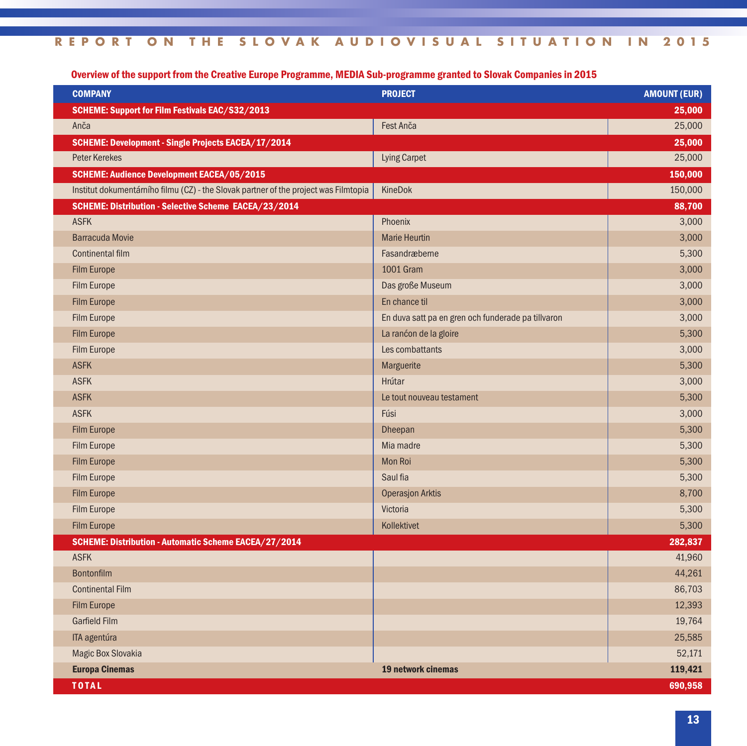**Overview of the support from the Creative Europe Programme, MEDIA Sub-programme granted to Slovak Companies in 2015**

| COMPANY | PROJECT | AMOUNT (EUR) |
|---|---|---|
| **SCHEME: Support for Film Festivals EAC/S32/2013** | | **25,000** |
| Anča | Fest Anča | 25,000 |
| **SCHEME: Development - Single Projects EACEA/17/2014** | | **25,000** |
| Peter Kerekes | Lying Carpet | 25,000 |
| **SCHEME: Audience Development EACEA/05/2015** | | **150,000** |
| Institut dokumentárního filmu (CZ) - the Slovak partner of the project was Filmtopia | KineDok | 150,000 |
| **SCHEME: Distribution - Selective Scheme EACEA/23/2014** | | **88,700** |
| ASFK | Phoenix | 3,000 |
| Barracuda Movie | Marie Heurtin | 3,000 |
| Continental film | Fasandræberne | 5,300 |
| Film Europe | 1001 Gram | 3,000 |
| Film Europe | Das große Museum | 3,000 |
| Film Europe | En chance til | 3,000 |
| Film Europe | En duva satt pa en gren och funderade pa tillvaron | 3,000 |
| Film Europe | La rancon de la gloire | 5,300 |
| Film Europe | Les combattants | 3,000 |
| ASFK | Marguerite | 5,300 |
| ASFK | Hrútar | 3,000 |
| ASFK | Le tout nouveau testament | 5,300 |
| ASFK | Fúsi | 3,000 |
| Film Europe | Dheepan | 5,300 |
| Film Europe | Mia madre | 5,300 |
| Film Europe | Mon Roi | 5,300 |
| Film Europe | Saul fia | 5,300 |
| Film Europe | Operasjon Arktis | 8,700 |
| Film Europe | Victoria | 5,300 |
| Film Europe | Kollektivet | 5,300 |
| **SCHEME: Distribution - Automatic Scheme EACEA/27/2014** | | **282,837** |
| ASFK | | 41,960 |
| Bontonfilm | | 44,261 |
| Continental Film | | 86,703 |
| Film Europe | | 12,393 |
| Garfield Film | | 19,764 |
| ITA agentúra | | 25,585 |
| Magic Box Slovakia | | 52,171 |
| **Europa Cinemas** | **19 network cinemas** | **119,421** |
| **TOTAL** | | **690,958** |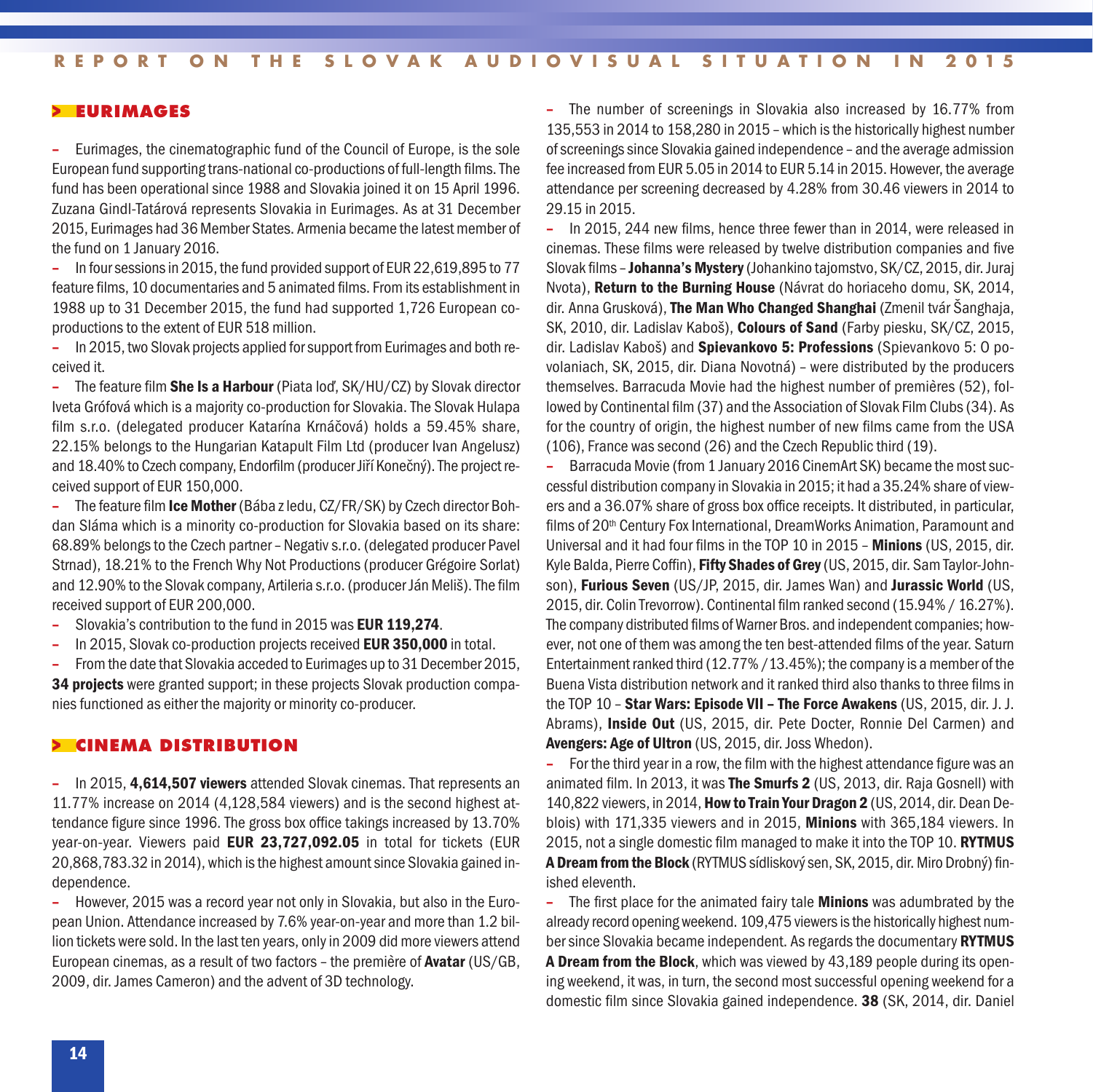## EURIMAGES

– Eurimages, the cinematographic fund of the Council of Europe, is the sole European fund supporting trans-national co-productions of full-length films. The fund has been operational since 1988 and Slovakia joined it on 15 April 1996. Zuzana Gindl-Tatárová represents Slovakia in Eurimages. As at 31 December 2015, Eurimages had 36 Member States. Armenia became the latest member of the fund on 1 January 2016.

– In four sessions in 2015, the fund provided support of EUR 22,619,895 to 77 feature films, 10 documentaries and 5 animated films. From its establishment in 1988 up to 31 December 2015, the fund had supported 1,726 European co-productions to the extent of EUR 518 million.

– In 2015, two Slovak projects applied for support from Eurimages and both received it.

– The feature film **She Is a Harbour** (Piata loď, SK/HU/CZ) by Slovak director Iveta Grófová which is a majority co-production for Slovakia. The Slovak Hulapa film s.r.o. (delegated producer Katarína Krnáčová) holds a 59.45% share, 22.15% belongs to the Hungarian Katapult Film Ltd (producer Ivan Angelusz) and 18.40% to Czech company, Endorfilm (producer Jiří Konečný). The project received support of EUR 150,000.

– The feature film **Ice Mother** (Bába z ledu, CZ/FR/SK) by Czech director Bohdan Sláma which is a minority co-production for Slovakia based on its share: 68.89% belongs to the Czech partner – Negativ s.r.o. (delegated producer Pavel Strnad), 18.21% to the French Why Not Productions (producer Grégoire Sorlat) and 12.90% to the Slovak company, Artileria s.r.o. (producer Ján Meliš). The film received support of EUR 200,000.

– Slovakia's contribution to the fund in 2015 was **EUR 119,274**.

– In 2015, Slovak co-production projects received **EUR 350,000** in total.

– From the date that Slovakia acceded to Eurimages up to 31 December 2015, **34 projects** were granted support; in these projects Slovak production companies functioned as either the majority or minority co-producer.

## CINEMA DISTRIBUTION

– In 2015, **4,614,507 viewers** attended Slovak cinemas. That represents an 11.77% increase on 2014 (4,128,584 viewers) and is the second highest attendance figure since 1996. The gross box office takings increased by 13.70% year-on-year. Viewers paid **EUR 23,727,092.05** in total for tickets (EUR 20,868,783.32 in 2014), which is the highest amount since Slovakia gained independence.

– However, 2015 was a record year not only in Slovakia, but also in the European Union. Attendance increased by 7.6% year-on-year and more than 1.2 billion tickets were sold. In the last ten years, only in 2009 did more viewers attend European cinemas, as a result of two factors – the première of **Avatar** (US/GB, 2009, dir. James Cameron) and the advent of 3D technology.

– The number of screenings in Slovakia also increased by 16.77% from 135,553 in 2014 to 158,280 in 2015 – which is the historically highest number of screenings since Slovakia gained independence – and the average admission fee increased from EUR 5.05 in 2014 to EUR 5.14 in 2015. However, the average attendance per screening decreased by 4.28% from 30.46 viewers in 2014 to 29.15 in 2015.

– In 2015, 244 new films, hence three fewer than in 2014, were released in cinemas. These films were released by twelve distribution companies and five Slovak films – **Johanna's Mystery** (Johankino tajomstvo, SK/CZ, 2015, dir. Juraj Nvota), **Return to the Burning House** (Návrat do horiaceho domu, SK, 2014, dir. Anna Grusková), **The Man Who Changed Shanghai** (Zmenil tvár Šanghaja, SK, 2010, dir. Ladislav Kaboš), **Colours of Sand** (Farby piesku, SK/CZ, 2015, dir. Ladislav Kaboš) and **Spievankovo 5: Professions** (Spievankovo 5: O povolaniach, SK, 2015, dir. Diana Novotná) – were distributed by the producers themselves. Barracuda Movie had the highest number of premières (52), followed by Continental film (37) and the Association of Slovak Film Clubs (34). As for the country of origin, the highest number of new films came from the USA (106), France was second (26) and the Czech Republic third (19).

– Barracuda Movie (from 1 January 2016 CinemArt SK) became the most successful distribution company in Slovakia in 2015; it had a 35.24% share of viewers and a 36.07% share of gross box office receipts. It distributed, in particular, films of 20th Century Fox International, DreamWorks Animation, Paramount and Universal and it had four films in the TOP 10 in 2015 – **Minions** (US, 2015, dir. Kyle Balda, Pierre Coffin), **Fifty Shades of Grey** (US, 2015, dir. Sam Taylor-Johnson), **Furious Seven** (US/JP, 2015, dir. James Wan) and **Jurassic World** (US, 2015, dir. Colin Trevorrow). Continental film ranked second (15.94% / 16.27%). The company distributed films of Warner Bros. and independent companies; however, not one of them was among the ten best-attended films of the year. Saturn Entertainment ranked third (12.77% / 13.45%); the company is a member of the Buena Vista distribution network and it ranked third also thanks to three films in the TOP 10 – **Star Wars: Episode VII – The Force Awakens** (US, 2015, dir. J. J. Abrams), **Inside Out** (US, 2015, dir. Pete Docter, Ronnie Del Carmen) and **Avengers: Age of Ultron** (US, 2015, dir. Joss Whedon).

– For the third year in a row, the film with the highest attendance figure was an animated film. In 2013, it was **The Smurfs 2** (US, 2013, dir. Raja Gosnell) with 140,822 viewers, in 2014, **How to Train Your Dragon 2** (US, 2014, dir. Dean Deblois) with 171,335 viewers and in 2015, **Minions** with 365,184 viewers. In 2015, not a single domestic film managed to make it into the TOP 10. **RYTMUS A Dream from the Block** (RYTMUS sídliskový sen, SK, 2015, dir. Miro Drobný) finished eleventh.

– The first place for the animated fairy tale **Minions** was adumbrated by the already record opening weekend. 109,475 viewers is the historically highest number since Slovakia became independent. As regards the documentary **RYTMUS A Dream from the Block**, which was viewed by 43,189 people during its opening weekend, it was, in turn, the second most successful opening weekend for a domestic film since Slovakia gained independence. **38** (SK, 2014, dir. Daniel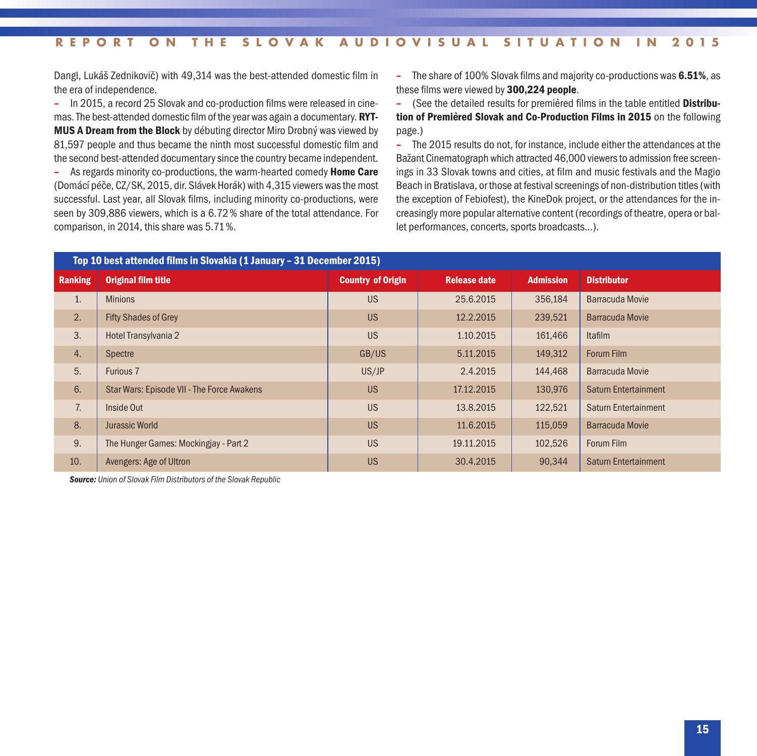Dangl, Lukáš Zednikovič) with 49,314 was the best-attended domestic film in the era of independence.

– In 2015, a record 25 Slovak and co-production films were released in cinemas. The best-attended domestic film of the year was again a documentary. **RYTMUS A Dream from the Block** by débuting director Miro Drobný was viewed by 81,597 people and thus became the ninth most successful domestic film and the second best-attended documentary since the country became independent.

– As regards minority co-productions, the warm-hearted comedy **Home Care** (Domácí péče, CZ/SK, 2015, dir. Slávek Horák) with 4,315 viewers was the most successful. Last year, all Slovak films, including minority co-productions, were seen by 309,886 viewers, which is a 6.72 % share of the total attendance. For comparison, in 2014, this share was 5.71 %.

– The share of 100% Slovak films and majority co-productions was **6.51%**, as these films were viewed by **300,224 people**.

– (See the detailed results for premièred films in the table entitled **Distribution of Premièred Slovak and Co-Production Films in 2015** on the following page.)

– The 2015 results do not, for instance, include either the attendances at the Bažant Cinematograph which attracted 46,000 viewers to admission free screenings in 33 Slovak towns and cities, at film and music festivals and the Magio Beach in Bratislava, or those at festival screenings of non-distribution titles (with the exception of Febiofest), the KineDok project, or the attendances for the increasingly more popular alternative content (recordings of theatre, opera or ballet performances, concerts, sports broadcasts...).

**Top 10 best attended films in Slovakia (1 January – 31 December 2015)**

| Ranking | Original film title | Country of Origin | Release date | Admission | Distributor |
|---|---|---|---|---|---|
| 1. | Minions | US | 25.6.2015 | 356,184 | Barracuda Movie |
| 2. | Fifty Shades of Grey | US | 12.2.2015 | 239,521 | Barracuda Movie |
| 3. | Hotel Transylvania 2 | US | 1.10.2015 | 161,466 | Itafilm |
| 4. | Spectre | GB/US | 5.11.2015 | 149,312 | Forum Film |
| 5. | Furious 7 | US/JP | 2.4.2015 | 144,468 | Barracuda Movie |
| 6. | Star Wars: Episode VII - The Force Awakens | US | 17.12.2015 | 130,976 | Saturn Entertainment |
| 7. | Inside Out | US | 13.8.2015 | 122,521 | Saturn Entertainment |
| 8. | Jurassic World | US | 11.6.2015 | 115,059 | Barracuda Movie |
| 9. | The Hunger Games: Mockingjay - Part 2 | US | 19.11.2015 | 102,526 | Forum Film |
| 10. | Avengers: Age of Ultron | US | 30.4.2015 | 90,344 | Saturn Entertainment |

***Source:** Union of Slovak Film Distributors of the Slovak Republic*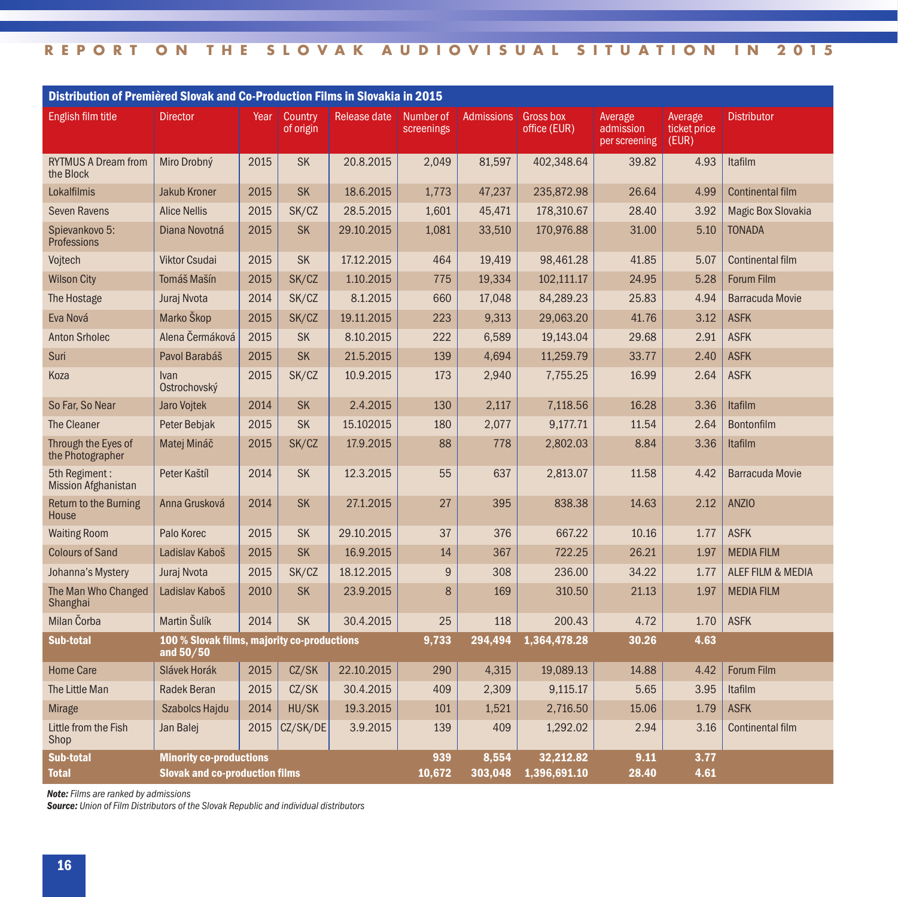## Distribution of Premièred Slovak and Co-Production Films in Slovakia in 2015

| English film title | Director | Year | Country of origin | Release date | Number of screenings | Admissions | Gross box office (EUR) | Average admission per screening | Average ticket price (EUR) | Distributor |
|---|---|---|---|---|---|---|---|---|---|---|
| RYTMUS A Dream from the Block | Miro Drobný | 2015 | SK | 20.8.2015 | 2,049 | 81,597 | 402,348.64 | 39.82 | 4.93 | Itafilm |
| Lokalfilmis | Jakub Kroner | 2015 | SK | 18.6.2015 | 1,773 | 47,237 | 235,872.98 | 26.64 | 4.99 | Continental film |
| Seven Ravens | Alice Nellis | 2015 | SK/CZ | 28.5.2015 | 1,601 | 45,471 | 178,310.67 | 28.40 | 3.92 | Magic Box Slovakia |
| Spievankovo 5: Professions | Diana Novotná | 2015 | SK | 29.10.2015 | 1,081 | 33,510 | 170,976.88 | 31.00 | 5.10 | TONADA |
| Vojtech | Viktor Csudai | 2015 | SK | 17.12.2015 | 464 | 19,419 | 98,461.28 | 41.85 | 5.07 | Continental film |
| Wilson City | Tomáš Mašín | 2015 | SK/CZ | 1.10.2015 | 775 | 19,334 | 102,111.17 | 24.95 | 5.28 | Forum Film |
| The Hostage | Juraj Nvota | 2014 | SK/CZ | 8.1.2015 | 660 | 17,048 | 84,289.23 | 25.83 | 4.94 | Barracuda Movie |
| Eva Nová | Marko Škop | 2015 | SK/CZ | 19.11.2015 | 223 | 9,313 | 29,063.20 | 41.76 | 3.12 | ASFK |
| Anton Srholec | Alena Čermáková | 2015 | SK | 8.10.2015 | 222 | 6,589 | 19,143.04 | 29.68 | 2.91 | ASFK |
| Suri | Pavol Barabáš | 2015 | SK | 21.5.2015 | 139 | 4,694 | 11,259.79 | 33.77 | 2.40 | ASFK |
| Koza | Ivan Ostrochovský | 2015 | SK/CZ | 10.9.2015 | 173 | 2,940 | 7,755.25 | 16.99 | 2.64 | ASFK |
| So Far, So Near | Jaro Vojtek | 2014 | SK | 2.4.2015 | 130 | 2,117 | 7,118.56 | 16.28 | 3.36 | Itafilm |
| The Cleaner | Peter Bebjak | 2015 | SK | 15.102015 | 180 | 2,077 | 9,177.71 | 11.54 | 2.64 | Bontonfilm |
| Through the Eyes of the Photographer | Matej Mináč | 2015 | SK/CZ | 17.9.2015 | 88 | 778 | 2,802.03 | 8.84 | 3.36 | Itafilm |
| 5th Regiment : Mission Afghanistan | Peter Kaštíl | 2014 | SK | 12.3.2015 | 55 | 637 | 2,813.07 | 11.58 | 4.42 | Barracuda Movie |
| Return to the Burning House | Anna Grusková | 2014 | SK | 27.1.2015 | 27 | 395 | 838.38 | 14.63 | 2.12 | ANZIO |
| Waiting Room | Palo Korec | 2015 | SK | 29.10.2015 | 37 | 376 | 667.22 | 10.16 | 1.77 | ASFK |
| Colours of Sand | Ladislav Kaboš | 2015 | SK | 16.9.2015 | 14 | 367 | 722.25 | 26.21 | 1.97 | MEDIA FILM |
| Johanna's Mystery | Juraj Nvota | 2015 | SK/CZ | 18.12.2015 | 9 | 308 | 236.00 | 34.22 | 1.77 | ALEF FILM & MEDIA |
| The Man Who Changed Shanghai | Ladislav Kaboš | 2010 | SK | 23.9.2015 | 8 | 169 | 310.50 | 21.13 | 1.97 | MEDIA FILM |
| Milan Čorba | Martin Šulík | 2014 | SK | 30.4.2015 | 25 | 118 | 200.43 | 4.72 | 1.70 | ASFK |
| **Sub-total** | **100 % Slovak films, majority co-productions and 50/50** | | | | **9,733** | **294,494** | **1,364,478.28** | **30.26** | **4.63** | |
| Home Care | Slávek Horák | 2015 | CZ/SK | 22.10.2015 | 290 | 4,315 | 19,089.13 | 14.88 | 4.42 | Forum Film |
| The Little Man | Radek Beran | 2015 | CZ/SK | 30.4.2015 | 409 | 2,309 | 9,115.17 | 5.65 | 3.95 | Itafilm |
| Mirage | Szabolcs Hajdu | 2014 | HU/SK | 19.3.2015 | 101 | 1,521 | 2,716.50 | 15.06 | 1.79 | ASFK |
| Little from the Fish Shop | Jan Balej | 2015 | CZ/SK/DE | 3.9.2015 | 139 | 409 | 1,292.02 | 2.94 | 3.16 | Continental film |
| **Sub-total** | **Minority co-productions** | | | | **939** | **8,554** | **32,212.82** | **9.11** | **3.77** | |
| **Total** | **Slovak and co-production films** | | | | **10,672** | **303,048** | **1,396,691.10** | **28.40** | **4.61** | |

***Note:*** *Films are ranked by admissions*
***Source:*** *Union of Film Distributors of the Slovak Republic and individual distributors*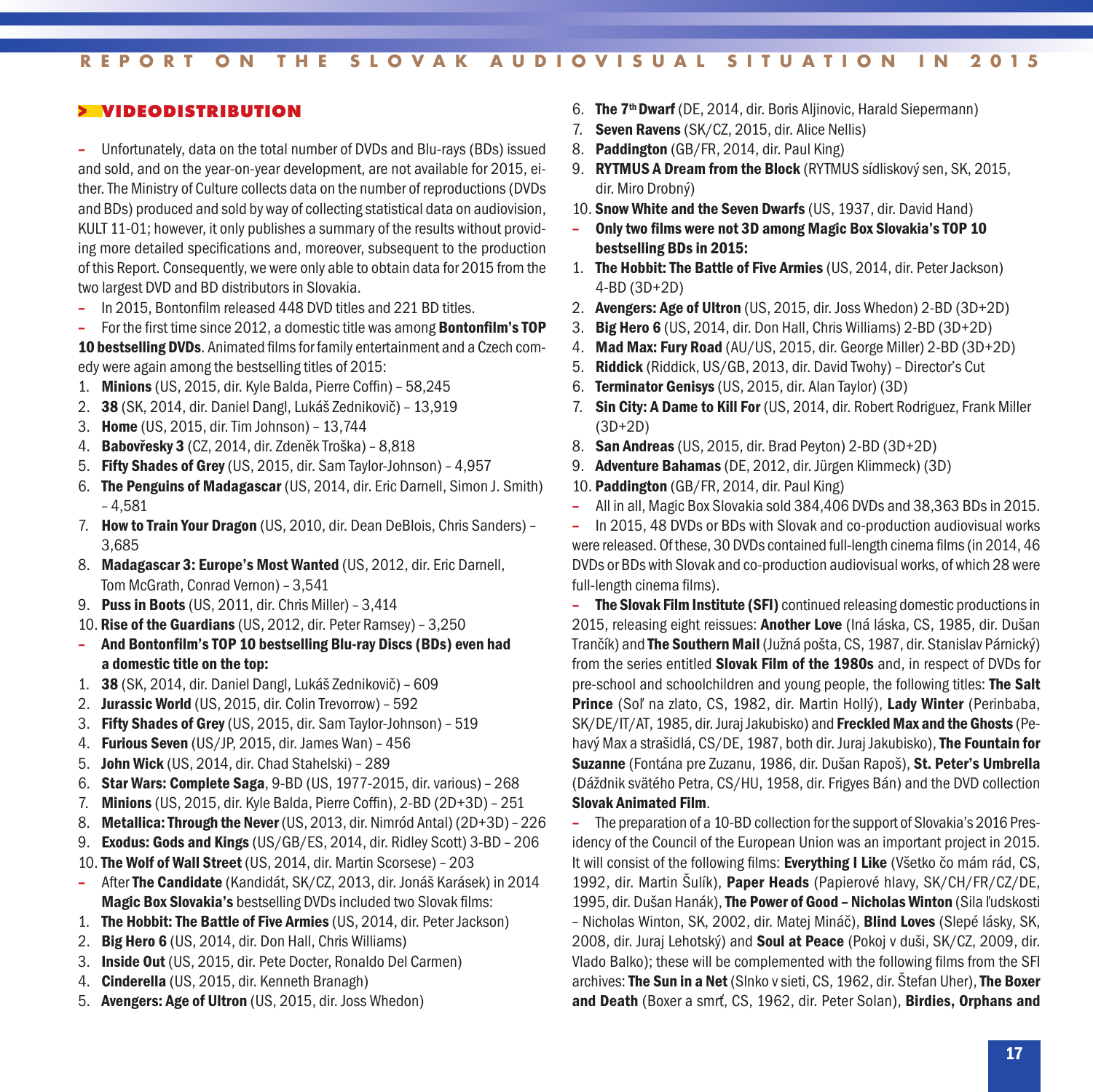## > VIDEODISTRIBUTION

– Unfortunately, data on the total number of DVDs and Blu-rays (BDs) issued and sold, and on the year-on-year development, are not available for 2015, either. The Ministry of Culture collects data on the number of reproductions (DVDs and BDs) produced and sold by way of collecting statistical data on audiovision, KULT 11-01; however, it only publishes a summary of the results without providing more detailed specifications and, moreover, subsequent to the production of this Report. Consequently, we were only able to obtain data for 2015 from the two largest DVD and BD distributors in Slovakia.

– In 2015, Bontonfilm released 448 DVD titles and 221 BD titles.

– For the first time since 2012, a domestic title was among **Bontonfilm's TOP 10 bestselling DVDs**. Animated films for family entertainment and a Czech comedy were again among the bestselling titles of 2015:

1. **Minions** (US, 2015, dir. Kyle Balda, Pierre Coffin) – 58,245
2. **38** (SK, 2014, dir. Daniel Dangl, Lukáš Zednikovič) – 13,919
3. **Home** (US, 2015, dir. Tim Johnson) – 13,744
4. **Babovřesky 3** (CZ, 2014, dir. Zdeněk Troška) – 8,818
5. **Fifty Shades of Grey** (US, 2015, dir. Sam Taylor-Johnson) – 4,957
6. **The Penguins of Madagascar** (US, 2014, dir. Eric Darnell, Simon J. Smith) – 4,581
7. **How to Train Your Dragon** (US, 2010, dir. Dean DeBlois, Chris Sanders) – 3,685
8. **Madagascar 3: Europe's Most Wanted** (US, 2012, dir. Eric Darnell, Tom McGrath, Conrad Vernon) – 3,541
9. **Puss in Boots** (US, 2011, dir. Chris Miller) – 3,414
10. **Rise of the Guardians** (US, 2012, dir. Peter Ramsey) – 3,250

– **And Bontonfilm's TOP 10 bestselling Blu-ray Discs (BDs) even had a domestic title on the top:**

1. **38** (SK, 2014, dir. Daniel Dangl, Lukáš Zednikovič) – 609
2. **Jurassic World** (US, 2015, dir. Colin Trevorrow) – 592
3. **Fifty Shades of Grey** (US, 2015, dir. Sam Taylor-Johnson) – 519
4. **Furious Seven** (US/JP, 2015, dir. James Wan) – 456
5. **John Wick** (US, 2014, dir. Chad Stahelski) – 289
6. **Star Wars: Complete Saga**, 9-BD (US, 1977-2015, dir. various) – 268
7. **Minions** (US, 2015, dir. Kyle Balda, Pierre Coffin), 2-BD (2D+3D) – 251
8. **Metallica: Through the Never** (US, 2013, dir. Nimród Antal) (2D+3D) – 226
9. **Exodus: Gods and Kings** (US/GB/ES, 2014, dir. Ridley Scott) 3-BD – 206
10. **The Wolf of Wall Street** (US, 2014, dir. Martin Scorsese) – 203

– After **The Candidate** (Kandidát, SK/CZ, 2013, dir. Jonáš Karásek) in 2014 **Magic Box Slovakia's** bestselling DVDs included two Slovak films:

1. **The Hobbit: The Battle of Five Armies** (US, 2014, dir. Peter Jackson)
2. **Big Hero 6** (US, 2014, dir. Don Hall, Chris Williams)
3. **Inside Out** (US, 2015, dir. Pete Docter, Ronaldo Del Carmen)
4. **Cinderella** (US, 2015, dir. Kenneth Branagh)
5. **Avengers: Age of Ultron** (US, 2015, dir. Joss Whedon)
6. **The 7th Dwarf** (DE, 2014, dir. Boris Aljinovic, Harald Siepermann)
7. **Seven Ravens** (SK/CZ, 2015, dir. Alice Nellis)
8. **Paddington** (GB/FR, 2014, dir. Paul King)
9. **RYTMUS A Dream from the Block** (RYTMUS sídliskový sen, SK, 2015, dir. Miro Drobný)
10. **Snow White and the Seven Dwarfs** (US, 1937, dir. David Hand)

– **Only two films were not 3D among Magic Box Slovakia's TOP 10 bestselling BDs in 2015:**

1. **The Hobbit: The Battle of Five Armies** (US, 2014, dir. Peter Jackson) 4-BD (3D+2D)
2. **Avengers: Age of Ultron** (US, 2015, dir. Joss Whedon) 2-BD (3D+2D)
3. **Big Hero 6** (US, 2014, dir. Don Hall, Chris Williams) 2-BD (3D+2D)
4. **Mad Max: Fury Road** (AU/US, 2015, dir. George Miller) 2-BD (3D+2D)
5. **Riddick** (Riddick, US/GB, 2013, dir. David Twohy) – Director's Cut
6. **Terminator Genisys** (US, 2015, dir. Alan Taylor) (3D)
7. **Sin City: A Dame to Kill For** (US, 2014, dir. Robert Rodriguez, Frank Miller (3D+2D)
8. **San Andreas** (US, 2015, dir. Brad Peyton) 2-BD (3D+2D)
9. **Adventure Bahamas** (DE, 2012, dir. Jürgen Klimmeck) (3D)
10. **Paddington** (GB/FR, 2014, dir. Paul King)

– All in all, Magic Box Slovakia sold 384,406 DVDs and 38,363 BDs in 2015.

– In 2015, 48 DVDs or BDs with Slovak and co-production audiovisual works were released. Of these, 30 DVDs contained full-length cinema films (in 2014, 46 DVDs or BDs with Slovak and co-production audiovisual works, of which 28 were full-length cinema films).

– **The Slovak Film Institute (SFI)** continued releasing domestic productions in 2015, releasing eight reissues: **Another Love** (Iná láska, CS, 1985, dir. Dušan Trančík) and **The Southern Mail** (Južná pošta, CS, 1987, dir. Stanislav Párnický) from the series entitled **Slovak Film of the 1980s** and, in respect of DVDs for pre-school and schoolchildren and young people, the following titles: **The Salt Prince** (Soľ na zlato, CS, 1982, dir. Martin Hollý), **Lady Winter** (Perinbaba, SK/DE/IT/AT, 1985, dir. Juraj Jakubisko) and **Freckled Max and the Ghosts** (Pehavý Max a strašidlá, CS/DE, 1987, both dir. Juraj Jakubisko), **The Fountain for Suzanne** (Fontána pre Zuzanu, 1986, dir. Dušan Rapoš), **St. Peter's Umbrella** (Dáždnik svätého Petra, CS/HU, 1958, dir. Frigyes Bán) and the DVD collection **Slovak Animated Film**.

– The preparation of a 10-BD collection for the support of Slovakia's 2016 Presidency of the Council of the European Union was an important project in 2015. It will consist of the following films: **Everything I Like** (Všetko čo mám rád, CS, 1992, dir. Martin Šulík), **Paper Heads** (Papierové hlavy, SK/CH/FR/CZ/DE, 1995, dir. Dušan Hanák), **The Power of Good – Nicholas Winton** (Sila ľudskosti – Nicholas Winton, SK, 2002, dir. Matej Mináč), **Blind Loves** (Slepé lásky, SK, 2008, dir. Juraj Lehotský) and **Soul at Peace** (Pokoj v duši, SK/CZ, 2009, dir. Vlado Balko); these will be complemented with the following films from the SFI archives: **The Sun in a Net** (Slnko v sieti, CS, 1962, dir. Štefan Uher), **The Boxer and Death** (Boxer a smrť, CS, 1962, dir. Peter Solan), **Birdies, Orphans and**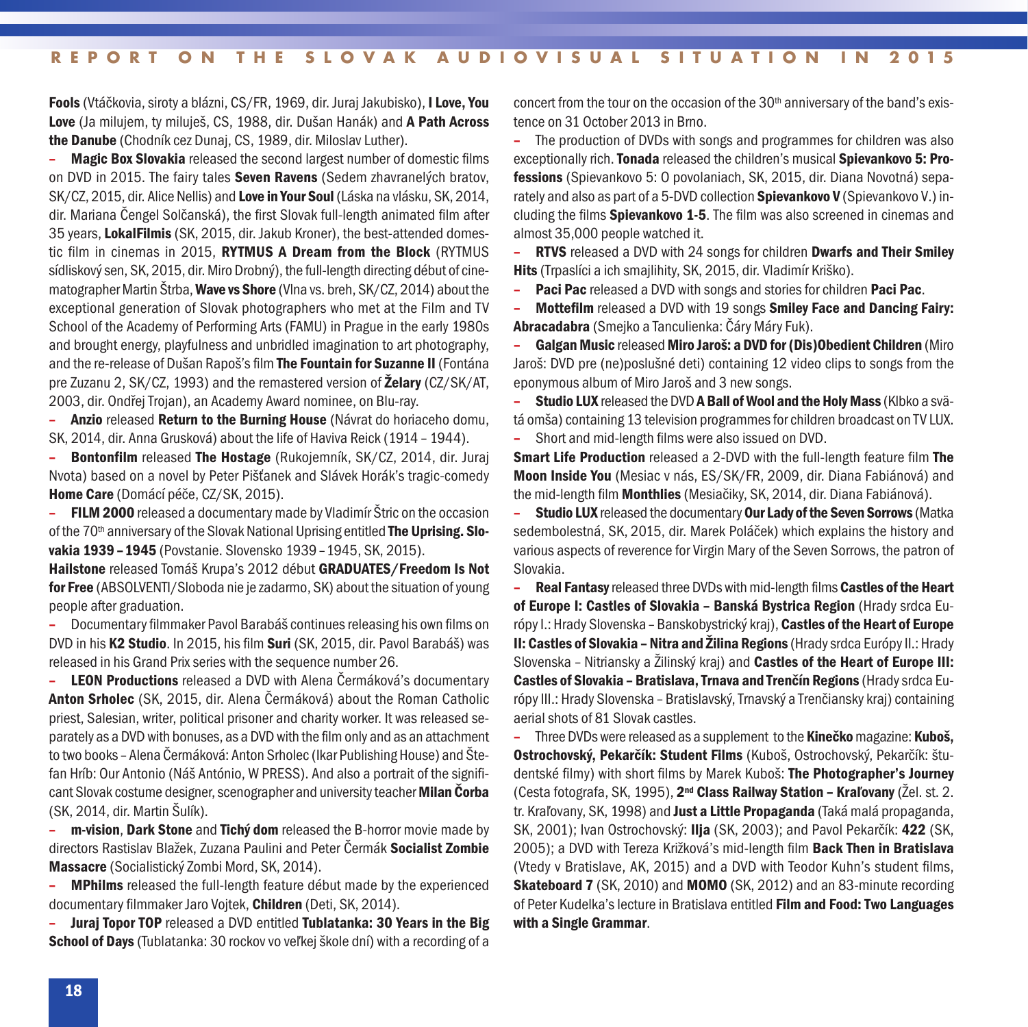**Fools** (Vtáčkovia, siroty a blázni, CS/FR, 1969, dir. Juraj Jakubisko), **I Love, You Love** (Ja milujem, ty miluješ, CS, 1988, dir. Dušan Hanák) and **A Path Across the Danube** (Chodník cez Dunaj, CS, 1989, dir. Miloslav Luther).

– **Magic Box Slovakia** released the second largest number of domestic films on DVD in 2015. The fairy tales **Seven Ravens** (Sedem zhavranelých bratov, SK/CZ, 2015, dir. Alice Nellis) and **Love in Your Soul** (Láska na vlásku, SK, 2014, dir. Mariana Čengel Solčanská), the first Slovak full-length animated film after 35 years, **LokalFilmis** (SK, 2015, dir. Jakub Kroner), the best-attended domestic film in cinemas in 2015, **RYTMUS A Dream from the Block** (RYTMUS sídliskový sen, SK, 2015, dir. Miro Drobný), the full-length directing début of cinematographer Martin Štrba, **Wave vs Shore** (Vlna vs. breh, SK/CZ, 2014) about the exceptional generation of Slovak photographers who met at the Film and TV School of the Academy of Performing Arts (FAMU) in Prague in the early 1980s and brought energy, playfulness and unbridled imagination to art photography, and the re-release of Dušan Rapoš's film **The Fountain for Suzanne II** (Fontána pre Zuzanu 2, SK/CZ, 1993) and the remastered version of **Želary** (CZ/SK/AT, 2003, dir. Ondřej Trojan), an Academy Award nominee, on Blu-ray.

– **Anzio** released **Return to the Burning House** (Návrat do horiaceho domu, SK, 2014, dir. Anna Grusková) about the life of Haviva Reick (1914 – 1944).

– **Bontonfilm** released **The Hostage** (Rukojemník, SK/CZ, 2014, dir. Juraj Nvota) based on a novel by Peter Pišťanek and Slávek Horák's tragic-comedy **Home Care** (Domácí péče, CZ/SK, 2015).

– **FILM 2000** released a documentary made by Vladimír Štric on the occasion of the 70th anniversary of the Slovak National Uprising entitled **The Uprising. Slovakia 1939 – 1945** (Povstanie. Slovensko 1939 – 1945, SK, 2015).

**Hailstone** released Tomáš Krupa's 2012 début **GRADUATES/Freedom Is Not for Free** (ABSOLVENTI/Sloboda nie je zadarmo, SK) about the situation of young people after graduation.

– Documentary filmmaker Pavol Barabáš continues releasing his own films on DVD in his **K2 Studio**. In 2015, his film **Suri** (SK, 2015, dir. Pavol Barabáš) was released in his Grand Prix series with the sequence number 26.

– **LEON Productions** released a DVD with Alena Čermáková's documentary **Anton Srholec** (SK, 2015, dir. Alena Čermáková) about the Roman Catholic priest, Salesian, writer, political prisoner and charity worker. It was released separately as a DVD with bonuses, as a DVD with the film only and as an attachment to two books – Alena Čermáková: Anton Srholec (Ikar Publishing House) and Štefan Hríb: Our Antonio (Náš António, W PRESS). And also a portrait of the significant Slovak costume designer, scenographer and university teacher **Milan Čorba** (SK, 2014, dir. Martin Šulík).

– **m-vision**, **Dark Stone** and **Tichý dom** released the B-horror movie made by directors Rastislav Blažek, Zuzana Paulini and Peter Čermák **Socialist Zombie Massacre** (Socialistický Zombi Mord, SK, 2014).

– **MPhilms** released the full-length feature début made by the experienced documentary filmmaker Jaro Vojtek, **Children** (Deti, SK, 2014).

– **Juraj Topor TOP** released a DVD entitled **Tublatanka: 30 Years in the Big School of Days** (Tublatanka: 30 rockov vo veľkej škole dní) with a recording of a concert from the tour on the occasion of the 30th anniversary of the band's existence on 31 October 2013 in Brno.

– The production of DVDs with songs and programmes for children was also exceptionally rich. **Tonada** released the children's musical **Spievankovo 5: Professions** (Spievankovo 5: O povolaniach, SK, 2015, dir. Diana Novotná) separately and also as part of a 5-DVD collection **Spievankovo V** (Spievankovo V.) including the films **Spievankovo 1-5**. The film was also screened in cinemas and almost 35,000 people watched it.

– **RTVS** released a DVD with 24 songs for children **Dwarfs and Their Smiley Hits** (Trpaslíci a ich smajlihity, SK, 2015, dir. Vladimír Kriško).

– **Paci Pac** released a DVD with songs and stories for children **Paci Pac**.

– **Mottefilm** released a DVD with 19 songs **Smiley Face and Dancing Fairy: Abracadabra** (Smejko a Tanculienka: Čáry Máry Fuk).

– **Galgan Music** released **Miro Jaroš: a DVD for (Dis)Obedient Children** (Miro Jaroš: DVD pre (ne)poslušné deti) containing 12 video clips to songs from the eponymous album of Miro Jaroš and 3 new songs.

– **Studio LUX** released the DVD **A Ball of Wool and the Holy Mass** (Klbko a svätá omša) containing 13 television programmes for children broadcast on TV LUX.

– Short and mid-length films were also issued on DVD.

**Smart Life Production** released a 2-DVD with the full-length feature film **The Moon Inside You** (Mesiac v nás, ES/SK/FR, 2009, dir. Diana Fabiánová) and the mid-length film **Monthlies** (Mesiačiky, SK, 2014, dir. Diana Fabiánová).

– **Studio LUX** released the documentary **Our Lady of the Seven Sorrows** (Matka sedembolestná, SK, 2015, dir. Marek Poláček) which explains the history and various aspects of reverence for Virgin Mary of the Seven Sorrows, the patron of Slovakia.

– **Real Fantasy** released three DVDs with mid-length films **Castles of the Heart of Europe I: Castles of Slovakia – Banská Bystrica Region** (Hrady srdca Európy I.: Hrady Slovenska – Banskobystrický kraj), **Castles of the Heart of Europe II: Castles of Slovakia – Nitra and Žilina Regions** (Hrady srdca Európy II.: Hrady Slovenska – Nitriansky a Žilinský kraj) and **Castles of the Heart of Europe III: Castles of Slovakia – Bratislava, Trnava and Trenčín Regions** (Hrady srdca Európy III.: Hrady Slovenska – Bratislavský, Trnavský a Trenčiansky kraj) containing aerial shots of 81 Slovak castles.

– Three DVDs were released as a supplement to the **Kinečko** magazine: **Kuboš, Ostrochovský, Pekarčík: Student Films** (Kuboš, Ostrochovský, Pekarčík: študentské filmy) with short films by Marek Kuboš: **The Photographer's Journey** (Cesta fotografa, SK, 1995), **2nd Class Railway Station – Kraľovany** (Žel. st. 2. tr. Kraľovany, SK, 1998) and **Just a Little Propaganda** (Taká malá propaganda, SK, 2001); Ivan Ostrochovský: **Ilja** (SK, 2003); and Pavol Pekarčík: **422** (SK, 2005); a DVD with Tereza Križková's mid-length film **Back Then in Bratislava** (Vtedy v Bratislave, AK, 2015) and a DVD with Teodor Kuhn's student films, **Skateboard 7** (SK, 2010) and **MOMO** (SK, 2012) and an 83-minute recording of Peter Kudelka's lecture in Bratislava entitled **Film and Food: Two Languages with a Single Grammar**.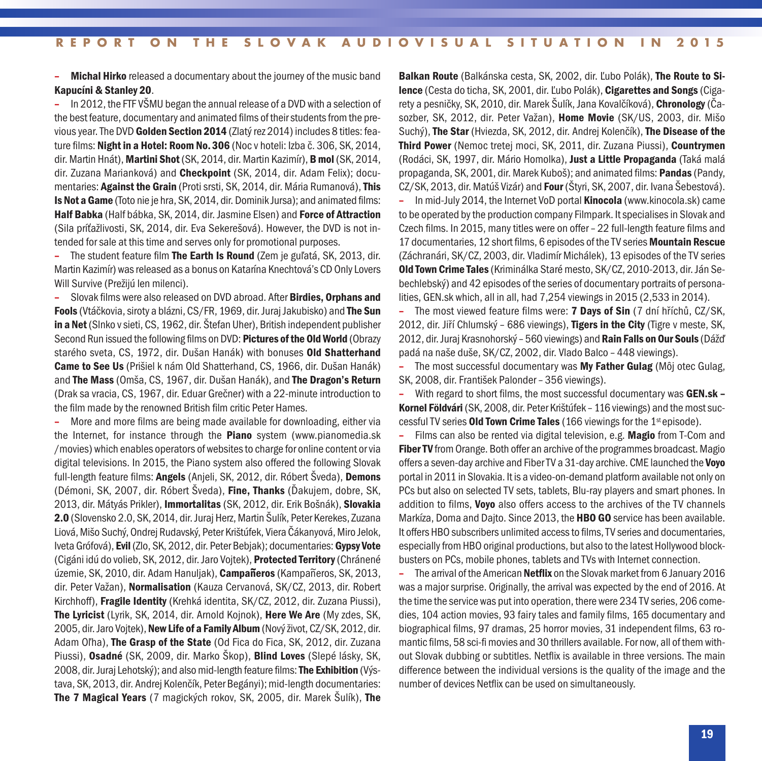– **Michal Hirko** released a documentary about the journey of the music band **Kapucíni & Stanley 20**.

– In 2012, the FTF VŠMU began the annual release of a DVD with a selection of the best feature, documentary and animated films of their students from the previous year. The DVD **Golden Section 2014** (Zlatý rez 2014) includes 8 titles: feature films: **Night in a Hotel: Room No. 306** (Noc v hoteli: Izba č. 306, SK, 2014, dir. Martin Hnát), **Martini Shot** (SK, 2014, dir. Martin Kazimír), **B mol** (SK, 2014, dir. Zuzana Marianková) and **Checkpoint** (SK, 2014, dir. Adam Felix); documentaries: **Against the Grain** (Proti srsti, SK, 2014, dir. Mária Rumanová), **This Is Not a Game** (Toto nie je hra, SK, 2014, dir. Dominik Jursa); and animated films: **Half Babka** (Half bábka, SK, 2014, dir. Jasmine Elsen) and **Force of Attraction** (Sila príťažlivosti, SK, 2014, dir. Eva Sekerešová). However, the DVD is not intended for sale at this time and serves only for promotional purposes.

– The student feature film **The Earth Is Round** (Zem je guľatá, SK, 2013, dir. Martin Kazimír) was released as a bonus on Katarína Knechtová's CD Only Lovers Will Survive (Prežijú len milenci).

– Slovak films were also released on DVD abroad. After **Birdies, Orphans and Fools** (Vtáčkovia, siroty a blázni, CS/FR, 1969, dir. Juraj Jakubisko) and **The Sun in a Net** (Slnko v sieti, CS, 1962, dir. Štefan Uher), British independent publisher Second Run issued the following films on DVD: **Pictures of the Old World** (Obrazy starého sveta, CS, 1972, dir. Dušan Hanák) with bonuses **Old Shatterhand Came to See Us** (Prišiel k nám Old Shatterhand, CS, 1966, dir. Dušan Hanák) and **The Mass** (Omša, CS, 1967, dir. Dušan Hanák), and **The Dragon's Return** (Drak sa vracia, CS, 1967, dir. Eduar Grečner) with a 22-minute introduction to the film made by the renowned British film critic Peter Hames.

– More and more films are being made available for downloading, either via the Internet, for instance through the **Piano** system (www.pianomedia.sk/movies) which enables operators of websites to charge for online content or via digital televisions. In 2015, the Piano system also offered the following Slovak full-length feature films: **Angels** (Anjeli, SK, 2012, dir. Róbert Šveda), **Demons** (Démoni, SK, 2007, dir. Róbert Šveda), **Fine, Thanks** (Ďakujem, dobre, SK, 2013, dir. Mátyás Prikler), **Immortalitas** (SK, 2012, dir. Erik Bošnák), **Slovakia 2.0** (Slovensko 2.0, SK, 2014, dir. Juraj Herz, Martin Šulík, Peter Kerekes, Zuzana Liová, Mišo Suchý, Ondrej Rudavský, Peter Krištúfek, Viera Čákanyová, Miro Jelok, Iveta Grófová), **Evil** (Zlo, SK, 2012, dir. Peter Bebjak); documentaries: **Gypsy Vote** (Cigáni idú do volieb, SK, 2012, dir. Jaro Vojtek), **Protected Territory** (Chránené územie, SK, 2010, dir. Adam Hanuljak), **Campañeros** (Kampañeros, SK, 2013, dir. Peter Važan), **Normalisation** (Kauza Cervanová, SK/CZ, 2013, dir. Robert Kirchhoff), **Fragile Identity** (Krehká identita, SK/CZ, 2012, dir. Zuzana Piussi), **The Lyricist** (Lyrik, SK, 2014, dir. Arnold Kojnok), **Here We Are** (My zdes, SK, 2005, dir. Jaro Vojtek), **New Life of a Family Album** (Nový život, CZ/SK, 2012, dir. Adam Oľha), **The Grasp of the State** (Od Fica do Fica, SK, 2012, dir. Zuzana Piussi), **Osadné** (SK, 2009, dir. Marko Škop), **Blind Loves** (Slepé lásky, SK, 2008, dir. Juraj Lehotský); and also mid-length feature films: **The Exhibition** (Výstava, SK, 2013, dir. Andrej Kolenčík, Peter Begányi); mid-length documentaries: **The 7 Magical Years** (7 magických rokov, SK, 2005, dir. Marek Šulík), **The Balkan Route** (Balkánska cesta, SK, 2002, dir. Ľubo Polák), **The Route to Silence** (Cesta do ticha, SK, 2001, dir. Ľubo Polák), **Cigarettes and Songs** (Cigarety a pesničky, SK, 2010, dir. Marek Šulík, Jana Kovalčíková), **Chronology** (Časozber, SK, 2012, dir. Peter Važan), **Home Movie** (SK/US, 2003, dir. Mišo Suchý), **The Star** (Hviezda, SK, 2012, dir. Andrej Kolenčík), **The Disease of the Third Power** (Nemoc tretej moci, SK, 2011, dir. Zuzana Piussi), **Countrymen** (Rodáci, SK, 1997, dir. Mário Homolka), **Just a Little Propaganda** (Taká malá propaganda, SK, 2001, dir. Marek Kuboš); and animated films: **Pandas** (Pandy, CZ/SK, 2013, dir. Matúš Vizár) and **Four** (Štyri, SK, 2007, dir. Ivana Šebestová).

– In mid-July 2014, the Internet VoD portal **Kinocola** (www.kinocola.sk) came to be operated by the production company Filmpark. It specialises in Slovak and Czech films. In 2015, many titles were on offer – 22 full-length feature films and 17 documentaries, 12 short films, 6 episodes of the TV series **Mountain Rescue** (Záchranári, SK/CZ, 2003, dir. Vladimír Michálek), 13 episodes of the TV series **Old Town Crime Tales** (Kriminálka Staré mesto, SK/CZ, 2010-2013, dir. Ján Sebechlebský) and 42 episodes of the series of documentary portraits of personalities, GEN.sk which, all in all, had 7,254 viewings in 2015 (2,533 in 2014).

– The most viewed feature films were: **7 Days of Sin** (7 dní hříchů, CZ/SK, 2012, dir. Jiří Chlumský – 686 viewings), **Tigers in the City** (Tigre v meste, SK, 2012, dir. Juraj Krasnohorský – 560 viewings) and **Rain Falls on Our Souls** (Dážď padá na naše duše, SK/CZ, 2002, dir. Vlado Balco – 448 viewings).

– The most successful documentary was **My Father Gulag** (Môj otec Gulag, SK, 2008, dir. František Palonder – 356 viewings).

– With regard to short films, the most successful documentary was **GEN.sk – Kornel Földvári** (SK, 2008, dir. Peter Krištúfek – 116 viewings) and the most successful TV series **Old Town Crime Tales** (166 viewings for the 1st episode).

– Films can also be rented via digital television, e.g. **Magio** from T-Com and **Fiber TV** from Orange. Both offer an archive of the programmes broadcast. Magio offers a seven-day archive and Fiber TV a 31-day archive. CME launched the **Voyo** portal in 2011 in Slovakia. It is a video-on-demand platform available not only on PCs but also on selected TV sets, tablets, Blu-ray players and smart phones. In addition to films, **Voyo** also offers access to the archives of the TV channels Markíza, Doma and Dajto. Since 2013, the **HBO GO** service has been available. It offers HBO subscribers unlimited access to films, TV series and documentaries, especially from HBO original productions, but also to the latest Hollywood blockbusters on PCs, mobile phones, tablets and TVs with Internet connection.

– The arrival of the American **Netflix** on the Slovak market from 6 January 2016 was a major surprise. Originally, the arrival was expected by the end of 2016. At the time the service was put into operation, there were 234 TV series, 206 comedies, 104 action movies, 93 fairy tales and family films, 165 documentary and biographical films, 97 dramas, 25 horror movies, 31 independent films, 63 romantic films, 58 sci-fi movies and 30 thrillers available. For now, all of them without Slovak dubbing or subtitles. Netflix is available in three versions. The main difference between the individual versions is the quality of the image and the number of devices Netflix can be used on simultaneously.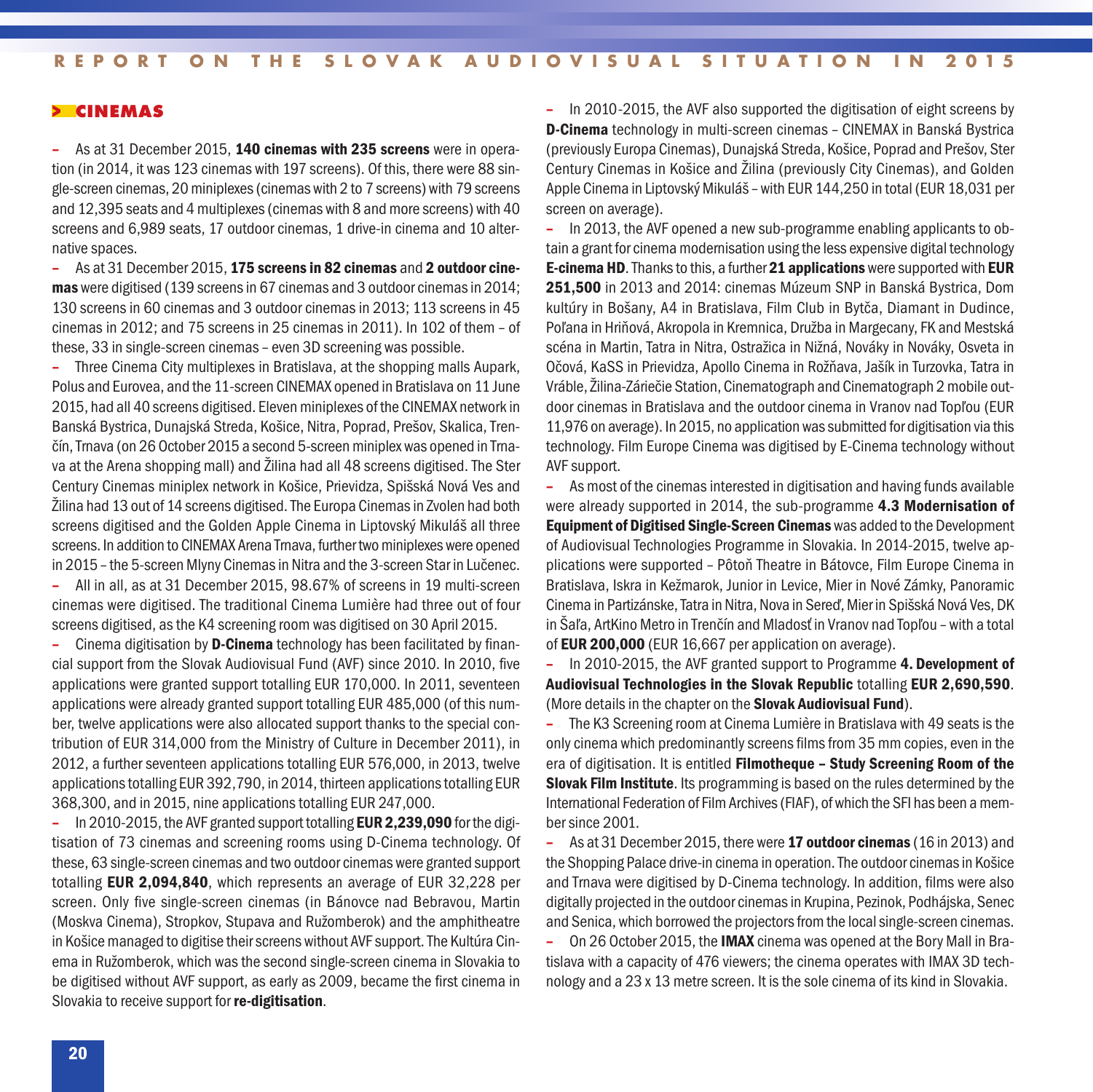## > CINEMAS

– As at 31 December 2015, **140 cinemas with 235 screens** were in operation (in 2014, it was 123 cinemas with 197 screens). Of this, there were 88 single-screen cinemas, 20 miniplexes (cinemas with 2 to 7 screens) with 79 screens and 12,395 seats and 4 multiplexes (cinemas with 8 and more screens) with 40 screens and 6,989 seats, 17 outdoor cinemas, 1 drive-in cinema and 10 alternative spaces.

– As at 31 December 2015, **175 screens in 82 cinemas** and **2 outdoor cinemas** were digitised (139 screens in 67 cinemas and 3 outdoor cinemas in 2014; 130 screens in 60 cinemas and 3 outdoor cinemas in 2013; 113 screens in 45 cinemas in 2012; and 75 screens in 25 cinemas in 2011). In 102 of them – of these, 33 in single-screen cinemas – even 3D screening was possible.

– Three Cinema City multiplexes in Bratislava, at the shopping malls Aupark, Polus and Eurovea, and the 11-screen CINEMAX opened in Bratislava on 11 June 2015, had all 40 screens digitised. Eleven miniplexes of the CINEMAX network in Banská Bystrica, Dunajská Streda, Košice, Nitra, Poprad, Prešov, Skalica, Trenčín, Trnava (on 26 October 2015 a second 5-screen miniplex was opened in Trnava at the Arena shopping mall) and Žilina had all 48 screens digitised. The Ster Century Cinemas miniplex network in Košice, Prievidza, Spišská Nová Ves and Žilina had 13 out of 14 screens digitised. The Europa Cinemas in Zvolen had both screens digitised and the Golden Apple Cinema in Liptovský Mikuláš all three screens. In addition to CINEMAX Arena Trnava, further two miniplexes were opened in 2015 – the 5-screen Mlyny Cinemas in Nitra and the 3-screen Star in Lučenec.

– All in all, as at 31 December 2015, 98.67% of screens in 19 multi-screen cinemas were digitised. The traditional Cinema Lumière had three out of four screens digitised, as the K4 screening room was digitised on 30 April 2015.

– Cinema digitisation by **D-Cinema** technology has been facilitated by financial support from the Slovak Audiovisual Fund (AVF) since 2010. In 2010, five applications were granted support totalling EUR 170,000. In 2011, seventeen applications were already granted support totalling EUR 485,000 (of this number, twelve applications were also allocated support thanks to the special contribution of EUR 314,000 from the Ministry of Culture in December 2011), in 2012, a further seventeen applications totalling EUR 576,000, in 2013, twelve applications totalling EUR 392,790, in 2014, thirteen applications totalling EUR 368,300, and in 2015, nine applications totalling EUR 247,000.

– In 2010-2015, the AVF granted support totalling **EUR 2,239,090** for the digitisation of 73 cinemas and screening rooms using D-Cinema technology. Of these, 63 single-screen cinemas and two outdoor cinemas were granted support totalling **EUR 2,094,840**, which represents an average of EUR 32,228 per screen. Only five single-screen cinemas (in Bánovce nad Bebravou, Martin (Moskva Cinema), Stropkov, Stupava and Ružomberok) and the amphitheatre in Košice managed to digitise their screens without AVF support. The Kultúra Cinema in Ružomberok, which was the second single-screen cinema in Slovakia to be digitised without AVF support, as early as 2009, became the first cinema in Slovakia to receive support for **re-digitisation**.

– In 2010-2015, the AVF also supported the digitisation of eight screens by **D-Cinema** technology in multi-screen cinemas – CINEMAX in Banská Bystrica (previously Europa Cinemas), Dunajská Streda, Košice, Poprad and Prešov, Ster Century Cinemas in Košice and Žilina (previously City Cinemas), and Golden Apple Cinema in Liptovský Mikuláš – with EUR 144,250 in total (EUR 18,031 per screen on average).

– In 2013, the AVF opened a new sub-programme enabling applicants to obtain a grant for cinema modernisation using the less expensive digital technology **E-cinema HD**. Thanks to this, a further **21 applications** were supported with **EUR 251,500** in 2013 and 2014: cinemas Múzeum SNP in Banská Bystrica, Dom kultúry in Bošany, A4 in Bratislava, Film Club in Bytča, Diamant in Dudince, Poľana in Hriňová, Akropola in Kremnica, Družba in Margecany, FK and Mestská scéna in Martin, Tatra in Nitra, Ostražica in Nižná, Nováky in Nováky, Osveta in Očová, KaSS in Prievidza, Apollo Cinema in Rožňava, Jašík in Turzovka, Tatra in Vráble, Žilina-Záriečie Station, Cinematograph and Cinematograph 2 mobile outdoor cinemas in Bratislava and the outdoor cinema in Vranov nad Topľou (EUR 11,976 on average). In 2015, no application was submitted for digitisation via this technology. Film Europe Cinema was digitised by E-Cinema technology without AVF support.

– As most of the cinemas interested in digitisation and having funds available were already supported in 2014, the sub-programme **4.3 Modernisation of Equipment of Digitised Single-Screen Cinemas** was added to the Development of Audiovisual Technologies Programme in Slovakia. In 2014-2015, twelve applications were supported – Pôtoň Theatre in Bátovce, Film Europe Cinema in Bratislava, Iskra in Kežmarok, Junior in Levice, Mier in Nové Zámky, Panoramic Cinema in Partizánske, Tatra in Nitra, Nova in Sereď, Mier in Spišská Nová Ves, DK in Šaľa, ArtKino Metro in Trenčín and Mladosť in Vranov nad Topľou – with a total of **EUR 200,000** (EUR 16,667 per application on average).

– In 2010-2015, the AVF granted support to Programme **4. Development of Audiovisual Technologies in the Slovak Republic** totalling **EUR 2,690,590**. (More details in the chapter on the **Slovak Audiovisual Fund**).

– The K3 Screening room at Cinema Lumière in Bratislava with 49 seats is the only cinema which predominantly screens films from 35 mm copies, even in the era of digitisation. It is entitled **Filmotheque – Study Screening Room of the Slovak Film Institute**. Its programming is based on the rules determined by the International Federation of Film Archives (FIAF), of which the SFI has been a member since 2001.

– As at 31 December 2015, there were **17 outdoor cinemas** (16 in 2013) and the Shopping Palace drive-in cinema in operation. The outdoor cinemas in Košice and Trnava were digitised by D-Cinema technology. In addition, films were also digitally projected in the outdoor cinemas in Krupina, Pezinok, Podhájska, Senec and Senica, which borrowed the projectors from the local single-screen cinemas.

– On 26 October 2015, the **IMAX** cinema was opened at the Bory Mall in Bratislava with a capacity of 476 viewers; the cinema operates with IMAX 3D technology and a 23 x 13 metre screen. It is the sole cinema of its kind in Slovakia.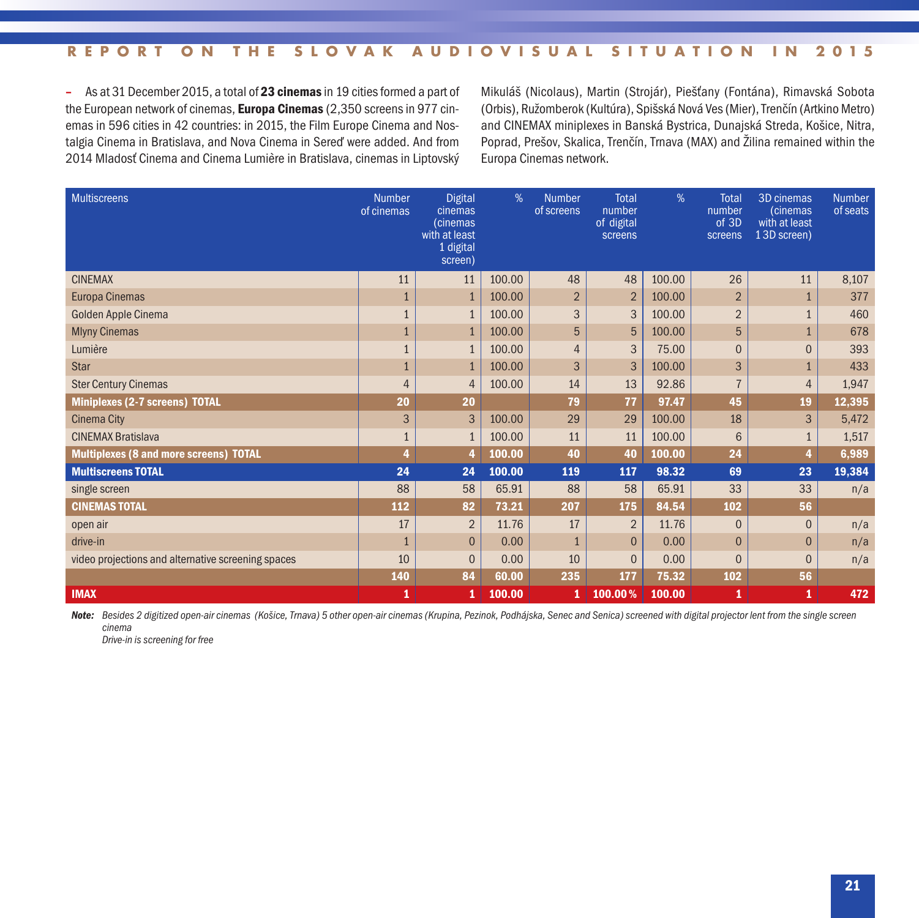– As at 31 December 2015, a total of **23 cinemas** in 19 cities formed a part of the European network of cinemas, **Europa Cinemas** (2,350 screens in 977 cinemas in 596 cities in 42 countries: in 2015, the Film Europe Cinema and Nostalgia Cinema in Bratislava, and Nova Cinema in Sereď were added. And from 2014 Mladosť Cinema and Cinema Lumière in Bratislava, cinemas in Liptovský Mikuláš (Nicolaus), Martin (Strojár), Piešťany (Fontána), Rimavská Sobota (Orbis), Ružomberok (Kultúra), Spišská Nová Ves (Mier), Trenčín (Artkino Metro) and CINEMAX miniplexes in Banská Bystrica, Dunajská Streda, Košice, Nitra, Poprad, Prešov, Skalica, Trenčín, Trnava (MAX) and Žilina remained within the Europa Cinemas network.

| Multiscreens | Number of cinemas | Digital cinemas (cinemas with at least 1 digital screen) | % | Number of screens | Total number of digital screens | % | Total number of 3D screens | 3D cinemas (cinemas with at least 1 3D screen) | Number of seats |
|---|---|---|---|---|---|---|---|---|---|
| CINEMAX | 11 | 11 | 100.00 | 48 | 48 | 100.00 | 26 | 11 | 8,107 |
| Europa Cinemas | 1 | 1 | 100.00 | 2 | 2 | 100.00 | 2 | 1 | 377 |
| Golden Apple Cinema | 1 | 1 | 100.00 | 3 | 3 | 100.00 | 2 | 1 | 460 |
| Mlyny Cinemas | 1 | 1 | 100.00 | 5 | 5 | 100.00 | 5 | 1 | 678 |
| Lumière | 1 | 1 | 100.00 | 4 | 3 | 75.00 | 0 | 0 | 393 |
| Star | 1 | 1 | 100.00 | 3 | 3 | 100.00 | 3 | 1 | 433 |
| Ster Century Cinemas | 4 | 4 | 100.00 | 14 | 13 | 92.86 | 7 | 4 | 1,947 |
| **Miniplexes (2-7 screens) TOTAL** | **20** | **20** | | **79** | **77** | **97.47** | **45** | **19** | **12,395** |
| Cinema City | 3 | 3 | 100.00 | 29 | 29 | 100.00 | 18 | 3 | 5,472 |
| CINEMAX Bratislava | 1 | 1 | 100.00 | 11 | 11 | 100.00 | 6 | 1 | 1,517 |
| **Multiplexes (8 and more screens) TOTAL** | **4** | **4** | **100.00** | **40** | **40** | **100.00** | **24** | **4** | **6,989** |
| **Multiscreens TOTAL** | **24** | **24** | **100.00** | **119** | **117** | **98.32** | **69** | **23** | **19,384** |
| single screen | 88 | 58 | 65.91 | 88 | 58 | 65.91 | 33 | 33 | n/a |
| **CINEMAS TOTAL** | **112** | **82** | **73.21** | **207** | **175** | **84.54** | **102** | **56** | |
| open air | 17 | 2 | 11.76 | 17 | 2 | 11.76 | 0 | 0 | n/a |
| drive-in | 1 | 0 | 0.00 | 1 | 0 | 0.00 | 0 | 0 | n/a |
| video projections and alternative screening spaces | 10 | 0 | 0.00 | 10 | 0 | 0.00 | 0 | 0 | n/a |
| | **140** | **84** | **60.00** | **235** | **177** | **75.32** | **102** | **56** | |
| **IMAX** | **1** | **1** | **100.00** | **1** | **100.00 %** | **100.00** | **1** | **1** | **472** |

***Note:*** *Besides 2 digitized open-air cinemas (Košice, Trnava) 5 other open-air cinemas (Krupina, Pezinok, Podhájska, Senec and Senica) screened with digital projector lent from the single screen cinema*
*Drive-in is screening for free*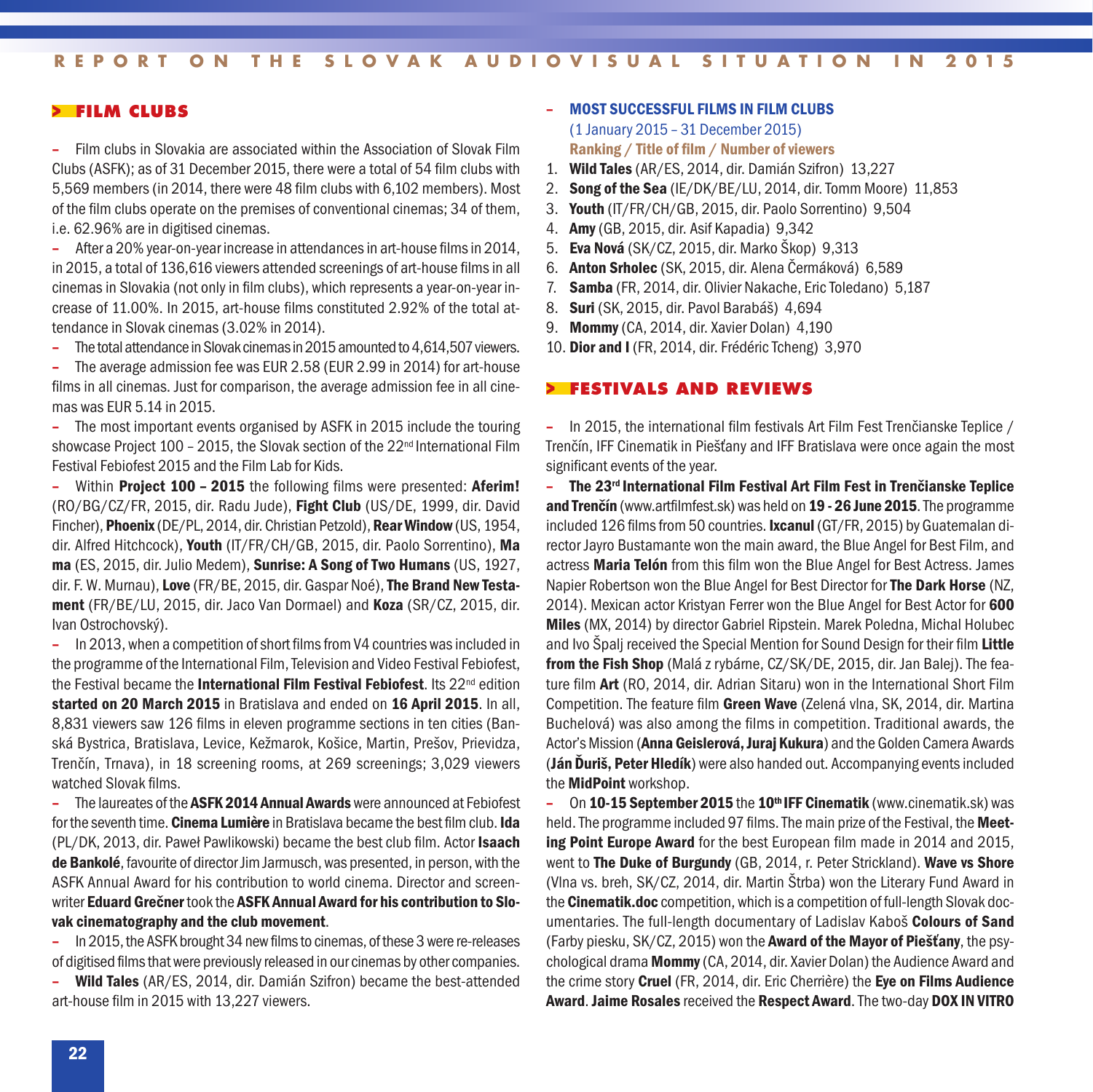## > FILM CLUBS

– Film clubs in Slovakia are associated within the Association of Slovak Film Clubs (ASFK); as of 31 December 2015, there were a total of 54 film clubs with 5,569 members (in 2014, there were 48 film clubs with 6,102 members). Most of the film clubs operate on the premises of conventional cinemas; 34 of them, i.e. 62.96% are in digitised cinemas.

– After a 20% year-on-year increase in attendances in art-house films in 2014, in 2015, a total of 136,616 viewers attended screenings of art-house films in all cinemas in Slovakia (not only in film clubs), which represents a year-on-year increase of 11.00%. In 2015, art-house films constituted 2.92% of the total attendance in Slovak cinemas (3.02% in 2014).

– The total attendance in Slovak cinemas in 2015 amounted to 4,614,507 viewers.

– The average admission fee was EUR 2.58 (EUR 2.99 in 2014) for art-house films in all cinemas. Just for comparison, the average admission fee in all cinemas was EUR 5.14 in 2015.

– The most important events organised by ASFK in 2015 include the touring showcase Project 100 – 2015, the Slovak section of the 22nd International Film Festival Febiofest 2015 and the Film Lab for Kids.

– Within **Project 100 – 2015** the following films were presented: **Aferim!** (RO/BG/CZ/FR, 2015, dir. Radu Jude), **Fight Club** (US/DE, 1999, dir. David Fincher), **Phoenix** (DE/PL, 2014, dir. Christian Petzold), **Rear Window** (US, 1954, dir. Alfred Hitchcock), **Youth** (IT/FR/CH/GB, 2015, dir. Paolo Sorrentino), **Ma ma** (ES, 2015, dir. Julio Medem), **Sunrise: A Song of Two Humans** (US, 1927, dir. F. W. Murnau), **Love** (FR/BE, 2015, dir. Gaspar Noé), **The Brand New Testament** (FR/BE/LU, 2015, dir. Jaco Van Dormael) and **Koza** (SR/CZ, 2015, dir. Ivan Ostrochovský).

– In 2013, when a competition of short films from V4 countries was included in the programme of the International Film, Television and Video Festival Febiofest, the Festival became the **International Film Festival Febiofest**. Its 22nd edition **started on 20 March 2015** in Bratislava and ended on **16 April 2015**. In all, 8,831 viewers saw 126 films in eleven programme sections in ten cities (Banská Bystrica, Bratislava, Levice, Kežmarok, Košice, Martin, Prešov, Prievidza, Trenčín, Trnava), in 18 screening rooms, at 269 screenings; 3,029 viewers watched Slovak films.

– The laureates of the **ASFK 2014 Annual Awards** were announced at Febiofest for the seventh time. **Cinema Lumière** in Bratislava became the best film club. **Ida** (PL/DK, 2013, dir. Paweł Pawlikowski) became the best club film. Actor **Isaach de Bankolé**, favourite of director Jim Jarmusch, was presented, in person, with the ASFK Annual Award for his contribution to world cinema. Director and screenwriter **Eduard Grečner** took the **ASFK Annual Award for his contribution to Slovak cinematography and the club movement**.

– In 2015, the ASFK brought 34 new films to cinemas, of these 3 were re-releases of digitised films that were previously released in our cinemas by other companies.

– **Wild Tales** (AR/ES, 2014, dir. Damián Szifron) became the best-attended art-house film in 2015 with 13,227 viewers.

**– MOST SUCCESSFUL FILMS IN FILM CLUBS**
(1 January 2015 – 31 December 2015)
**Ranking / Title of film / Number of viewers**

1. **Wild Tales** (AR/ES, 2014, dir. Damián Szifron) 13,227
2. **Song of the Sea** (IE/DK/BE/LU, 2014, dir. Tomm Moore) 11,853
3. **Youth** (IT/FR/CH/GB, 2015, dir. Paolo Sorrentino) 9,504
4. **Amy** (GB, 2015, dir. Asif Kapadia) 9,342
5. **Eva Nová** (SK/CZ, 2015, dir. Marko Škop) 9,313
6. **Anton Srholec** (SK, 2015, dir. Alena Čermáková) 6,589
7. **Samba** (FR, 2014, dir. Olivier Nakache, Eric Toledano) 5,187
8. **Suri** (SK, 2015, dir. Pavol Barabáš) 4,694
9. **Mommy** (CA, 2014, dir. Xavier Dolan) 4,190
10. **Dior and I** (FR, 2014, dir. Frédéric Tcheng) 3,970

## > FESTIVALS AND REVIEWS

– In 2015, the international film festivals Art Film Fest Trenčianske Teplice / Trenčín, IFF Cinematik in Piešťany and IFF Bratislava were once again the most significant events of the year.

– **The 23rd International Film Festival Art Film Fest in Trenčianske Teplice and Trenčín** (www.artfilmfest.sk) was held on **19 - 26 June 2015**. The programme included 126 films from 50 countries. **Ixcanul** (GT/FR, 2015) by Guatemalan director Jayro Bustamante won the main award, the Blue Angel for Best Film, and actress **Maria Telón** from this film won the Blue Angel for Best Actress. James Napier Robertson won the Blue Angel for Best Director for **The Dark Horse** (NZ, 2014). Mexican actor Kristyan Ferrer won the Blue Angel for Best Actor for **600 Miles** (MX, 2014) by director Gabriel Ripstein. Marek Poledna, Michal Holubec and Ivo Špalj received the Special Mention for Sound Design for their film **Little from the Fish Shop** (Malá z rybárne, CZ/SK/DE, 2015, dir. Jan Balej). The feature film **Art** (RO, 2014, dir. Adrian Sitaru) won in the International Short Film Competition. The feature film **Green Wave** (Zelená vlna, SK, 2014, dir. Martina Buchelová) was also among the films in competition. Traditional awards, the Actor's Mission (**Anna Geislerová, Juraj Kukura**) and the Golden Camera Awards (**Ján Ďuriš, Peter Hledík**) were also handed out. Accompanying events included the **MidPoint** workshop.

– On **10-15 September 2015** the **10th IFF Cinematik** (www.cinematik.sk) was held. The programme included 97 films. The main prize of the Festival, the **Meeting Point Europe Award** for the best European film made in 2014 and 2015, went to **The Duke of Burgundy** (GB, 2014, r. Peter Strickland). **Wave vs Shore** (Vlna vs. breh, SK/CZ, 2014, dir. Martin Štrba) won the Literary Fund Award in the **Cinematik.doc** competition, which is a competition of full-length Slovak documentaries. The full-length documentary of Ladislav Kaboš **Colours of Sand** (Farby piesku, SK/CZ, 2015) won the **Award of the Mayor of Piešťany**, the psychological drama **Mommy** (CA, 2014, dir. Xavier Dolan) the Audience Award and the crime story **Cruel** (FR, 2014, dir. Eric Cherrière) the **Eye on Films Audience Award**. **Jaime Rosales** received the **Respect Award**. The two-day **DOX IN VITRO**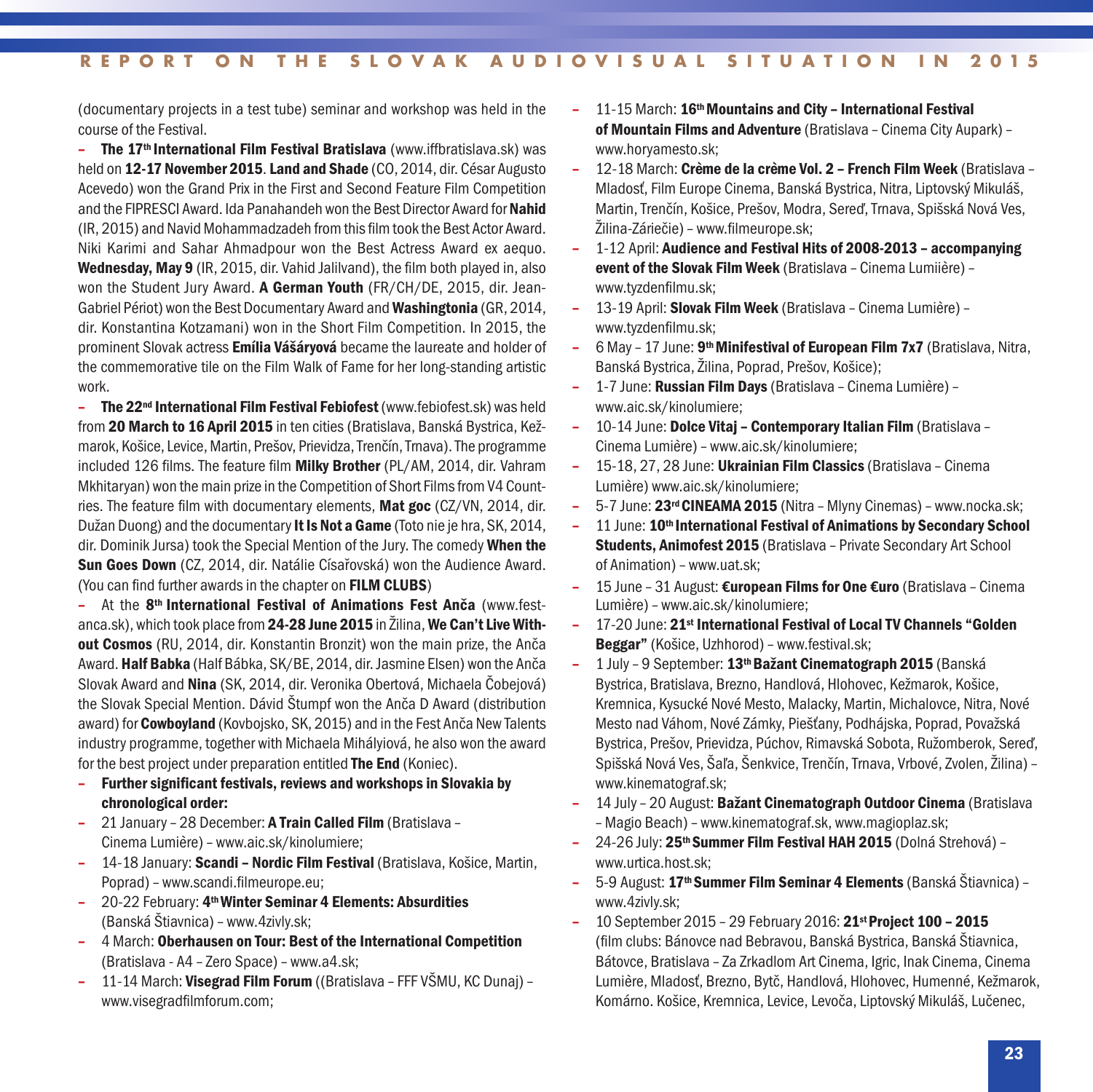(documentary projects in a test tube) seminar and workshop was held in the course of the Festival.

– **The 17th International Film Festival Bratislava** (www.iffbratislava.sk) was held on **12-17 November 2015**. **Land and Shade** (CO, 2014, dir. César Augusto Acevedo) won the Grand Prix in the First and Second Feature Film Competition and the FIPRESCI Award. Ida Panahandeh won the Best Director Award for **Nahid** (IR, 2015) and Navid Mohammadzadeh from this film took the Best Actor Award. Niki Karimi and Sahar Ahmadpour won the Best Actress Award ex aequo. **Wednesday, May 9** (IR, 2015, dir. Vahid Jalilvand), the film both played in, also won the Student Jury Award. **A German Youth** (FR/CH/DE, 2015, dir. Jean-Gabriel Périot) won the Best Documentary Award and **Washingtonia** (GR, 2014, dir. Konstantina Kotzamani) won in the Short Film Competition. In 2015, the prominent Slovak actress **Emília Vášáryová** became the laureate and holder of the commemorative tile on the Film Walk of Fame for her long-standing artistic work.

– **The 22nd International Film Festival Febiofest** (www.febiofest.sk) was held from **20 March to 16 April 2015** in ten cities (Bratislava, Banská Bystrica, Kežmarok, Košice, Levice, Martin, Prešov, Prievidza, Trenčín, Trnava). The programme included 126 films. The feature film **Milky Brother** (PL/AM, 2014, dir. Vahram Mkhitaryan) won the main prize in the Competition of Short Films from V4 Countries. The feature film with documentary elements, **Mat goc** (CZ/VN, 2014, dir. Dužan Duong) and the documentary **It Is Not a Game** (Toto nie je hra, SK, 2014, dir. Dominik Jursa) took the Special Mention of the Jury. The comedy **When the Sun Goes Down** (CZ, 2014, dir. Natálie Císařovská) won the Audience Award. (You can find further awards in the chapter on **FILM CLUBS**)

– At the **8th International Festival of Animations Fest Anča** (www.fest-anca.sk), which took place from **24-28 June 2015** in Žilina, **We Can't Live Without Cosmos** (RU, 2014, dir. Konstantin Bronzit) won the main prize, the Anča Award. **Half Babka** (Half Bábka, SK/BE, 2014, dir. Jasmine Elsen) won the Anča Slovak Award and **Nina** (SK, 2014, dir. Veronika Obertová, Michaela Čobejová) the Slovak Special Mention. Dávid Štumpf won the Anča D Award (distribution award) for **Cowboyland** (Kovbojsko, SK, 2015) and in the Fest Anča New Talents industry programme, together with Michaela Mihályiová, he also won the award for the best project under preparation entitled **The End** (Koniec).

- **Further significant festivals, reviews and workshops in Slovakia by chronological order:**
- 21 January – 28 December: **A Train Called Film** (Bratislava – Cinema Lumière) – www.aic.sk/kinolumiere;
- 14-18 January: **Scandi – Nordic Film Festival** (Bratislava, Košice, Martin, Poprad) – www.scandi.filmeurope.eu;
- 20-22 February: **4th Winter Seminar 4 Elements: Absurdities** (Banská Štiavnica) – www.4zivly.sk;
- 4 March: **Oberhausen on Tour: Best of the International Competition** (Bratislava - A4 – Zero Space) – www.a4.sk;
- 11-14 March: **Visegrad Film Forum** ((Bratislava – FFF VŠMU, KC Dunaj) – www.visegradfilmforum.com;
- 11-15 March: **16th Mountains and City – International Festival of Mountain Films and Adventure** (Bratislava – Cinema City Aupark) – www.horyamesto.sk;
- 12-18 March: **Crème de la crème Vol. 2 – French Film Week** (Bratislava – Mladosť, Film Europe Cinema, Banská Bystrica, Nitra, Liptovský Mikuláš, Martin, Trenčín, Košice, Prešov, Modra, Sereď, Trnava, Spišská Nová Ves, Žilina-Záriečie) – www.filmeurope.sk;
- 1-12 April: **Audience and Festival Hits of 2008-2013 – accompanying event of the Slovak Film Week** (Bratislava – Cinema Lumiière) – www.tyzdenfilmu.sk;
- 13-19 April: **Slovak Film Week** (Bratislava – Cinema Lumière) – www.tyzdenfilmu.sk;
- 6 May – 17 June: **9th Minifestival of European Film 7x7** (Bratislava, Nitra, Banská Bystrica, Žilina, Poprad, Prešov, Košice);
- 1-7 June: **Russian Film Days** (Bratislava – Cinema Lumière) – www.aic.sk/kinolumiere;
- 10-14 June: **Dolce Vitaj – Contemporary Italian Film** (Bratislava – Cinema Lumière) – www.aic.sk/kinolumiere;
- 15-18, 27, 28 June: **Ukrainian Film Classics** (Bratislava – Cinema Lumière) www.aic.sk/kinolumiere;
- 5-7 June: **23rd CINEAMA 2015** (Nitra – Mlyny Cinemas) – www.nocka.sk;
- 11 June: **10th International Festival of Animations by Secondary School Students, Animofest 2015** (Bratislava – Private Secondary Art School of Animation) – www.uat.sk;
- 15 June – 31 August: **€uropean Films for One €uro** (Bratislava – Cinema Lumière) – www.aic.sk/kinolumiere;
- 17-20 June: **21st International Festival of Local TV Channels "Golden Beggar"** (Košice, Uzhhorod) – www.festival.sk;
- 1 July – 9 September: **13th Bažant Cinematograph 2015** (Banská Bystrica, Bratislava, Brezno, Handlová, Hlohovec, Kežmarok, Košice, Kremnica, Kysucké Nové Mesto, Malacky, Martin, Michalovce, Nitra, Nové Mesto nad Váhom, Nové Zámky, Piešťany, Podhájska, Poprad, Považská Bystrica, Prešov, Prievidza, Púchov, Rimavská Sobota, Ružomberok, Sereď, Spišská Nová Ves, Šaľa, Šenkvice, Trenčín, Trnava, Vrbové, Zvolen, Žilina) – www.kinematograf.sk;
- 14 July – 20 August: **Bažant Cinematograph Outdoor Cinema** (Bratislava – Magio Beach) – www.kinematograf.sk, www.magioplaz.sk;
- 24-26 July: **25th Summer Film Festival HAH 2015** (Dolná Strehová) – www.urtica.host.sk;
- 5-9 August: **17th Summer Film Seminar 4 Elements** (Banská Štiavnica) – www.4zivly.sk;
- 10 September 2015 – 29 February 2016: **21st Project 100 – 2015** (film clubs: Bánovce nad Bebravou, Banská Bystrica, Banská Štiavnica, Bátovce, Bratislava – Za Zrkadlom Art Cinema, Igric, Inak Cinema, Cinema Lumière, Mladosť, Brezno, Bytč, Handlová, Hlohovec, Humenné, Kežmarok, Komárno. Košice, Kremnica, Levice, Levoča, Liptovský Mikuláš, Lučenec,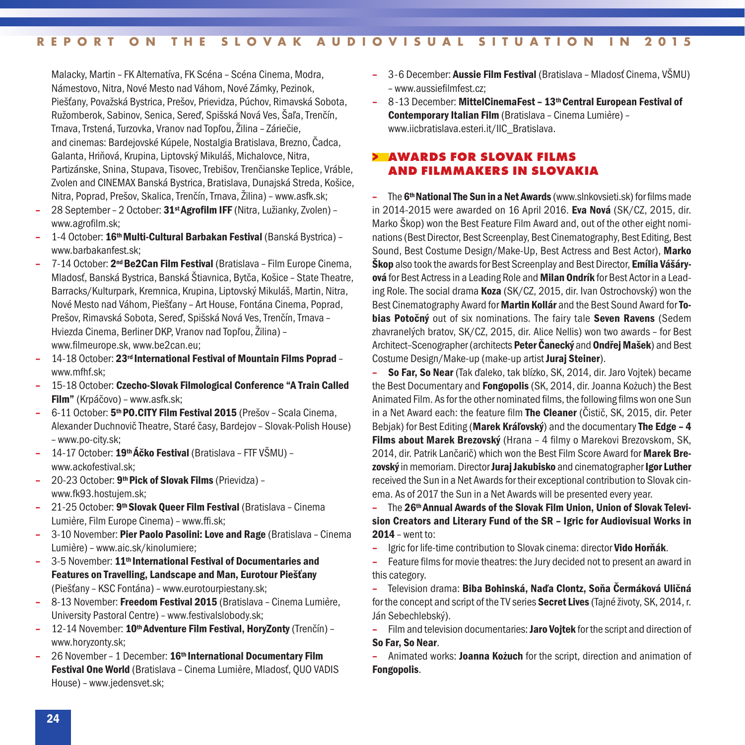Malacky, Martin – FK Alternatíva, FK Scéna – Scéna Cinema, Modra, Námestovo, Nitra, Nové Mesto nad Váhom, Nové Zámky, Pezinok, Piešťany, Považská Bystrica, Prešov, Prievidza, Púchov, Rimavská Sobota, Ružomberok, Sabinov, Senica, Sereď, Spišská Nová Ves, Šaľa, Trenčín, Trnava, Trstená, Turzovka, Vranov nad Topľou, Žilina – Záriečie, and cinemas: Bardejovské Kúpele, Nostalgia Bratislava, Brezno, Čadca, Galanta, Hriňová, Krupina, Liptovský Mikuláš, Michalovce, Nitra, Partizánske, Snina, Stupava, Tisovec, Trebišov, Trenčianske Teplice, Vráble, Zvolen and CINEMAX Banská Bystrica, Bratislava, Dunajská Streda, Košice, Nitra, Poprad, Prešov, Skalica, Trenčín, Trnava, Žilina) – www.asfk.sk;

- 28 September – 2 October: **31st Agrofilm IFF** (Nitra, Lužianky, Zvolen) – www.agrofilm.sk;
- 1-4 October: **16th Multi-Cultural Barbakan Festival** (Banská Bystrica) – www.barbakanfest.sk;
- 7-14 October: **2nd Be2Can Film Festival** (Bratislava – Film Europe Cinema, Mladosť, Banská Bystrica, Banská Štiavnica, Bytča, Košice – State Theatre, Barracks/Kulturpark, Kremnica, Krupina, Liptovský Mikuláš, Martin, Nitra, Nové Mesto nad Váhom, Piešťany – Art House, Fontána Cinema, Poprad, Prešov, Rimavská Sobota, Sereď, Spišská Nová Ves, Trenčín, Trnava – Hviezda Cinema, Berliner DKP, Vranov nad Topľou, Žilina) – www.filmeurope.sk, www.be2can.eu;
- 14-18 October: **23rd International Festival of Mountain Films Poprad** – www.mfhf.sk;
- 15-18 October: **Czecho-Slovak Filmological Conference "A Train Called Film"** (Krpáčovo) – www.asfk.sk;
- 6-11 October: **5th PO.CITY Film Festival 2015** (Prešov – Scala Cinema, Alexander Duchnovič Theatre, Staré časy, Bardejov – Slovak-Polish House) – www.po-city.sk;
- 14-17 October: **19th Áčko Festival** (Bratislava – FTF VŠMU) – www.ackofestival.sk;
- 20-23 October: **9th Pick of Slovak Films** (Prievidza) – www.fk93.hostujem.sk;
- 21-25 October: **9th Slovak Queer Film Festival** (Bratislava – Cinema Lumière, Film Europe Cinema) – www.ffi.sk;
- 3-10 November: **Pier Paolo Pasolini: Love and Rage** (Bratislava – Cinema Lumière) – www.aic.sk/kinolumiere;
- 3-5 November: **11th International Festival of Documentaries and Features on Travelling, Landscape and Man, Eurotour Piešťany** (Piešťany – KSC Fontána) – www.eurotourpiestany.sk;
- 8-13 November: **Freedom Festival 2015** (Bratislava – Cinema Lumière, University Pastoral Centre) – www.festivalslobody.sk;
- 12-14 November: **10th Adventure Film Festival, HoryZonty** (Trenčín) – www.horyzonty.sk;
- 26 November – 1 December: **16th International Documentary Film Festival One World** (Bratislava – Cinema Lumière, Mladosť, QUO VADIS House) – www.jedensvet.sk;
- 3-6 December: **Aussie Film Festival** (Bratislava – Mladosť Cinema, VŠMU) – www.aussiefilmfest.cz;
- 8-13 December: **MittelCinemaFest – 13th Central European Festival of Contemporary Italian Film** (Bratislava – Cinema Lumière) – www.iicbratislava.esteri.it/IIC_Bratislava.

## > AWARDS FOR SLOVAK FILMS AND FILMMAKERS IN SLOVAKIA

– The **6th National The Sun in a Net Awards** (www.slnkovsieti.sk) for films made in 2014-2015 were awarded on 16 April 2016. **Eva Nová** (SK/CZ, 2015, dir. Marko Škop) won the Best Feature Film Award and, out of the other eight nominations (Best Director, Best Screenplay, Best Cinematography, Best Editing, Best Sound, Best Costume Design/Make-Up, Best Actress and Best Actor), **Marko Škop** also took the awards for Best Screenplay and Best Director, **Emília Vášáryová** for Best Actress in a Leading Role and **Milan Ondrík** for Best Actor in a Leading Role. The social drama **Koza** (SK/CZ, 2015, dir. Ivan Ostrochovský) won the Best Cinematography Award for **Martin Kollár** and the Best Sound Award for **Tobias Potočný** out of six nominations. The fairy tale **Seven Ravens** (Sedem zhavranelých bratov, SK/CZ, 2015, dir. Alice Nellis) won two awards – for Best Architect-Scenographer (architects **Peter Čanecký** and **Ondřej Mašek**) and Best Costume Design/Make-up (make-up artist **Juraj Steiner**).

– **So Far, So Near** (Tak ďaleko, tak blízko, SK, 2014, dir. Jaro Vojtek) became the Best Documentary and **Fongopolis** (SK, 2014, dir. Joanna Kożuch) the Best Animated Film. As for the other nominated films, the following films won one Sun in a Net Award each: the feature film **The Cleaner** (Čistič, SK, 2015, dir. Peter Bebjak) for Best Editing (**Marek Kráľovský**) and the documentary **The Edge – 4 Films about Marek Brezovský** (Hrana – 4 filmy o Marekovi Brezovskom, SK, 2014, dir. Patrik Lančarič) which won the Best Film Score Award for **Marek Brezovský** in memoriam. Director **Juraj Jakubisko** and cinematographer **Igor Luther** received the Sun in a Net Awards for their exceptional contribution to Slovak cinema. As of 2017 the Sun in a Net Awards will be presented every year.

– The **26th Annual Awards of the Slovak Film Union, Union of Slovak Television Creators and Literary Fund of the SR – Igric for Audiovisual Works in 2014** – went to:

– Igric for life-time contribution to Slovak cinema: director **Vido Horňák**.

– Feature films for movie theatres: the Jury decided not to present an award in this category.

– Television drama: **Biba Bohinská, Naďa Clontz, Soňa Čermáková Uličná** for the concept and script of the TV series **Secret Lives** (Tajné životy, SK, 2014, r. Ján Sebechlebský).

– Film and television documentaries: **Jaro Vojtek** for the script and direction of **So Far, So Near**.

– Animated works: **Joanna Kożuch** for the script, direction and animation of **Fongopolis**.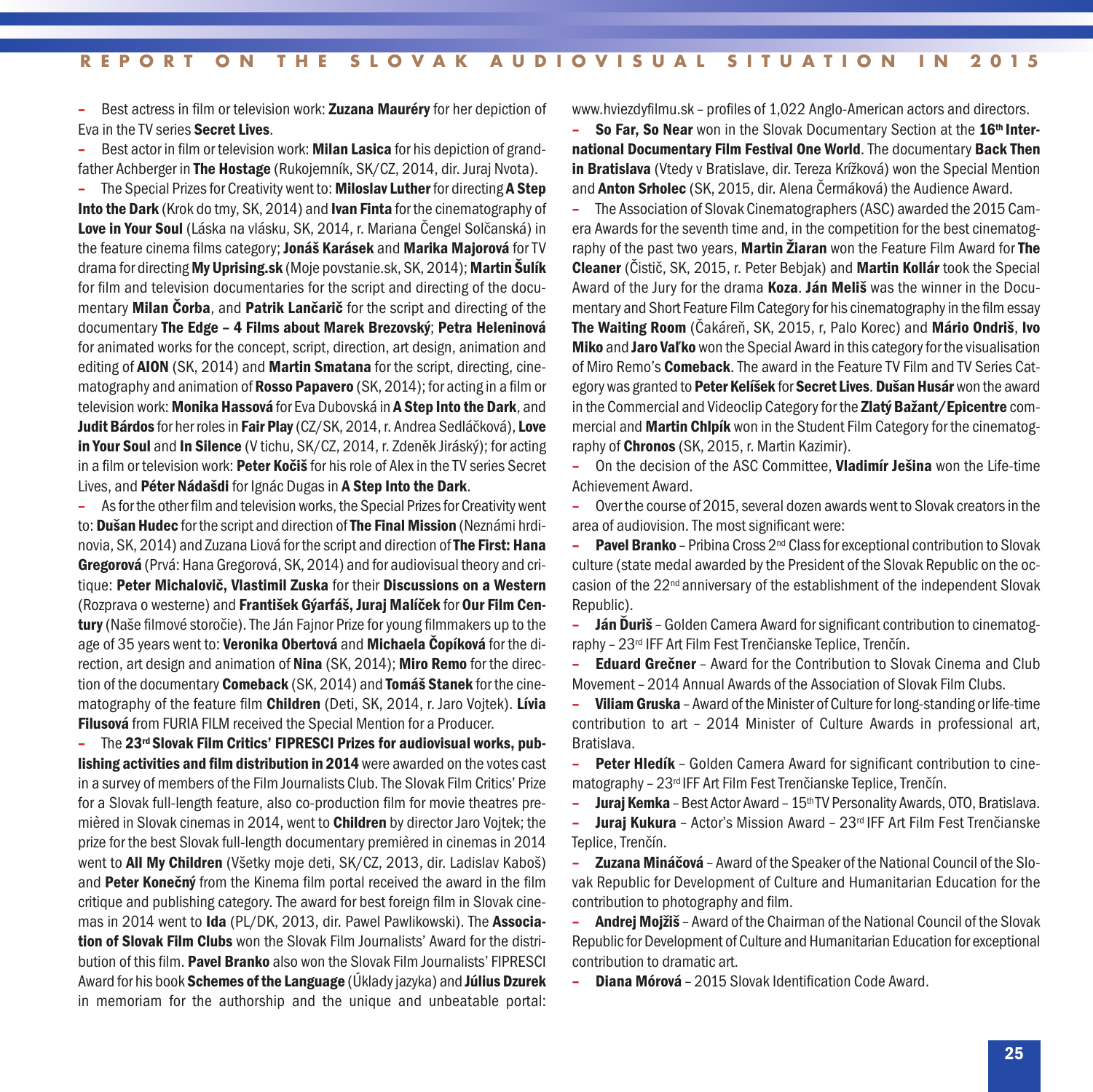– Best actress in film or television work: **Zuzana Mauréry** for her depiction of Eva in the TV series **Secret Lives**.

– Best actor in film or television work: **Milan Lasica** for his depiction of grandfather Achberger in **The Hostage** (Rukojemník, SK/CZ, 2014, dir. Juraj Nvota).

– The Special Prizes for Creativity went to: **Miloslav Luther** for directing **A Step Into the Dark** (Krok do tmy, SK, 2014) and **Ivan Finta** for the cinematography of **Love in Your Soul** (Láska na vlásku, SK, 2014, r. Mariana Čengel Solčanská) in the feature cinema films category; **Jonáš Karásek** and **Marika Majorová** for TV drama for directing **My Uprising.sk** (Moje povstanie.sk, SK, 2014); **Martin Šulík** for film and television documentaries for the script and directing of the documentary **Milan Čorba**, and **Patrik Lančarič** for the script and directing of the documentary **The Edge – 4 Films about Marek Brezovský**; **Petra Heleninová** for animated works for the concept, script, direction, art design, animation and editing of **AION** (SK, 2014) and **Martin Smatana** for the script, directing, cinematography and animation of **Rosso Papavero** (SK, 2014); for acting in a film or television work: **Monika Hassová** for Eva Dubovská in **A Step Into the Dark**, and **Judit Bárdos** for her roles in **Fair Play** (CZ/SK, 2014, r. Andrea Sedláčková), **Love in Your Soul** and **In Silence** (V tichu, SK/CZ, 2014, r. Zdeněk Jiráský); for acting in a film or television work: **Peter Kočiš** for his role of Alex in the TV series Secret Lives, and **Péter Nádašdi** for Ignác Dugas in **A Step Into the Dark**.

– As for the other film and television works, the Special Prizes for Creativity went to: **Dušan Hudec** for the script and direction of **The Final Mission** (Neznámi hrdinovia, SK, 2014) and Zuzana Liová for the script and direction of **The First: Hana Gregorová** (Prvá: Hana Gregorová, SK, 2014) and for audiovisual theory and critique: **Peter Michalovič, Vlastimil Zuska** for their **Discussions on a Western** (Rozprava o westerne) and **František Gyárfáš, Juraj Malíček** for **Our Film Century** (Naše filmové storočie). The Ján Fajnor Prize for young filmmakers up to the age of 35 years went to: **Veronika Obertová** and **Michaela Čopíková** for the direction, art design and animation of **Nina** (SK, 2014); **Miro Remo** for the direction of the documentary **Comeback** (SK, 2014) and **Tomáš Stanek** for the cinematography of the feature film **Children** (Deti, SK, 2014, r. Jaro Vojtek). **Lívia Filusová** from FURIA FILM received the Special Mention for a Producer.

– The **23rd Slovak Film Critics' FIPRESCI Prizes for audiovisual works, publishing activities and film distribution in 2014** were awarded on the votes cast in a survey of members of the Film Journalists Club. The Slovak Film Critics' Prize for a Slovak full-length feature, also co-production film for movie theatres premièred in Slovak cinemas in 2014, went to **Children** by director Jaro Vojtek; the prize for the best Slovak full-length documentary premièred in cinemas in 2014 went to **All My Children** (Všetky moje deti, SK/CZ, 2013, dir. Ladislav Kaboš) and **Peter Konečný** from the Kinema film portal received the award in the film critique and publishing category. The award for best foreign film in Slovak cinemas in 2014 went to **Ida** (PL/DK, 2013, dir. Pawel Pawlikowski). The **Association of Slovak Film Clubs** won the Slovak Film Journalists' Award for the distribution of this film. **Pavel Branko** also won the Slovak Film Journalists' FIPRESCI Award for his book **Schemes of the Language** (Úklady jazyka) and **Július Dzurek** in memoriam for the authorship and the unique and unbeatable portal: www.hviezdyfilmu.sk – profiles of 1,022 Anglo-American actors and directors.

– **So Far, So Near** won in the Slovak Documentary Section at the **16th International Documentary Film Festival One World**. The documentary **Back Then in Bratislava** (Vtedy v Bratislave, dir. Tereza Křížková) won the Special Mention and **Anton Srholec** (SK, 2015, dir. Alena Čermáková) the Audience Award.

– The Association of Slovak Cinematographers (ASC) awarded the 2015 Camera Awards for the seventh time and, in the competition for the best cinematography of the past two years, **Martin Žiaran** won the Feature Film Award for **The Cleaner** (Čistič, SK, 2015, r. Peter Bebjak) and **Martin Kollár** took the Special Award of the Jury for the drama **Koza**. **Ján Meliš** was the winner in the Documentary and Short Feature Film Category for his cinematography in the film essay **The Waiting Room** (Čakáreň, SK, 2015, r, Palo Korec) and **Mário Ondriš**, **Ivo Miko** and **Jaro Vaľko** won the Special Award in this category for the visualisation of Miro Remo's **Comeback**. The award in the Feature TV Film and TV Series Category was granted to **Peter Kelíšek** for **Secret Lives**. **Dušan Husár** won the award in the Commercial and Videoclip Category for the **Zlatý Bažant/Epicentre** commercial and **Martin Chlpík** won in the Student Film Category for the cinematography of **Chronos** (SK, 2015, r. Martin Kazimir).

– On the decision of the ASC Committee, **Vladimír Ješina** won the Life-time Achievement Award.

– Over the course of 2015, several dozen awards went to Slovak creators in the area of audiovision. The most significant were:

– **Pavel Branko** – Pribina Cross 2nd Class for exceptional contribution to Slovak culture (state medal awarded by the President of the Slovak Republic on the occasion of the 22nd anniversary of the establishment of the independent Slovak Republic).

– **Ján Ďuriš** – Golden Camera Award for significant contribution to cinematography – 23rd IFF Art Film Fest Trenčianske Teplice, Trenčín.

– **Eduard Grečner** – Award for the Contribution to Slovak Cinema and Club Movement – 2014 Annual Awards of the Association of Slovak Film Clubs.

– **Viliam Gruska** – Award of the Minister of Culture for long-standing or life-time contribution to art – 2014 Minister of Culture Awards in professional art, Bratislava.

– **Peter Hledík** – Golden Camera Award for significant contribution to cinematography – 23rd IFF Art Film Fest Trenčianske Teplice, Trenčín.

– **Juraj Kemka** – Best Actor Award – 15th TV Personality Awards, OTO, Bratislava.

– **Juraj Kukura** – Actor's Mission Award – 23rd IFF Art Film Fest Trenčianske Teplice, Trenčín.

– **Zuzana Mináčová** – Award of the Speaker of the National Council of the Slovak Republic for Development of Culture and Humanitarian Education for the contribution to photography and film.

– **Andrej Mojžiš** – Award of the Chairman of the National Council of the Slovak Republic for Development of Culture and Humanitarian Education for exceptional contribution to dramatic art.

– **Diana Mórová** – 2015 Slovak Identification Code Award.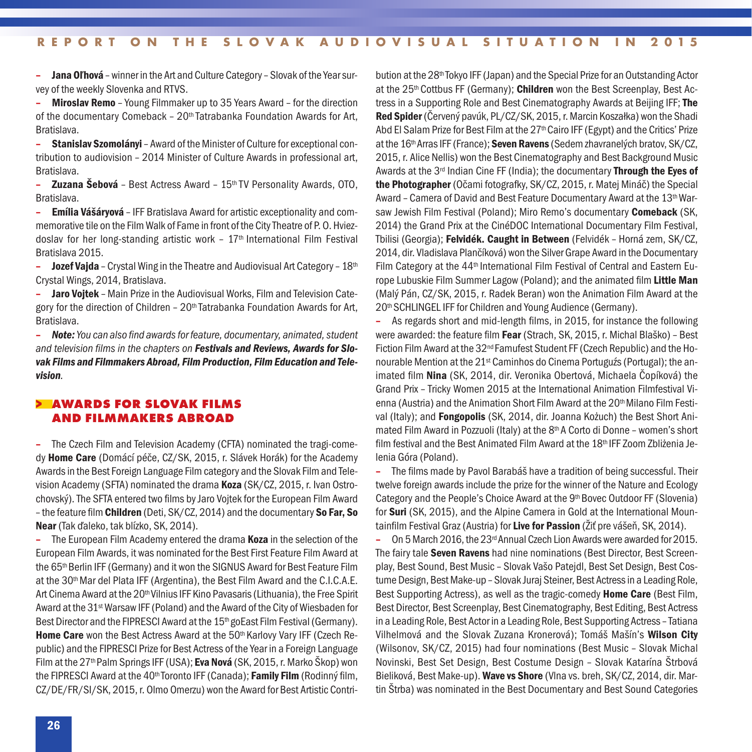– **Jana Oľhová** – winner in the Art and Culture Category – Slovak of the Year survey of the weekly Slovenka and RTVS.

– **Miroslav Remo** – Young Filmmaker up to 35 Years Award – for the direction of the documentary Comeback – 20th Tatrabanka Foundation Awards for Art, Bratislava.

– **Stanislav Szomolányi** – Award of the Minister of Culture for exceptional contribution to audiovision – 2014 Minister of Culture Awards in professional art, Bratislava.

– **Zuzana Šebová** – Best Actress Award – 15th TV Personality Awards, OTO, Bratislava.

– **Emília Vášáryová** – IFF Bratislava Award for artistic exceptionality and commemorative tile on the Film Walk of Fame in front of the City Theatre of P. O. Hviezdoslav for her long-standing artistic work – 17th International Film Festival Bratislava 2015.

– **Jozef Vajda** – Crystal Wing in the Theatre and Audiovisual Art Category – 18th Crystal Wings, 2014, Bratislava.

– **Jaro Vojtek** – Main Prize in the Audiovisual Works, Film and Television Category for the direction of Children – 20th Tatrabanka Foundation Awards for Art, Bratislava.

– ***Note:*** *You can also find awards for feature, documentary, animated, student and television films in the chapters on* ***Festivals and Reviews, Awards for Slovak Films and Filmmakers Abroad, Film Production, Film Education and Television****.*

## > AWARDS FOR SLOVAK FILMS AND FILMMAKERS ABROAD

– The Czech Film and Television Academy (CFTA) nominated the tragi-comedy **Home Care** (Domácí péče, CZ/SK, 2015, r. Slávek Horák) for the Academy Awards in the Best Foreign Language Film category and the Slovak Film and Television Academy (SFTA) nominated the drama **Koza** (SK/CZ, 2015, r. Ivan Ostrochovský). The SFTA entered two films by Jaro Vojtek for the European Film Award – the feature film **Children** (Deti, SK/CZ, 2014) and the documentary **So Far, So Near** (Tak ďaleko, tak blízko, SK, 2014).

– The European Film Academy entered the drama **Koza** in the selection of the European Film Awards, it was nominated for the Best First Feature Film Award at the 65th Berlin IFF (Germany) and it won the SIGNUS Award for Best Feature Film at the 30th Mar del Plata IFF (Argentina), the Best Film Award and the C.I.C.A.E. Art Cinema Award at the 20th Vilnius IFF Kino Pavasaris (Lithuania), the Free Spirit Award at the 31st Warsaw IFF (Poland) and the Award of the City of Wiesbaden for Best Director and the FIPRESCI Award at the 15th goEast Film Festival (Germany). **Home Care** won the Best Actress Award at the 50th Karlovy Vary IFF (Czech Republic) and the FIPRESCI Prize for Best Actress of the Year in a Foreign Language Film at the 27th Palm Springs IFF (USA); **Eva Nová** (SK, 2015, r. Marko Škop) won the FIPRESCI Award at the 40th Toronto IFF (Canada); **Family Film** (Rodinný film, CZ/DE/FR/SI/SK, 2015, r. Olmo Omerzu) won the Award for Best Artistic Contribution at the 28th Tokyo IFF (Japan) and the Special Prize for an Outstanding Actor at the 25th Cottbus FF (Germany); **Children** won the Best Screenplay, Best Actress in a Supporting Role and Best Cinematography Awards at Beijing IFF; **The Red Spider** (Červený pavúk, PL/CZ/SK, 2015, r. Marcin Koszałka) won the Shadi Abd El Salam Prize for Best Film at the 27th Cairo IFF (Egypt) and the Critics' Prize at the 16th Arras IFF (France); **Seven Ravens** (Sedem zhavranelých bratov, SK/CZ, 2015, r. Alice Nellis) won the Best Cinematography and Best Background Music Awards at the 3rd Indian Cine FF (India); the documentary **Through the Eyes of the Photographer** (Očami fotografky, SK/CZ, 2015, r. Matej Mináč) the Special Award – Camera of David and Best Feature Documentary Award at the 13th Warsaw Jewish Film Festival (Poland); Miro Remo's documentary **Comeback** (SK, 2014) the Grand Prix at the CinéDOC International Documentary Film Festival, Tbilisi (Georgia); **Felvidék. Caught in Between** (Felvidék – Horná zem, SK/CZ, 2014, dir. Vladislava Plančíková) won the Silver Grape Award in the Documentary Film Category at the 44th International Film Festival of Central and Eastern Europe Lubuskie Film Summer Lagow (Poland); and the animated film **Little Man** (Malý Pán, CZ/SK, 2015, r. Radek Beran) won the Animation Film Award at the 20th SCHLINGEL IFF for Children and Young Audience (Germany).

– As regards short and mid-length films, in 2015, for instance the following were awarded: the feature film **Fear** (Strach, SK, 2015, r. Michal Blaško) – Best Fiction Film Award at the 32nd Famufest Student FF (Czech Republic) and the Honourable Mention at the 21st Caminhos do Cinema Portuguźs (Portugal); the animated film **Nina** (SK, 2014, dir. Veronika Obertová, Michaela Čopíková) the Grand Prix – Tricky Women 2015 at the International Animation Filmfestival Vienna (Austria) and the Animation Short Film Award at the 20th Milano Film Festival (Italy); and **Fongopolis** (SK, 2014, dir. Joanna Kożuch) the Best Short Animated Film Award in Pozzuoli (Italy) at the 8th A Corto di Donne – women's short film festival and the Best Animated Film Award at the 18th IFF Zoom Zbliżenia Jelenia Góra (Poland).

– The films made by Pavol Barabáš have a tradition of being successful. Their twelve foreign awards include the prize for the winner of the Nature and Ecology Category and the People's Choice Award at the 9th Bovec Outdoor FF (Slovenia) for **Suri** (SK, 2015), and the Alpine Camera in Gold at the International Mountainfilm Festival Graz (Austria) for **Live for Passion** (Žiť pre vášeň, SK, 2014).

– On 5 March 2016, the 23rd Annual Czech Lion Awards were awarded for 2015. The fairy tale **Seven Ravens** had nine nominations (Best Director, Best Screenplay, Best Sound, Best Music – Slovak Vašo Patejdl, Best Set Design, Best Costume Design, Best Make-up – Slovak Juraj Steiner, Best Actress in a Leading Role, Best Supporting Actress), as well as the tragic-comedy **Home Care** (Best Film, Best Director, Best Screenplay, Best Cinematography, Best Editing, Best Actress in a Leading Role, Best Actor in a Leading Role, Best Supporting Actress – Tatiana Vilhelmová and the Slovak Zuzana Kronerová); Tomáš Mašín's **Wilson City** (Wilsonov, SK/CZ, 2015) had four nominations (Best Music – Slovak Michal Novinski, Best Set Design, Best Costume Design – Slovak Katarína Štrbová Bieliková, Best Make-up). **Wave vs Shore** (Vlna vs. breh, SK/CZ, 2014, dir. Martin Štrba) was nominated in the Best Documentary and Best Sound Categories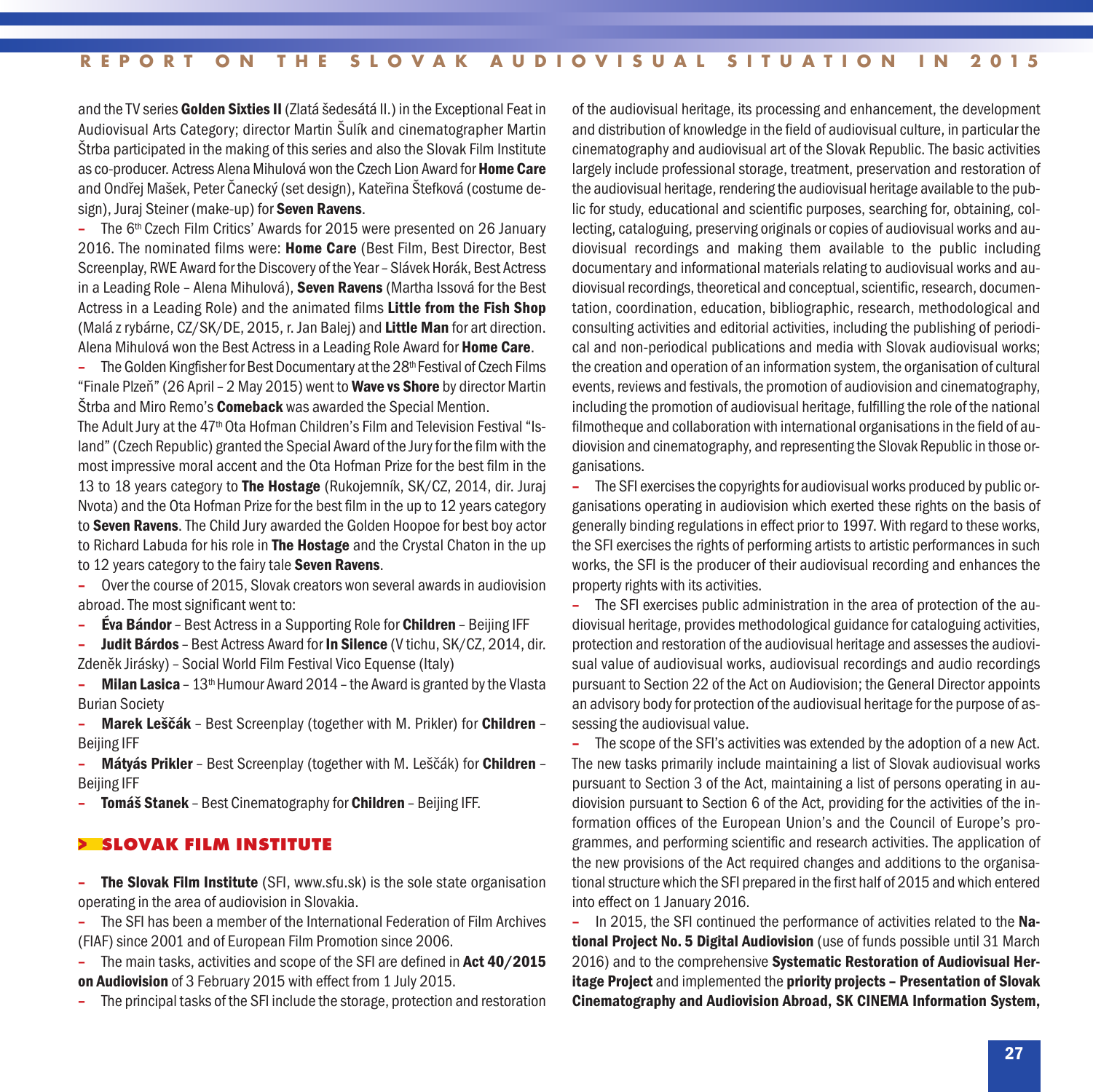and the TV series **Golden Sixties II** (Zlatá šedesátá II.) in the Exceptional Feat in Audiovisual Arts Category; director Martin Šulík and cinematographer Martin Štrba participated in the making of this series and also the Slovak Film Institute as co-producer. Actress Alena Mihulová won the Czech Lion Award for **Home Care** and Ondřej Mašek, Peter Čanecký (set design), Kateřina Štefková (costume design), Juraj Steiner (make-up) for **Seven Ravens**.

– The 6th Czech Film Critics' Awards for 2015 were presented on 26 January 2016. The nominated films were: **Home Care** (Best Film, Best Director, Best Screenplay, RWE Award for the Discovery of the Year – Slávek Horák, Best Actress in a Leading Role – Alena Mihulová), **Seven Ravens** (Martha Issová for the Best Actress in a Leading Role) and the animated films **Little from the Fish Shop** (Malá z rybárne, CZ/SK/DE, 2015, r. Jan Balej) and **Little Man** for art direction. Alena Mihulová won the Best Actress in a Leading Role Award for **Home Care**.

– The Golden Kingfisher for Best Documentary at the 28th Festival of Czech Films "Finale Plzeň" (26 April – 2 May 2015) went to **Wave vs Shore** by director Martin Štrba and Miro Remo's **Comeback** was awarded the Special Mention.

The Adult Jury at the 47th Ota Hofman Children's Film and Television Festival "Island" (Czech Republic) granted the Special Award of the Jury for the film with the most impressive moral accent and the Ota Hofman Prize for the best film in the 13 to 18 years category to **The Hostage** (Rukojemník, SK/CZ, 2014, dir. Juraj Nvota) and the Ota Hofman Prize for the best film in the up to 12 years category to **Seven Ravens**. The Child Jury awarded the Golden Hoopoe for best boy actor to Richard Labuda for his role in **The Hostage** and the Crystal Chaton in the up to 12 years category to the fairy tale **Seven Ravens**.

– Over the course of 2015, Slovak creators won several awards in audiovision abroad. The most significant went to:

- **Éva Bándor** – Best Actress in a Supporting Role for **Children** – Beijing IFF
- **Judit Bárdos** – Best Actress Award for **In Silence** (V tichu, SK/CZ, 2014, dir. Zdeněk Jirásky) – Social World Film Festival Vico Equense (Italy)
- **Milan Lasica** – 13th Humour Award 2014 – the Award is granted by the Vlasta Burian Society
- **Marek Leščák** – Best Screenplay (together with M. Prikler) for **Children** – Beijing IFF
- **Mátyás Prikler** – Best Screenplay (together with M. Leščák) for **Children** – Beijing IFF
- **Tomáš Stanek** – Best Cinematography for **Children** – Beijing IFF.

## SLOVAK FILM INSTITUTE

– **The Slovak Film Institute** (SFI, www.sfu.sk) is the sole state organisation operating in the area of audiovision in Slovakia.

– The SFI has been a member of the International Federation of Film Archives (FIAF) since 2001 and of European Film Promotion since 2006.

– The main tasks, activities and scope of the SFI are defined in **Act 40/2015 on Audiovision** of 3 February 2015 with effect from 1 July 2015.

– The principal tasks of the SFI include the storage, protection and restoration of the audiovisual heritage, its processing and enhancement, the development and distribution of knowledge in the field of audiovisual culture, in particular the cinematography and audiovisual art of the Slovak Republic. The basic activities largely include professional storage, treatment, preservation and restoration of the audiovisual heritage, rendering the audiovisual heritage available to the public for study, educational and scientific purposes, searching for, obtaining, collecting, cataloguing, preserving originals or copies of audiovisual works and audiovisual recordings and making them available to the public including documentary and informational materials relating to audiovisual works and audiovisual recordings, theoretical and conceptual, scientific, research, documentation, coordination, education, bibliographic, research, methodological and consulting activities and editorial activities, including the publishing of periodical and non-periodical publications and media with Slovak audiovisual works; the creation and operation of an information system, the organisation of cultural events, reviews and festivals, the promotion of audiovision and cinematography, including the promotion of audiovisual heritage, fulfilling the role of the national filmotheque and collaboration with international organisations in the field of audiovision and cinematography, and representing the Slovak Republic in those organisations.

– The SFI exercises the copyrights for audiovisual works produced by public organisations operating in audiovision which exerted these rights on the basis of generally binding regulations in effect prior to 1997. With regard to these works, the SFI exercises the rights of performing artists to artistic performances in such works, the SFI is the producer of their audiovisual recording and enhances the property rights with its activities.

– The SFI exercises public administration in the area of protection of the audiovisual heritage, provides methodological guidance for cataloguing activities, protection and restoration of the audiovisual heritage and assesses the audiovisual value of audiovisual works, audiovisual recordings and audio recordings pursuant to Section 22 of the Act on Audiovision; the General Director appoints an advisory body for protection of the audiovisual heritage for the purpose of assessing the audiovisual value.

– The scope of the SFI's activities was extended by the adoption of a new Act. The new tasks primarily include maintaining a list of Slovak audiovisual works pursuant to Section 3 of the Act, maintaining a list of persons operating in audiovision pursuant to Section 6 of the Act, providing for the activities of the information offices of the European Union's and the Council of Europe's programmes, and performing scientific and research activities. The application of the new provisions of the Act required changes and additions to the organisational structure which the SFI prepared in the first half of 2015 and which entered into effect on 1 January 2016.

– In 2015, the SFI continued the performance of activities related to the **National Project No. 5 Digital Audiovision** (use of funds possible until 31 March 2016) and to the comprehensive **Systematic Restoration of Audiovisual Heritage Project** and implemented the **priority projects – Presentation of Slovak Cinematography and Audiovision Abroad, SK CINEMA Information System,**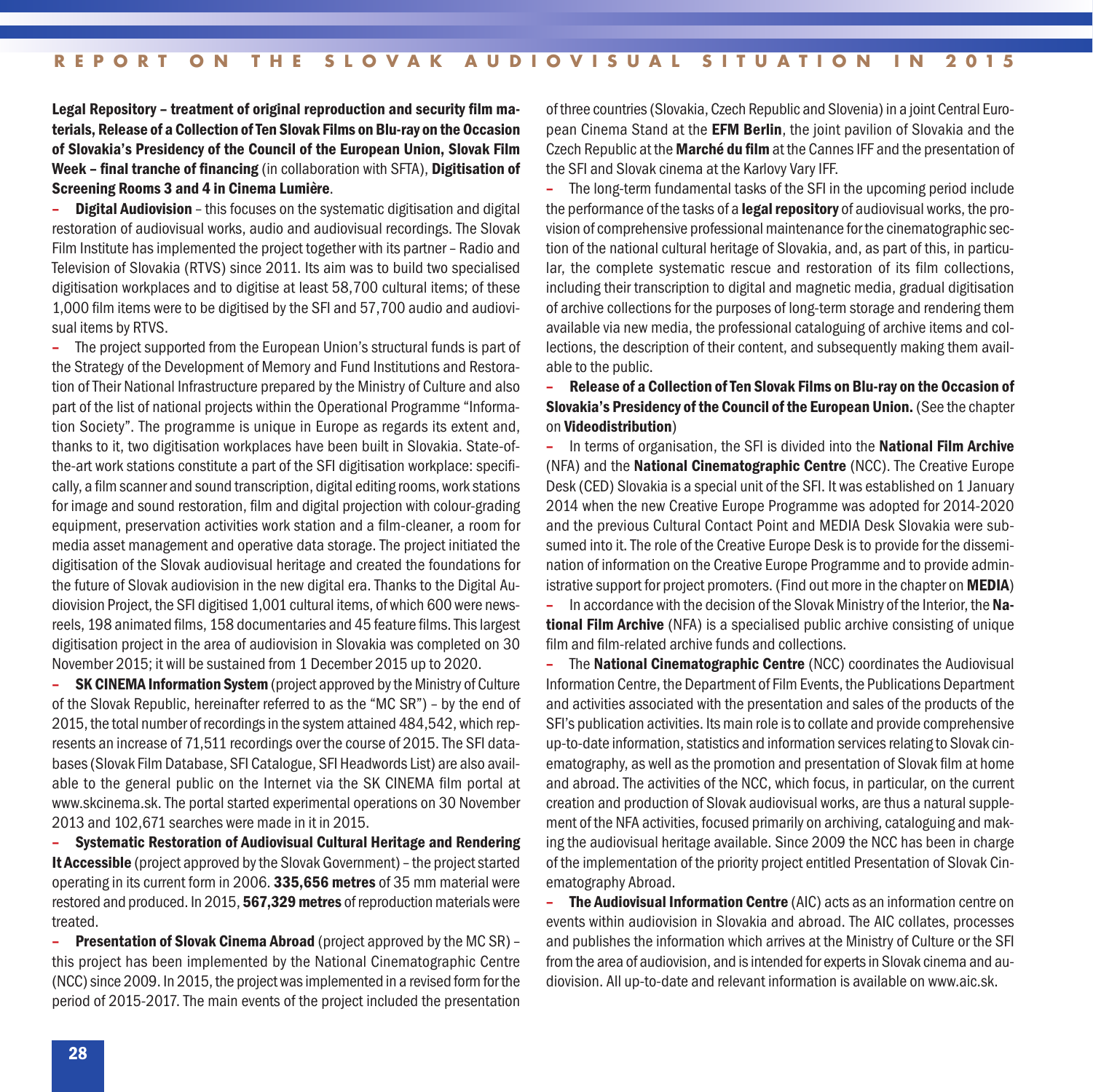**Legal Repository – treatment of original reproduction and security film materials, Release of a Collection of Ten Slovak Films on Blu-ray on the Occasion of Slovakia's Presidency of the Council of the European Union, Slovak Film Week – final tranche of financing** (in collaboration with SFTA), **Digitisation of Screening Rooms 3 and 4 in Cinema Lumière**.

– **Digital Audiovision** – this focuses on the systematic digitisation and digital restoration of audiovisual works, audio and audiovisual recordings. The Slovak Film Institute has implemented the project together with its partner – Radio and Television of Slovakia (RTVS) since 2011. Its aim was to build two specialised digitisation workplaces and to digitise at least 58,700 cultural items; of these 1,000 film items were to be digitised by the SFI and 57,700 audio and audiovisual items by RTVS.

– The project supported from the European Union's structural funds is part of the Strategy of the Development of Memory and Fund Institutions and Restoration of Their National Infrastructure prepared by the Ministry of Culture and also part of the list of national projects within the Operational Programme "Information Society". The programme is unique in Europe as regards its extent and, thanks to it, two digitisation workplaces have been built in Slovakia. State-of-the-art work stations constitute a part of the SFI digitisation workplace: specifically, a film scanner and sound transcription, digital editing rooms, work stations for image and sound restoration, film and digital projection with colour-grading equipment, preservation activities work station and a film-cleaner, a room for media asset management and operative data storage. The project initiated the digitisation of the Slovak audiovisual heritage and created the foundations for the future of Slovak audiovision in the new digital era. Thanks to the Digital Audiovision Project, the SFI digitised 1,001 cultural items, of which 600 were newsreels, 198 animated films, 158 documentaries and 45 feature films. This largest digitisation project in the area of audiovision in Slovakia was completed on 30 November 2015; it will be sustained from 1 December 2015 up to 2020.

– **SK CINEMA Information System** (project approved by the Ministry of Culture of the Slovak Republic, hereinafter referred to as the "MC SR") – by the end of 2015, the total number of recordings in the system attained 484,542, which represents an increase of 71,511 recordings over the course of 2015. The SFI databases (Slovak Film Database, SFI Catalogue, SFI Headwords List) are also available to the general public on the Internet via the SK CINEMA film portal at www.skcinema.sk. The portal started experimental operations on 30 November 2013 and 102,671 searches were made in it in 2015.

– **Systematic Restoration of Audiovisual Cultural Heritage and Rendering It Accessible** (project approved by the Slovak Government) – the project started operating in its current form in 2006. **335,656 metres** of 35 mm material were restored and produced. In 2015, **567,329 metres** of reproduction materials were treated.

– **Presentation of Slovak Cinema Abroad** (project approved by the MC SR) – this project has been implemented by the National Cinematographic Centre (NCC) since 2009. In 2015, the project was implemented in a revised form for the period of 2015-2017. The main events of the project included the presentation of three countries (Slovakia, Czech Republic and Slovenia) in a joint Central European Cinema Stand at the **EFM Berlin**, the joint pavilion of Slovakia and the Czech Republic at the **Marché du film** at the Cannes IFF and the presentation of the SFI and Slovak cinema at the Karlovy Vary IFF.

– The long-term fundamental tasks of the SFI in the upcoming period include the performance of the tasks of a **legal repository** of audiovisual works, the provision of comprehensive professional maintenance for the cinematographic section of the national cultural heritage of Slovakia, and, as part of this, in particular, the complete systematic rescue and restoration of its film collections, including their transcription to digital and magnetic media, gradual digitisation of archive collections for the purposes of long-term storage and rendering them available via new media, the professional cataloguing of archive items and collections, the description of their content, and subsequently making them available to the public.

– **Release of a Collection of Ten Slovak Films on Blu-ray on the Occasion of Slovakia's Presidency of the Council of the European Union.** (See the chapter on **Videodistribution**)

– In terms of organisation, the SFI is divided into the **National Film Archive** (NFA) and the **National Cinematographic Centre** (NCC). The Creative Europe Desk (CED) Slovakia is a special unit of the SFI. It was established on 1 January 2014 when the new Creative Europe Programme was adopted for 2014-2020 and the previous Cultural Contact Point and MEDIA Desk Slovakia were subsumed into it. The role of the Creative Europe Desk is to provide for the dissemination of information on the Creative Europe Programme and to provide administrative support for project promoters. (Find out more in the chapter on **MEDIA**)

– In accordance with the decision of the Slovak Ministry of the Interior, the **National Film Archive** (NFA) is a specialised public archive consisting of unique film and film-related archive funds and collections.

– The **National Cinematographic Centre** (NCC) coordinates the Audiovisual Information Centre, the Department of Film Events, the Publications Department and activities associated with the presentation and sales of the products of the SFI's publication activities. Its main role is to collate and provide comprehensive up-to-date information, statistics and information services relating to Slovak cinematography, as well as the promotion and presentation of Slovak film at home and abroad. The activities of the NCC, which focus, in particular, on the current creation and production of Slovak audiovisual works, are thus a natural supplement of the NFA activities, focused primarily on archiving, cataloguing and making the audiovisual heritage available. Since 2009 the NCC has been in charge of the implementation of the priority project entitled Presentation of Slovak Cinematography Abroad.

– **The Audiovisual Information Centre** (AIC) acts as an information centre on events within audiovision in Slovakia and abroad. The AIC collates, processes and publishes the information which arrives at the Ministry of Culture or the SFI from the area of audiovision, and is intended for experts in Slovak cinema and audiovision. All up-to-date and relevant information is available on www.aic.sk.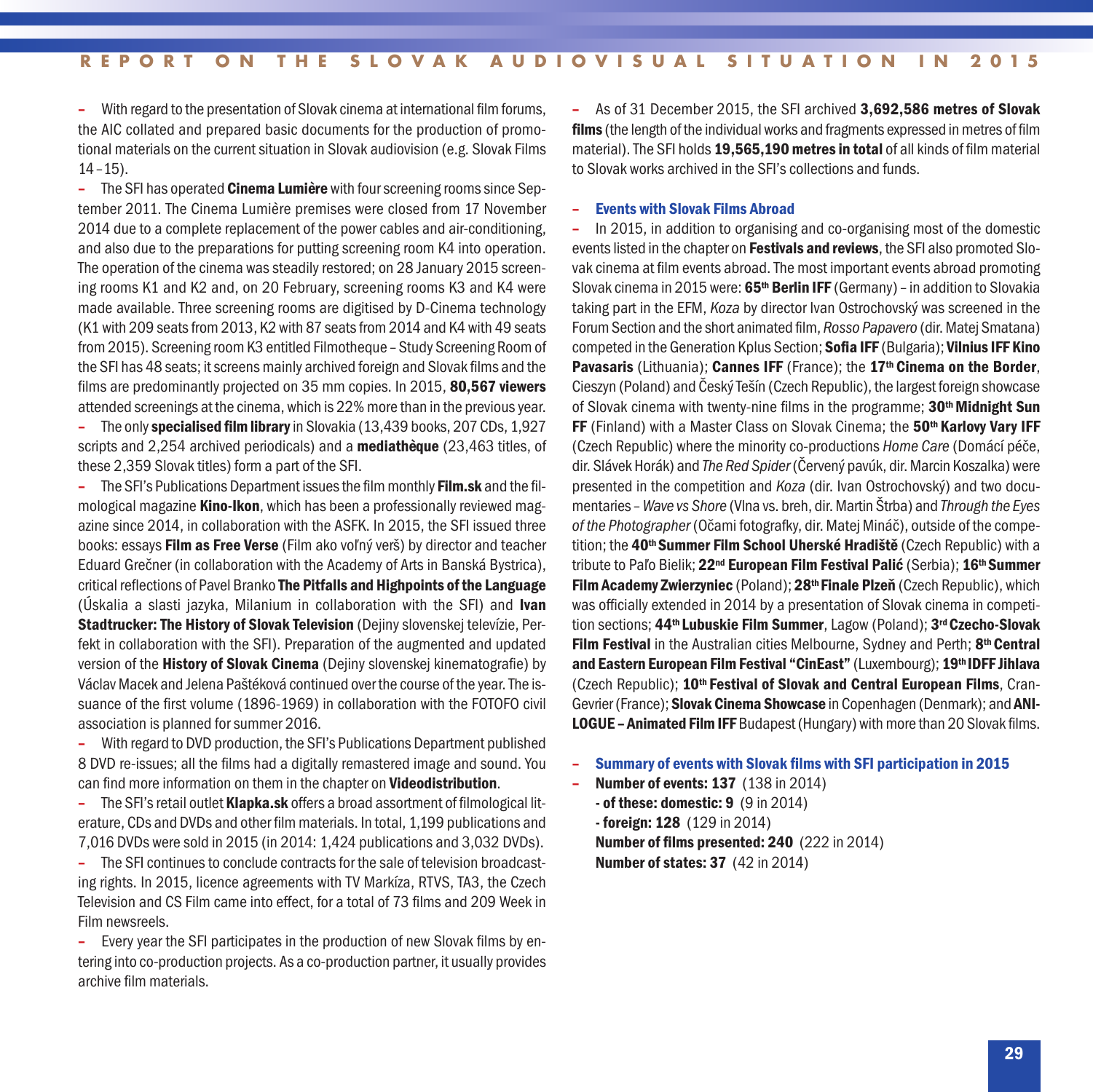– With regard to the presentation of Slovak cinema at international film forums, the AIC collated and prepared basic documents for the production of promotional materials on the current situation in Slovak audiovision (e.g. Slovak Films 14 – 15).

– The SFI has operated **Cinema Lumière** with four screening rooms since September 2011. The Cinema Lumière premises were closed from 17 November 2014 due to a complete replacement of the power cables and air-conditioning, and also due to the preparations for putting screening room K4 into operation. The operation of the cinema was steadily restored; on 28 January 2015 screening rooms K1 and K2 and, on 20 February, screening rooms K3 and K4 were made available. Three screening rooms are digitised by D-Cinema technology (K1 with 209 seats from 2013, K2 with 87 seats from 2014 and K4 with 49 seats from 2015). Screening room K3 entitled Filmotheque – Study Screening Room of the SFI has 48 seats; it screens mainly archived foreign and Slovak films and the films are predominantly projected on 35 mm copies. In 2015, **80,567 viewers** attended screenings at the cinema, which is 22% more than in the previous year.

– The only **specialised film library** in Slovakia (13,439 books, 207 CDs, 1,927 scripts and 2,254 archived periodicals) and a **mediathèque** (23,463 titles, of these 2,359 Slovak titles) form a part of the SFI.

– The SFI's Publications Department issues the film monthly **Film.sk** and the filmological magazine **Kino-Ikon**, which has been a professionally reviewed magazine since 2014, in collaboration with the ASFK. In 2015, the SFI issued three books: essays **Film as Free Verse** (Film ako voľný verš) by director and teacher Eduard Grečner (in collaboration with the Academy of Arts in Banská Bystrica), critical reflections of Pavel Branko **The Pitfalls and Highpoints of the Language** (Úskalia a slasti jazyka, Milanium in collaboration with the SFI) and **Ivan Stadtrucker: The History of Slovak Television** (Dejiny slovenskej televízie, Perfekt in collaboration with the SFI). Preparation of the augmented and updated version of the **History of Slovak Cinema** (Dejiny slovenskej kinematografie) by Václav Macek and Jelena Paštéková continued over the course of the year. The issuance of the first volume (1896-1969) in collaboration with the FOTOFO civil association is planned for summer 2016.

– With regard to DVD production, the SFI's Publications Department published 8 DVD re-issues; all the films had a digitally remastered image and sound. You can find more information on them in the chapter on **Videodistribution**.

– The SFI's retail outlet **Klapka.sk** offers a broad assortment of filmological literature, CDs and DVDs and other film materials. In total, 1,199 publications and 7,016 DVDs were sold in 2015 (in 2014: 1,424 publications and 3,032 DVDs).

– The SFI continues to conclude contracts for the sale of television broadcasting rights. In 2015, licence agreements with TV Markíza, RTVS, TA3, the Czech Television and CS Film came into effect, for a total of 73 films and 209 Week in Film newsreels.

– Every year the SFI participates in the production of new Slovak films by entering into co-production projects. As a co-production partner, it usually provides archive film materials.

– As of 31 December 2015, the SFI archived **3,692,586 metres of Slovak films** (the length of the individual works and fragments expressed in metres of film material). The SFI holds **19,565,190 metres in total** of all kinds of film material to Slovak works archived in the SFI's collections and funds.

### – Events with Slovak Films Abroad

– In 2015, in addition to organising and co-organising most of the domestic events listed in the chapter on **Festivals and reviews**, the SFI also promoted Slovak cinema at film events abroad. The most important events abroad promoting Slovak cinema in 2015 were: **65th Berlin IFF** (Germany) – in addition to Slovakia taking part in the EFM, *Koza* by director Ivan Ostrochovský was screened in the Forum Section and the short animated film, *Rosso Papavero* (dir. Matej Smatana) competed in the Generation Kplus Section; **Sofia IFF** (Bulgaria); **Vilnius IFF Kino Pavasaris** (Lithuania); **Cannes IFF** (France); the **17th Cinema on the Border**, Cieszyn (Poland) and Český Těšín (Czech Republic), the largest foreign showcase of Slovak cinema with twenty-nine films in the programme; **30th Midnight Sun FF** (Finland) with a Master Class on Slovak Cinema; the **50th Karlovy Vary IFF** (Czech Republic) where the minority co-productions *Home Care* (Domácí péče, dir. Slávek Horák) and *The Red Spider* (Červený pavúk, dir. Marcin Koszalka) were presented in the competition and *Koza* (dir. Ivan Ostrochovský) and two documentaries – *Wave vs Shore* (Vlna vs. breh, dir. Martin Štrba) and *Through the Eyes of the Photographer* (Očami fotografky, dir. Matej Mináč), outside of the competition; the **40th Summer Film School Uherské Hradiště** (Czech Republic) with a tribute to Paľo Bielik; **22nd European Film Festival Palić** (Serbia); **16th Summer Film Academy Zwierzyniec** (Poland); **28th Finale Plzeň** (Czech Republic), which was officially extended in 2014 by a presentation of Slovak cinema in competition sections; **44th Lubuskie Film Summer**, Lagow (Poland); **3rd Czecho-Slovak Film Festival** in the Australian cities Melbourne, Sydney and Perth; **8th Central and Eastern European Film Festival "CinEast"** (Luxembourg); **19th IDFF Jihlava** (Czech Republic); **10th Festival of Slovak and Central European Films**, Cran-Gevrier (France); **Slovak Cinema Showcase** in Copenhagen (Denmark); and **ANILOGUE – Animated Film IFF** Budapest (Hungary) with more than 20 Slovak films.

### – Summary of events with Slovak films with SFI participation in 2015

– **Number of events: 137** (138 in 2014)
**- of these: domestic: 9** (9 in 2014)
**- foreign: 128** (129 in 2014)
**Number of films presented: 240** (222 in 2014)
**Number of states: 37** (42 in 2014)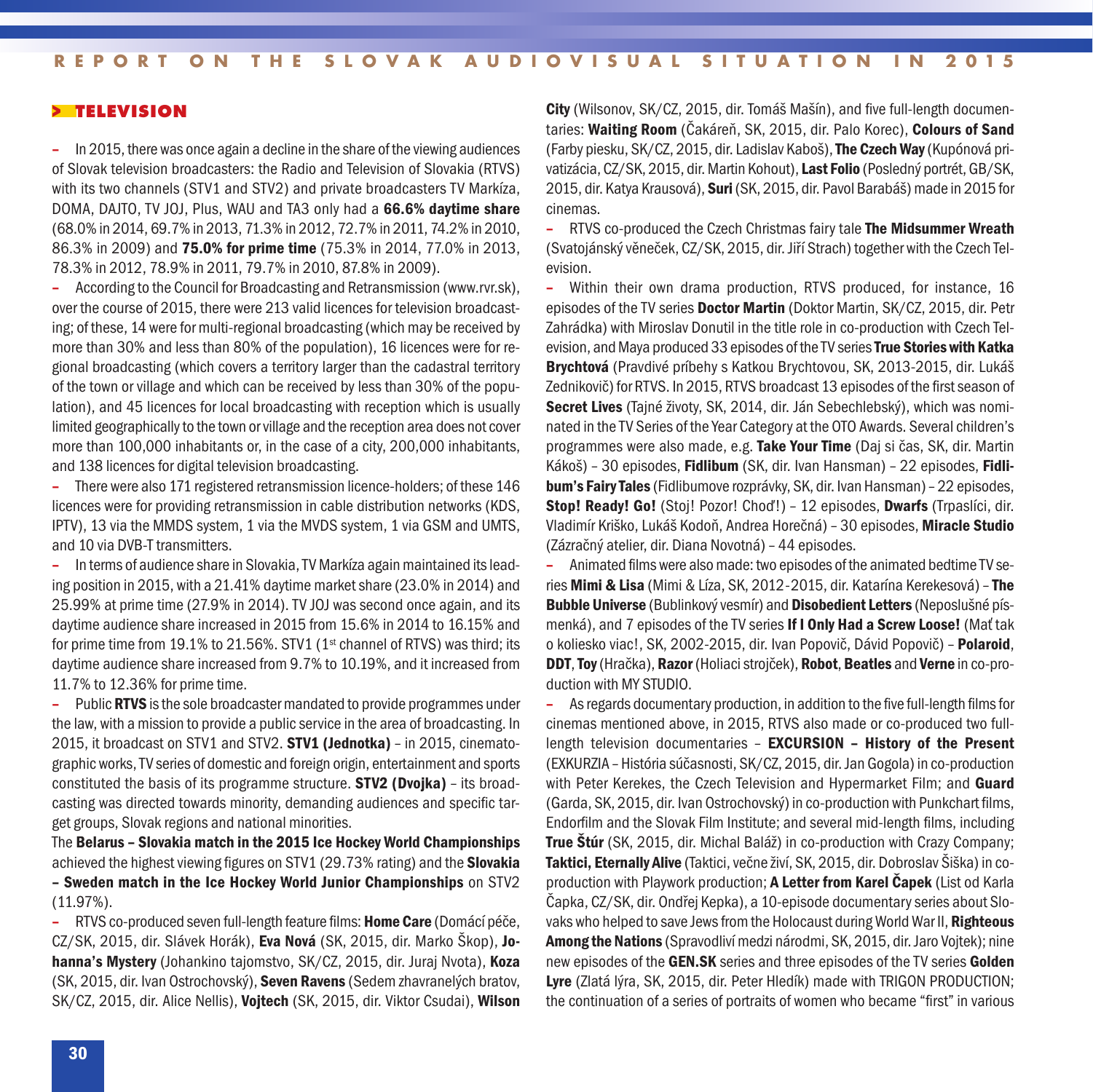## > TELEVISION

– In 2015, there was once again a decline in the share of the viewing audiences of Slovak television broadcasters: the Radio and Television of Slovakia (RTVS) with its two channels (STV1 and STV2) and private broadcasters TV Markíza, DOMA, DAJTO, TV JOJ, Plus, WAU and TA3 only had a **66.6% daytime share** (68.0% in 2014, 69.7% in 2013, 71.3% in 2012, 72.7% in 2011, 74.2% in 2010, 86.3% in 2009) and **75.0% for prime time** (75.3% in 2014, 77.0% in 2013, 78.3% in 2012, 78.9% in 2011, 79.7% in 2010, 87.8% in 2009).

– According to the Council for Broadcasting and Retransmission (www.rvr.sk), over the course of 2015, there were 213 valid licences for television broadcasting; of these, 14 were for multi-regional broadcasting (which may be received by more than 30% and less than 80% of the population), 16 licences were for regional broadcasting (which covers a territory larger than the cadastral territory of the town or village and which can be received by less than 30% of the population), and 45 licences for local broadcasting with reception which is usually limited geographically to the town or village and the reception area does not cover more than 100,000 inhabitants or, in the case of a city, 200,000 inhabitants, and 138 licences for digital television broadcasting.

– There were also 171 registered retransmission licence-holders; of these 146 licences were for providing retransmission in cable distribution networks (KDS, IPTV), 13 via the MMDS system, 1 via the MVDS system, 1 via GSM and UMTS, and 10 via DVB-T transmitters.

– In terms of audience share in Slovakia, TV Markíza again maintained its leading position in 2015, with a 21.41% daytime market share (23.0% in 2014) and 25.99% at prime time (27.9% in 2014). TV JOJ was second once again, and its daytime audience share increased in 2015 from 15.6% in 2014 to 16.15% and for prime time from 19.1% to 21.56%. STV1 (1st channel of RTVS) was third; its daytime audience share increased from 9.7% to 10.19%, and it increased from 11.7% to 12.36% for prime time.

– Public **RTVS** is the sole broadcaster mandated to provide programmes under the law, with a mission to provide a public service in the area of broadcasting. In 2015, it broadcast on STV1 and STV2. **STV1 (Jednotka)** – in 2015, cinematographic works, TV series of domestic and foreign origin, entertainment and sports constituted the basis of its programme structure. **STV2 (Dvojka)** – its broadcasting was directed towards minority, demanding audiences and specific target groups, Slovak regions and national minorities.

The **Belarus – Slovakia match in the 2015 Ice Hockey World Championships** achieved the highest viewing figures on STV1 (29.73% rating) and the **Slovakia – Sweden match in the Ice Hockey World Junior Championships** on STV2 (11.97%).

– RTVS co-produced seven full-length feature films: **Home Care** (Domácí péče, CZ/SK, 2015, dir. Slávek Horák), **Eva Nová** (SK, 2015, dir. Marko Škop), **Johanna's Mystery** (Johankino tajomstvo, SK/CZ, 2015, dir. Juraj Nvota), **Koza** (SK, 2015, dir. Ivan Ostrochovský), **Seven Ravens** (Sedem zhavranelých bratov, SK/CZ, 2015, dir. Alice Nellis), **Vojtech** (SK, 2015, dir. Viktor Csudai), **Wilson City** (Wilsonov, SK/CZ, 2015, dir. Tomáš Mašín), and five full-length documentaries: **Waiting Room** (Čakáreň, SK, 2015, dir. Palo Korec), **Colours of Sand** (Farby piesku, SK/CZ, 2015, dir. Ladislav Kaboš), **The Czech Way** (Kupónová privatizácia, CZ/SK, 2015, dir. Martin Kohout), **Last Folio** (Posledný portrét, GB/SK, 2015, dir. Katya Krausová), **Suri** (SK, 2015, dir. Pavol Barabáš) made in 2015 for cinemas.

– RTVS co-produced the Czech Christmas fairy tale **The Midsummer Wreath** (Svatojánský věneček, CZ/SK, 2015, dir. Jiří Strach) together with the Czech Television.

– Within their own drama production, RTVS produced, for instance, 16 episodes of the TV series **Doctor Martin** (Doktor Martin, SK/CZ, 2015, dir. Petr Zahrádka) with Miroslav Donutil in the title role in co-production with Czech Television, and Maya produced 33 episodes of the TV series **True Stories with Katka Brychtová** (Pravdivé príbehy s Katkou Brychtovou, SK, 2013-2015, dir. Lukáš Zednikovič) for RTVS. In 2015, RTVS broadcast 13 episodes of the first season of **Secret Lives** (Tajné životy, SK, 2014, dir. Ján Sebechlebský), which was nominated in the TV Series of the Year Category at the OTO Awards. Several children's programmes were also made, e.g. **Take Your Time** (Daj si čas, SK, dir. Martin Kákoš) – 30 episodes, **Fidlibum** (SK, dir. Ivan Hansman) – 22 episodes, **Fidlibum's Fairy Tales** (Fidlibumove rozprávky, SK, dir. Ivan Hansman) – 22 episodes, **Stop! Ready! Go!** (Stoj! Pozor! Choď!) – 12 episodes, **Dwarfs** (Trpaslíci, dir. Vladimír Kriško, Lukáš Kodoň, Andrea Horečná) – 30 episodes, **Miracle Studio** (Zázračný atelier, dir. Diana Novotná) – 44 episodes.

– Animated films were also made: two episodes of the animated bedtime TV series **Mimi & Lisa** (Mimi & Líza, SK, 2012-2015, dir. Katarína Kerekesová) – **The Bubble Universe** (Bublinkový vesmír) and **Disobedient Letters** (Neposlušné písmenká), and 7 episodes of the TV series **If I Only Had a Screw Loose!** (Mať tak o koliesko viac!, SK, 2002-2015, dir. Ivan Popovič, Dávid Popovič) – **Polaroid**, **DDT**, **Toy** (Hračka), **Razor** (Holiaci strojček), **Robot**, **Beatles** and **Verne** in co-production with MY STUDIO.

– As regards documentary production, in addition to the five full-length films for cinemas mentioned above, in 2015, RTVS also made or co-produced two full-length television documentaries – **EXCURSION – History of the Present** (EXKURZIA – História súčasnosti, SK/CZ, 2015, dir. Jan Gogola) in co-production with Peter Kerekes, the Czech Television and Hypermarket Film; and **Guard** (Garda, SK, 2015, dir. Ivan Ostrochovský) in co-production with Punkchart films, Endorfilm and the Slovak Film Institute; and several mid-length films, including **True Štúr** (SK, 2015, dir. Michal Baláž) in co-production with Crazy Company; **Taktici, Eternally Alive** (Taktici, večne živí, SK, 2015, dir. Dobroslav Šiška) in co-production with Playwork production; **A Letter from Karel Čapek** (List od Karla Čapka, CZ/SK, dir. Ondřej Kepka), a 10-episode documentary series about Slovaks who helped to save Jews from the Holocaust during World War II, **Righteous Among the Nations** (Spravodliví medzi národmi, SK, 2015, dir. Jaro Vojtek); nine new episodes of the **GEN.SK** series and three episodes of the TV series **Golden Lyre** (Zlatá lýra, SK, 2015, dir. Peter Hledík) made with TRIGON PRODUCTION; the continuation of a series of portraits of women who became "first" in various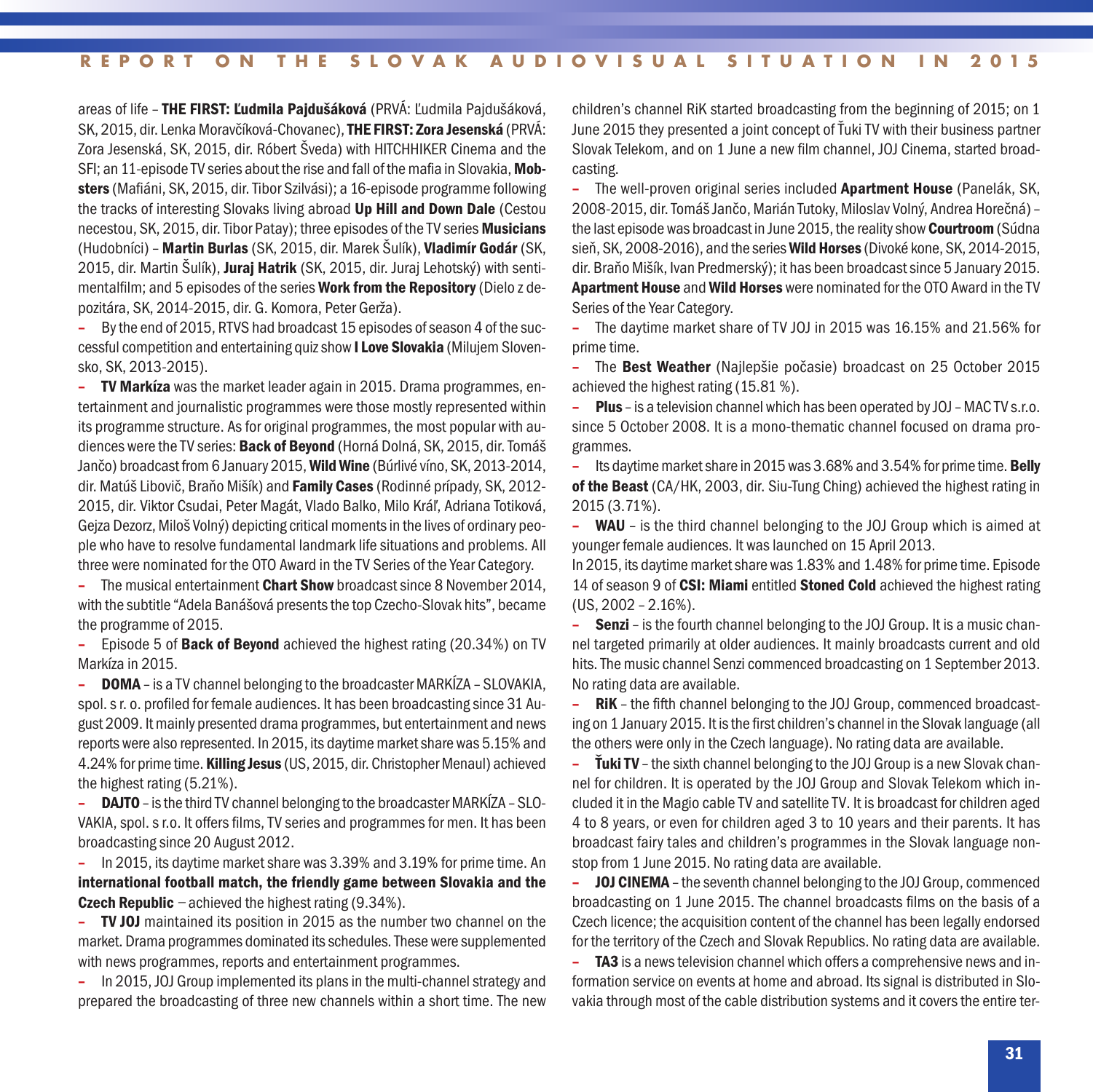areas of life – **THE FIRST: Ľudmila Pajdušáková** (PRVÁ: Ľudmila Pajdušáková, SK, 2015, dir. Lenka Moravčíková-Chovanec), **THE FIRST: Zora Jesenská** (PRVÁ: Zora Jesenská, SK, 2015, dir. Róbert Šveda) with HITCHHIKER Cinema and the SFI; an 11-episode TV series about the rise and fall of the mafia in Slovakia, **Mobsters** (Mafiáni, SK, 2015, dir. Tibor Szilvási); a 16-episode programme following the tracks of interesting Slovaks living abroad **Up Hill and Down Dale** (Cestou necestou, SK, 2015, dir. Tibor Patay); three episodes of the TV series **Musicians** (Hudobníci) – **Martin Burlas** (SK, 2015, dir. Marek Šulík), **Vladimír Godár** (SK, 2015, dir. Martin Šulík), **Juraj Hatrik** (SK, 2015, dir. Juraj Lehotský) with sentimentalfilm; and 5 episodes of the series **Work from the Repository** (Dielo z depozitára, SK, 2014-2015, dir. G. Komora, Peter Gerža).

– By the end of 2015, RTVS had broadcast 15 episodes of season 4 of the successful competition and entertaining quiz show **I Love Slovakia** (Milujem Slovensko, SK, 2013-2015).

– **TV Markíza** was the market leader again in 2015. Drama programmes, entertainment and journalistic programmes were those mostly represented within its programme structure. As for original programmes, the most popular with audiences were the TV series: **Back of Beyond** (Horná Dolná, SK, 2015, dir. Tomáš Jančo) broadcast from 6 January 2015, **Wild Wine** (Búrlivé víno, SK, 2013-2014, dir. Matúš Libovič, Braňo Mišík) and **Family Cases** (Rodinné prípady, SK, 2012-2015, dir. Viktor Csudai, Peter Magát, Vlado Balko, Milo Kráľ, Adriana Totiková, Gejza Dezorz, Miloš Volný) depicting critical moments in the lives of ordinary people who have to resolve fundamental landmark life situations and problems. All three were nominated for the OTO Award in the TV Series of the Year Category.

– The musical entertainment **Chart Show** broadcast since 8 November 2014, with the subtitle "Adela Banášová presents the top Czecho-Slovak hits", became the programme of 2015.

– Episode 5 of **Back of Beyond** achieved the highest rating (20.34%) on TV Markíza in 2015.

– **DOMA** – is a TV channel belonging to the broadcaster MARKÍZA – SLOVAKIA, spol. s r. o. profiled for female audiences. It has been broadcasting since 31 August 2009. It mainly presented drama programmes, but entertainment and news reports were also represented. In 2015, its daytime market share was 5.15% and 4.24% for prime time. **Killing Jesus** (US, 2015, dir. Christopher Menaul) achieved the highest rating (5.21%).

– **DAJTO** – is the third TV channel belonging to the broadcaster MARKÍZA – SLOVAKIA, spol. s r.o. It offers films, TV series and programmes for men. It has been broadcasting since 20 August 2012.

– In 2015, its daytime market share was 3.39% and 3.19% for prime time. An **international football match, the friendly game between Slovakia and the Czech Republic** – achieved the highest rating (9.34%).

– **TV JOJ** maintained its position in 2015 as the number two channel on the market. Drama programmes dominated its schedules. These were supplemented with news programmes, reports and entertainment programmes.

– In 2015, JOJ Group implemented its plans in the multi-channel strategy and prepared the broadcasting of three new channels within a short time. The new children's channel RiK started broadcasting from the beginning of 2015; on 1 June 2015 they presented a joint concept of Ťuki TV with their business partner Slovak Telekom, and on 1 June a new film channel, JOJ Cinema, started broadcasting.

– The well-proven original series included **Apartment House** (Panelák, SK, 2008-2015, dir. Tomáš Jančo, Marián Tutoky, Miloslav Volný, Andrea Horečná) – the last episode was broadcast in June 2015, the reality show **Courtroom** (Súdna sieň, SK, 2008-2016), and the series **Wild Horses** (Divoké kone, SK, 2014-2015, dir. Braňo Mišík, Ivan Predmerský); it has been broadcast since 5 January 2015. **Apartment House** and **Wild Horses** were nominated for the OTO Award in the TV Series of the Year Category.

– The daytime market share of TV JOJ in 2015 was 16.15% and 21.56% for prime time.

– The **Best Weather** (Najlepšie počasie) broadcast on 25 October 2015 achieved the highest rating (15.81 %).

– **Plus** – is a television channel which has been operated by JOJ – MAC TV s.r.o. since 5 October 2008. It is a mono-thematic channel focused on drama programmes.

– Its daytime market share in 2015 was 3.68% and 3.54% for prime time. **Belly of the Beast** (CA/HK, 2003, dir. Siu-Tung Ching) achieved the highest rating in 2015 (3.71%).

– **WAU** – is the third channel belonging to the JOJ Group which is aimed at younger female audiences. It was launched on 15 April 2013.

In 2015, its daytime market share was 1.83% and 1.48% for prime time. Episode 14 of season 9 of **CSI: Miami** entitled **Stoned Cold** achieved the highest rating (US, 2002 – 2.16%).

– **Senzi** – is the fourth channel belonging to the JOJ Group. It is a music channel targeted primarily at older audiences. It mainly broadcasts current and old hits. The music channel Senzi commenced broadcasting on 1 September 2013. No rating data are available.

– **RiK** – the fifth channel belonging to the JOJ Group, commenced broadcasting on 1 January 2015. It is the first children's channel in the Slovak language (all the others were only in the Czech language). No rating data are available.

– **Ťuki TV** – the sixth channel belonging to the JOJ Group is a new Slovak channel for children. It is operated by the JOJ Group and Slovak Telekom which included it in the Magio cable TV and satellite TV. It is broadcast for children aged 4 to 8 years, or even for children aged 3 to 10 years and their parents. It has broadcast fairy tales and children's programmes in the Slovak language non-stop from 1 June 2015. No rating data are available.

– **JOJ CINEMA** – the seventh channel belonging to the JOJ Group, commenced broadcasting on 1 June 2015. The channel broadcasts films on the basis of a Czech licence; the acquisition content of the channel has been legally endorsed for the territory of the Czech and Slovak Republics. No rating data are available.

– **TA3** is a news television channel which offers a comprehensive news and information service on events at home and abroad. Its signal is distributed in Slovakia through most of the cable distribution systems and it covers the entire ter-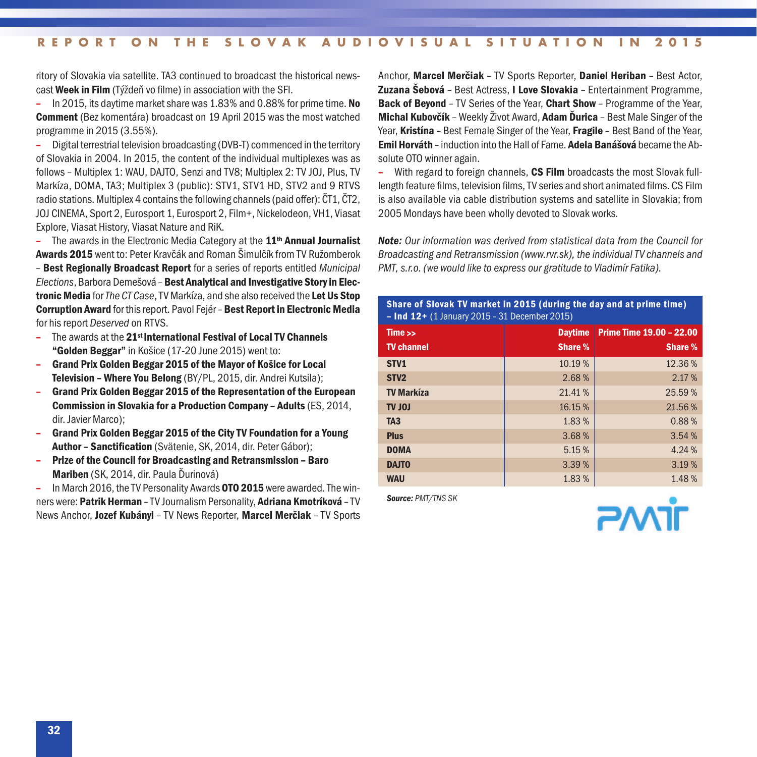ritory of Slovakia via satellite. TA3 continued to broadcast the historical newscast **Week in Film** (Týždeň vo filme) in association with the SFI.

– In 2015, its daytime market share was 1.83% and 0.88% for prime time. **No Comment** (Bez komentára) broadcast on 19 April 2015 was the most watched programme in 2015 (3.55%).

– Digital terrestrial television broadcasting (DVB-T) commenced in the territory of Slovakia in 2004. In 2015, the content of the individual multiplexes was as follows – Multiplex 1: WAU, DAJTO, Senzi and TV8; Multiplex 2: TV JOJ, Plus, TV Markíza, DOMA, TA3; Multiplex 3 (public): STV1, STV1 HD, STV2 and 9 RTVS radio stations. Multiplex 4 contains the following channels (paid offer): ČT1, ČT2, JOJ CINEMA, Sport 2, Eurosport 1, Eurosport 2, Film+, Nickelodeon, VH1, Viasat Explore, Viasat History, Viasat Nature and RiK.

– The awards in the Electronic Media Category at the **11th Annual Journalist Awards 2015** went to: Peter Kravčák and Roman Šimulčík from TV Ružomberok – **Best Regionally Broadcast Report** for a series of reports entitled *Municipal Elections*, Barbora Demešová – **Best Analytical and Investigative Story in Electronic Media** for *The CT Case*, TV Markíza, and she also received the **Let Us Stop Corruption Award** for this report. Pavol Fejér – **Best Report in Electronic Media** for his report *Deserved* on RTVS.

– The awards at the **21st International Festival of Local TV Channels "Golden Beggar"** in Košice (17-20 June 2015) went to:
– **Grand Prix Golden Beggar 2015 of the Mayor of Košice for Local Television – Where You Belong** (BY/PL, 2015, dir. Andrei Kutsila);
– **Grand Prix Golden Beggar 2015 of the Representation of the European Commission in Slovakia for a Production Company – Adults** (ES, 2014, dir. Javier Marco);
– **Grand Prix Golden Beggar 2015 of the City TV Foundation for a Young Author – Sanctification** (Svätenie, SK, 2014, dir. Peter Gábor);
– **Prize of the Council for Broadcasting and Retransmission – Baro Mariben** (SK, 2014, dir. Paula Ďurinová)

– In March 2016, the TV Personality Awards **OTO 2015** were awarded. The winners were: **Patrik Herman** – TV Journalism Personality, **Adriana Kmotríková** – TV News Anchor, **Jozef Kubányi** – TV News Reporter, **Marcel Merčiak** – TV Sports Anchor, **Marcel Merčiak** – TV Sports Reporter, **Daniel Heriban** – Best Actor, **Zuzana Šebová** – Best Actress, **I Love Slovakia** – Entertainment Programme, **Back of Beyond** – TV Series of the Year, **Chart Show** – Programme of the Year, **Michal Kubovčík** – Weekly Život Award, **Adam Ďurica** – Best Male Singer of the Year, **Kristína** – Best Female Singer of the Year, **Fragile** – Best Band of the Year, **Emil Horváth** – induction into the Hall of Fame. **Adela Banášová** became the Absolute OTO winner again.

– With regard to foreign channels, **CS Film** broadcasts the most Slovak full-length feature films, television films, TV series and short animated films. CS Film is also available via cable distribution systems and satellite in Slovakia; from 2005 Mondays have been wholly devoted to Slovak works.

***Note:*** *Our information was derived from statistical data from the Council for Broadcasting and Retransmission (www.rvr.sk), the individual TV channels and PMT, s.r.o. (we would like to express our gratitude to Vladimír Fatika).*

**Share of Slovak TV market in 2015 (during the day and at prime time) – Ind 12+** (1 January 2015 – 31 December 2015)

| Time >> TV channel | Daytime Share % | Prime Time 19.00 – 22.00 Share % |
|---|---|---|
| **STV1** | 10.19 % | 12.36 % |
| **STV2** | 2.68 % | 2.17 % |
| **TV Markíza** | 21.41 % | 25.59 % |
| **TV JOJ** | 16.15 % | 21.56 % |
| **TA3** | 1.83 % | 0.88 % |
| **Plus** | 3.68 % | 3.54 % |
| **DOMA** | 5.15 % | 4.24 % |
| **DAJTO** | 3.39 % | 3.19 % |
| **WAU** | 1.83 % | 1.48 % |

***Source:*** *PMT/TNS SK*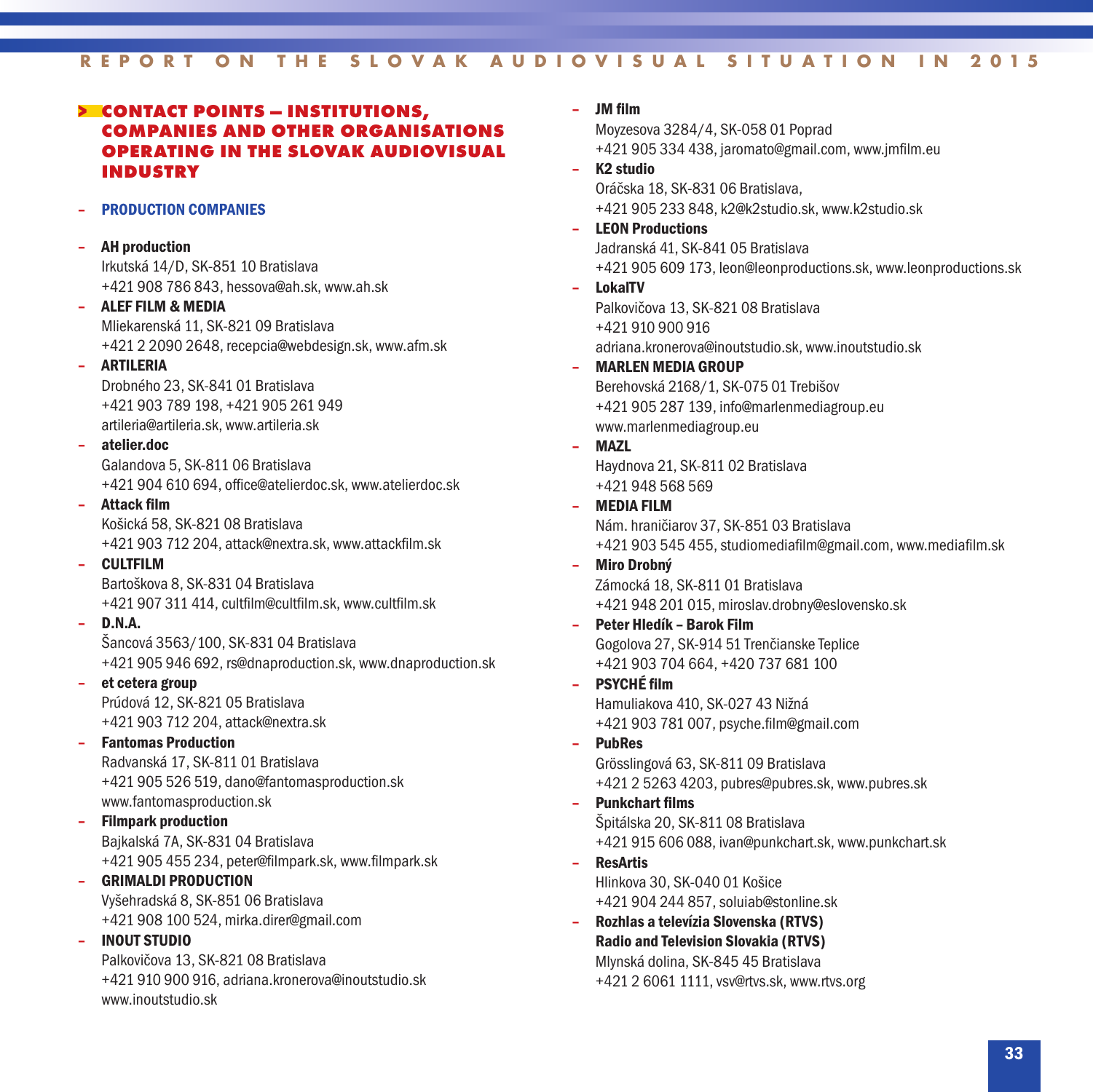## > CONTACT POINTS – INSTITUTIONS, COMPANIES AND OTHER ORGANISATIONS OPERATING IN THE SLOVAK AUDIOVISUAL INDUSTRY

### – PRODUCTION COMPANIES

- **AH production**
  Irkutská 14/D, SK-851 10 Bratislava
  +421 908 786 843, hessova@ah.sk, www.ah.sk
- **ALEF FILM & MEDIA**
  Mliekarenská 11, SK-821 09 Bratislava
  +421 2 2090 2648, recepcia@webdesign.sk, www.afm.sk
- **ARTILERIA**
  Drobného 23, SK-841 01 Bratislava
  +421 903 789 198, +421 905 261 949
  artileria@artileria.sk, www.artileria.sk
- **atelier.doc**
  Galandova 5, SK-811 06 Bratislava
  +421 904 610 694, office@atelierdoc.sk, www.atelierdoc.sk
- **Attack film**
  Košická 58, SK-821 08 Bratislava
  +421 903 712 204, attack@nextra.sk, www.attackfilm.sk
- **CULTFILM**
  Bartoškova 8, SK-831 04 Bratislava
  +421 907 311 414, cultfilm@cultfilm.sk, www.cultfilm.sk
- **D.N.A.**
  Šancová 3563/100, SK-831 04 Bratislava
  +421 905 946 692, rs@dnaproduction.sk, www.dnaproduction.sk
- **et cetera group**
  Prúdová 12, SK-821 05 Bratislava
  +421 903 712 204, attack@nextra.sk
- **Fantomas Production**
  Radvanská 17, SK-811 01 Bratislava
  +421 905 526 519, dano@fantomasproduction.sk
  www.fantomasproduction.sk
- **Filmpark production**
  Bajkalská 7A, SK-831 04 Bratislava
  +421 905 455 234, peter@filmpark.sk, www.filmpark.sk
- **GRIMALDI PRODUCTION**
  Vyšehradská 8, SK-851 06 Bratislava
  +421 908 100 524, mirka.direr@gmail.com
- **INOUT STUDIO**
  Palkovičova 13, SK-821 08 Bratislava
  +421 910 900 916, adriana.kronerova@inoutstudio.sk
  www.inoutstudio.sk
- **JM film**
  Moyzesova 3284/4, SK-058 01 Poprad
  +421 905 334 438, jaromato@gmail.com, www.jmfilm.eu
- **K2 studio**
  Oráčska 18, SK-831 06 Bratislava,
  +421 905 233 848, k2@k2studio.sk, www.k2studio.sk
- **LEON Productions**
  Jadranská 41, SK-841 05 Bratislava
  +421 905 609 173, leon@leonproductions.sk, www.leonproductions.sk
- **LokalTV**
  Palkovičova 13, SK-821 08 Bratislava
  +421 910 900 916
  adriana.kronerova@inoutstudio.sk, www.inoutstudio.sk
- **MARLEN MEDIA GROUP**
  Berehovská 2168/1, SK-075 01 Trebišov
  +421 905 287 139, info@marlenmediagroup.eu
  www.marlenmediagroup.eu
- **MAZL**
  Haydnova 21, SK-811 02 Bratislava
  +421 948 568 569
- **MEDIA FILM**
  Nám. hraničiarov 37, SK-851 03 Bratislava
  +421 903 545 455, studiomediafilm@gmail.com, www.mediafilm.sk
- **Miro Drobný**
  Zámocká 18, SK-811 01 Bratislava
  +421 948 201 015, miroslav.drobny@eslovensko.sk
- **Peter Hledík – Barok Film**
  Gogolova 27, SK-914 51 Trenčianske Teplice
  +421 903 704 664, +420 737 681 100
- **PSYCHÉ film**
  Hamuliakova 410, SK-027 43 Nižná
  +421 903 781 007, psyche.film@gmail.com
- **PubRes**
  Grösslingová 63, SK-811 09 Bratislava
  +421 2 5263 4203, pubres@pubres.sk, www.pubres.sk
- **Punkchart films**
  Špitálska 20, SK-811 08 Bratislava
  +421 915 606 088, ivan@punkchart.sk, www.punkchart.sk
- **ResArtis**
  Hlinkova 30, SK-040 01 Košice
  +421 904 244 857, soluiab@stonline.sk
- **Rozhlas a televízia Slovenska (RTVS)**
  **Radio and Television Slovakia (RTVS)**
  Mlynská dolina, SK-845 45 Bratislava
  +421 2 6061 1111, vsv@rtvs.sk, www.rtvs.org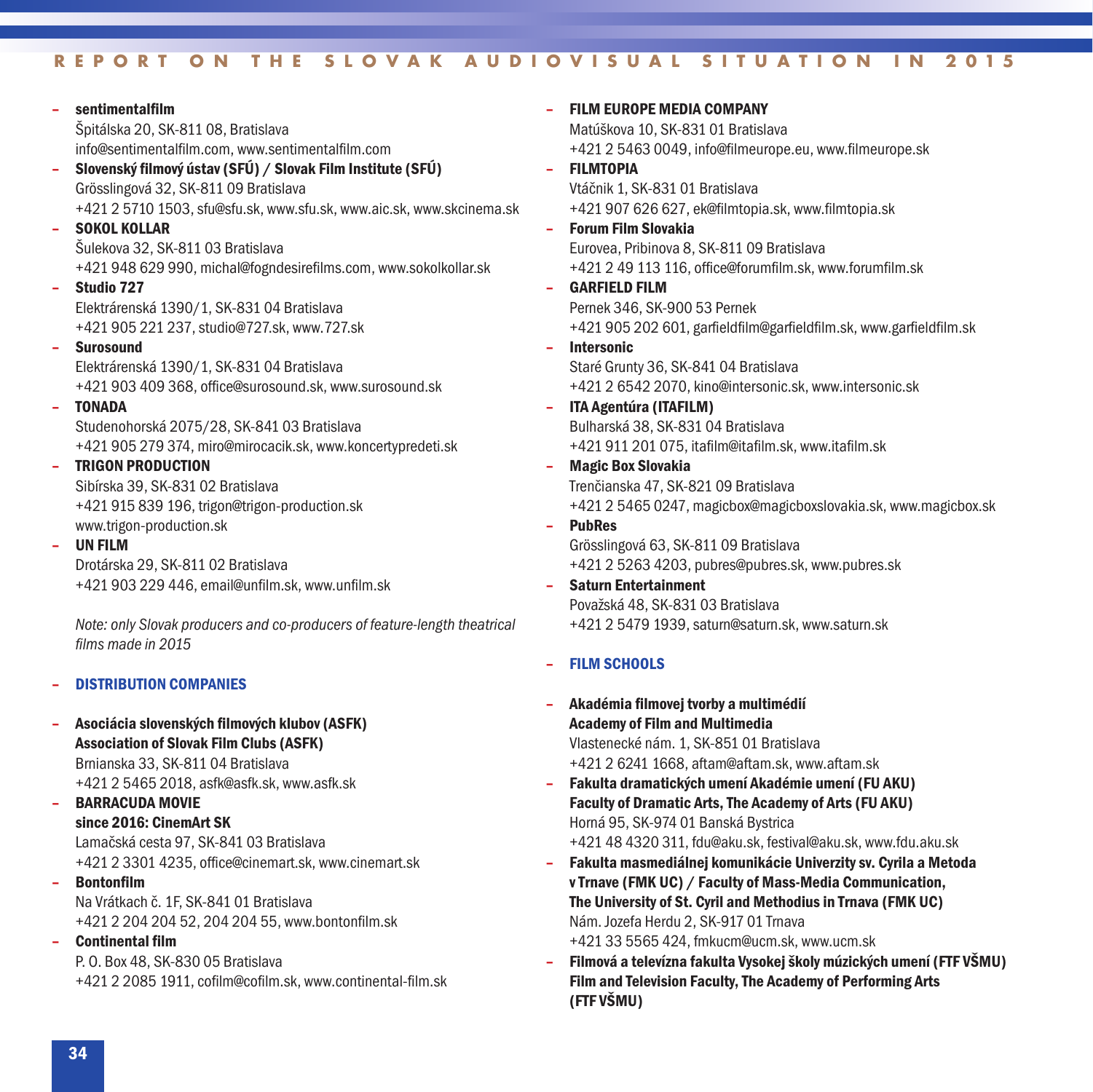- **sentimentalfilm**
  Špitálska 20, SK-811 08, Bratislava
  info@sentimentalfilm.com, www.sentimentalfilm.com
- **Slovenský filmový ústav (SFÚ) / Slovak Film Institute (SFÚ)**
  Grösslingová 32, SK-811 09 Bratislava
  +421 2 5710 1503, sfu@sfu.sk, www.sfu.sk, www.aic.sk, www.skcinema.sk
- **SOKOL KOLLAR**
  Šulekova 32, SK-811 03 Bratislava
  +421 948 629 990, michal@fogndesirefilms.com, www.sokolkollar.sk
- **Studio 727**
  Elektrárenská 1390/1, SK-831 04 Bratislava
  +421 905 221 237, studio@727.sk, www.727.sk
- **Surosound**
  Elektrárenská 1390/1, SK-831 04 Bratislava
  +421 903 409 368, office@surosound.sk, www.surosound.sk
- **TONADA**
  Studenohorská 2075/28, SK-841 03 Bratislava
  +421 905 279 374, miro@mirocacik.sk, www.koncertypredeti.sk
- **TRIGON PRODUCTION**
  Sibírska 39, SK-831 02 Bratislava
  +421 915 839 196, trigon@trigon-production.sk
  www.trigon-production.sk
- **UN FILM**
  Drotárska 29, SK-811 02 Bratislava
  +421 903 229 446, email@unfilm.sk, www.unfilm.sk

*Note: only Slovak producers and co-producers of feature-length theatrical films made in 2015*

## DISTRIBUTION COMPANIES

- **Asociácia slovenských filmových klubov (ASFK)**
  **Association of Slovak Film Clubs (ASFK)**
  Brnianska 33, SK-811 04 Bratislava
  +421 2 5465 2018, asfk@asfk.sk, www.asfk.sk
- **BARRACUDA MOVIE**
  **since 2016: CinemArt SK**
  Lamačská cesta 97, SK-841 03 Bratislava
  +421 2 3301 4235, office@cinemart.sk, www.cinemart.sk
- **Bontonfilm**
  Na Vrátkach č. 1F, SK-841 01 Bratislava
  +421 2 204 204 52, 204 204 55, www.bontonfilm.sk
- **Continental film**
  P. O. Box 48, SK-830 05 Bratislava
  +421 2 2085 1911, cofilm@cofilm.sk, www.continental-film.sk
- **FILM EUROPE MEDIA COMPANY**
  Matúškova 10, SK-831 01 Bratislava
  +421 2 5463 0049, info@filmeurope.eu, www.filmeurope.sk
- **FILMTOPIA**
  Vtáčnik 1, SK-831 01 Bratislava
  +421 907 626 627, ek@filmtopia.sk, www.filmtopia.sk
- **Forum Film Slovakia**
  Eurovea, Pribinova 8, SK-811 09 Bratislava
  +421 2 49 113 116, office@forumfilm.sk, www.forumfilm.sk
- **GARFIELD FILM**
  Pernek 346, SK-900 53 Pernek
  +421 905 202 601, garfieldfilm@garfieldfilm.sk, www.garfieldfilm.sk
- **Intersonic**
  Staré Grunty 36, SK-841 04 Bratislava
  +421 2 6542 2070, kino@intersonic.sk, www.intersonic.sk
- **ITA Agentúra (ITAFILM)**
  Bulharská 38, SK-831 04 Bratislava
  +421 911 201 075, itafilm@itafilm.sk, www.itafilm.sk
- **Magic Box Slovakia**
  Trenčianska 47, SK-821 09 Bratislava
  +421 2 5465 0247, magicbox@magicboxslovakia.sk, www.magicbox.sk
- **PubRes**
  Grösslingová 63, SK-811 09 Bratislava
  +421 2 5263 4203, pubres@pubres.sk, www.pubres.sk
- **Saturn Entertainment**
  Považská 48, SK-831 03 Bratislava
  +421 2 5479 1939, saturn@saturn.sk, www.saturn.sk

## FILM SCHOOLS

- **Akadémia filmovej tvorby a multimédií**
  **Academy of Film and Multimedia**
  Vlastenecké nám. 1, SK-851 01 Bratislava
  +421 2 6241 1668, aftam@aftam.sk, www.aftam.sk
- **Fakulta dramatických umení Akadémie umení (FU AKU)**
  **Faculty of Dramatic Arts, The Academy of Arts (FU AKU)**
  Horná 95, SK-974 01 Banská Bystrica
  +421 48 4320 311, fdu@aku.sk, festival@aku.sk, www.fdu.aku.sk
- **Fakulta masmediálnej komunikácie Univerzity sv. Cyrila a Metoda v Trnave (FMK UC) / Faculty of Mass-Media Communication, The University of St. Cyril and Methodius in Trnava (FMK UC)**
  Nám. Jozefa Herdu 2, SK-917 01 Trnava
  +421 33 5565 424, fmkucm@ucm.sk, www.ucm.sk
- **Filmová a televízna fakulta Vysokej školy múzických umení (FTF VŠMU)**
  **Film and Television Faculty, The Academy of Performing Arts (FTF VŠMU)**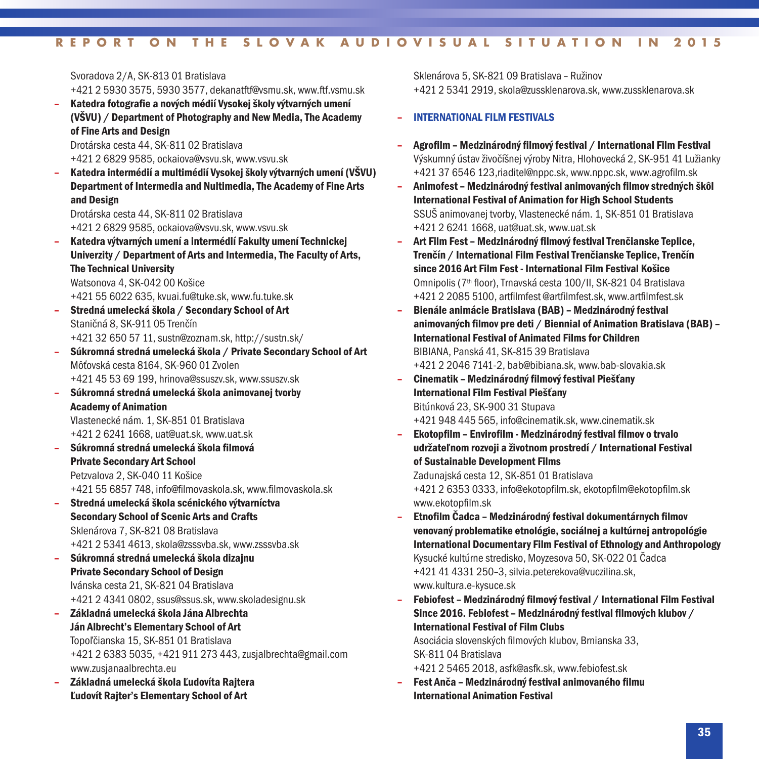Svoradova 2/A, SK-813 01 Bratislava
+421 2 5930 3575, 5930 3577, dekanatftf@vsmu.sk, www.ftf.vsmu.sk

- **Katedra fotografie a nových médií Vysokej školy výtvarných umení (VŠVU) / Department of Photography and New Media, The Academy of Fine Arts and Design**
  Drotárska cesta 44, SK-811 02 Bratislava
  +421 2 6829 9585, ockaiova@vsvu.sk, www.vsvu.sk
- **Katedra intermédií a multimédií Vysokej školy výtvarných umení (VŠVU) Department of Intermedia and Nultimedia, The Academy of Fine Arts and Design**
  Drotárska cesta 44, SK-811 02 Bratislava
  +421 2 6829 9585, ockaiova@vsvu.sk, www.vsvu.sk
- **Katedra výtvarných umení a intermédií Fakulty umení Technickej Univerzity / Department of Arts and Intermedia, The Faculty of Arts, The Technical University**
  Watsonova 4, SK-042 00 Košice
  +421 55 6022 635, kvuai.fu@tuke.sk, www.fu.tuke.sk
- **Stredná umelecká škola / Secondary School of Art**
  Staničná 8, SK-911 05 Trenčín
  +421 32 650 57 11, sustn@zoznam.sk, http://sustn.sk/
- **Súkromná stredná umelecká škola / Private Secondary School of Art**
  Môťovská cesta 8164, SK-960 01 Zvolen
  +421 45 53 69 199, hrinova@ssuszv.sk, www.ssuszv.sk
- **Súkromná stredná umelecká škola animovanej tvorby Academy of Animation**
  Vlastenecké nám. 1, SK-851 01 Bratislava
  +421 2 6241 1668, uat@uat.sk, www.uat.sk
- **Súkromná stredná umelecká škola filmová Private Secondary Art School**
  Petzvalova 2, SK-040 11 Košice
  +421 55 6857 748, info@filmovaskola.sk, www.filmovaskola.sk
- **Stredná umelecká škola scénického výtvarníctva Secondary School of Scenic Arts and Crafts**
  Sklenárova 7, SK-821 08 Bratislava
  +421 2 5341 4613, skola@zsssvba.sk, www.zsssvba.sk
- **Súkromná stredná umelecká škola dizajnu Private Secondary School of Design**
  Ivánska cesta 21, SK-821 04 Bratislava
  +421 2 4341 0802, ssus@ssus.sk, www.skoladesignu.sk
- **Základná umelecká škola Jána Albrechta Ján Albrecht's Elementary School of Art**
  Topoľčianska 15, SK-851 01 Bratislava
  +421 2 6383 5035, +421 911 273 443, zusjalbrechta@gmail.com
  www.zusjanaalbrechta.eu
- **Základná umelecká škola Ľudovíta Rajtera Ľudovít Rajter's Elementary School of Art**
  Sklenárova 5, SK-821 09 Bratislava – Ružinov
  +421 2 5341 2919, skola@zussklenarova.sk, www.zussklenarova.sk

## – INTERNATIONAL FILM FESTIVALS

- **Agrofilm – Medzinárodný filmový festival / International Film Festival**
  Výskumný ústav živočíšnej výroby Nitra, Hlohovecká 2, SK-951 41 Lužianky
  +421 37 6546 123,riaditel@nppc.sk, www.nppc.sk, www.agrofilm.sk
- **Animofest – Medzinárodný festival animovaných filmov stredných škôl International Festival of Animation for High School Students**
  SSUŠ animovanej tvorby, Vlastenecké nám. 1, SK-851 01 Bratislava
  +421 2 6241 1668, uat@uat.sk, www.uat.sk
- **Art Film Fest – Medzinárodný filmový festival Trenčianske Teplice, Trenčín / International Film Festival Trenčianske Teplice, Trenčín since 2016 Art Film Fest - International Film Festival Košice**
  Omnipolis (7th floor), Trnavská cesta 100/II, SK-821 04 Bratislava
  +421 2 2085 5100, artfilmfest@artfilmfest.sk, www.artfilmfest.sk
- **Bienále animácie Bratislava (BAB) – Medzinárodný festival animovaných filmov pre deti / Biennial of Animation Bratislava (BAB) – International Festival of Animated Films for Children**
  BIBIANA, Panská 41, SK-815 39 Bratislava
  +421 2 2046 7141-2, bab@bibiana.sk, www.bab-slovakia.sk
- **Cinematik – Medzinárodný filmový festival Piešťany International Film Festival Piešťany**
  Bitúnková 23, SK-900 31 Stupava
  +421 948 445 565, info@cinematik.sk, www.cinematik.sk
- **Ekotopfilm – Envirofilm - Medzinárodný festival filmov o trvalo udržateľnom rozvoji a životnom prostredí / International Festival of Sustainable Development Films**
  Zadunajská cesta 12, SK-851 01 Bratislava
  +421 2 6353 0333, info@ekotopfilm.sk, ekotopfilm@ekotopfilm.sk
  www.ekotopfilm.sk
- **Etnofilm Čadca – Medzinárodný festival dokumentárnych filmov venovaný problematike etnológie, sociálnej a kultúrnej antropológie International Documentary Film Festival of Ethnology and Anthropology**
  Kysucké kultúrne stredisko, Moyzesova 50, SK-022 01 Čadca
  +421 41 4331 250–3, silvia.peterekova@vuczilina.sk,
  www.kultura.e-kysuce.sk
- **Febiofest – Medzinárodný filmový festival / International Film Festival Since 2016. Febiofest – Medzinárodný festival filmových klubov / International Festival of Film Clubs**
  Asociácia slovenských filmových klubov, Brnianska 33,
  SK-811 04 Bratislava
  +421 2 5465 2018, asfk@asfk.sk, www.febiofest.sk
- **Fest Anča – Medzinárodný festival animovaného filmu International Animation Festival**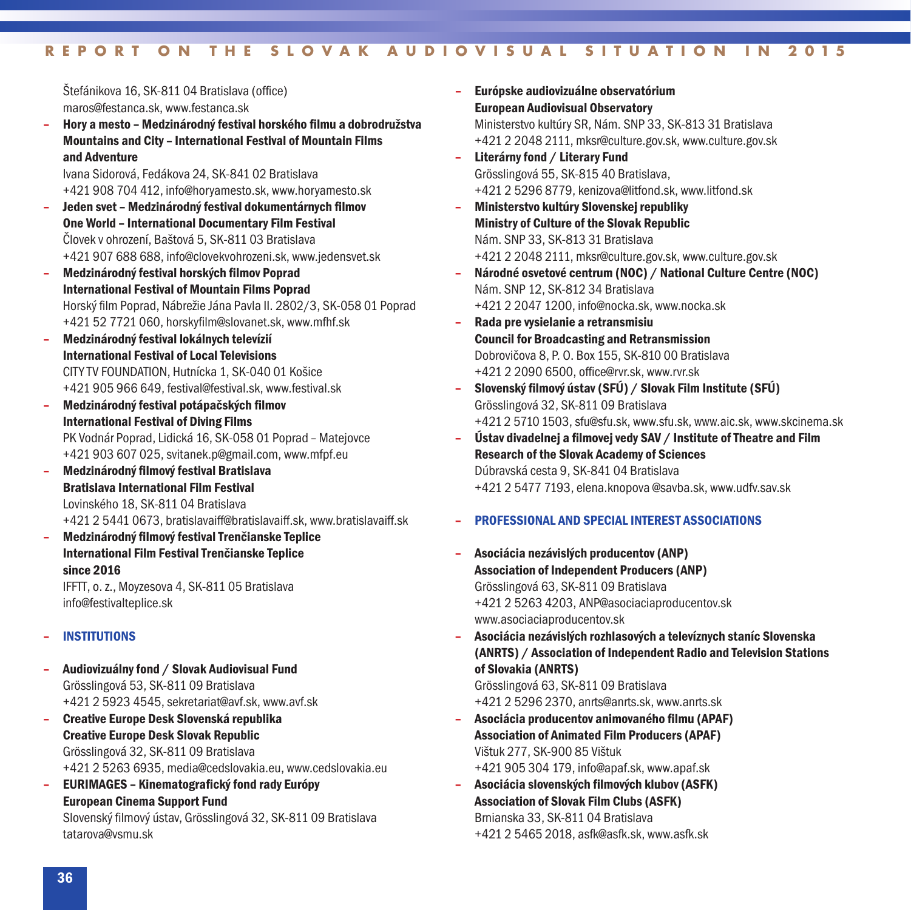Štefánikova 16, SK-811 04 Bratislava (office)
maros@festanca.sk, www.festanca.sk

- **Hory a mesto – Medzinárodný festival horského filmu a dobrodružstva**
  **Mountains and City – International Festival of Mountain Films and Adventure**
  Ivana Sidorová, Fedákova 24, SK-841 02 Bratislava
  +421 908 704 412, info@horyamesto.sk, www.horyamesto.sk
- **Jeden svet – Medzinárodný festival dokumentárnych filmov**
  **One World – International Documentary Film Festival**
  Človek v ohrození, Baštová 5, SK-811 03 Bratislava
  +421 907 688 688, info@clovekvohrozeni.sk, www.jedensvet.sk
- **Medzinárodný festival horských filmov Poprad**
  **International Festival of Mountain Films Poprad**
  Horský film Poprad, Nábrežie Jána Pavla II. 2802/3, SK-058 01 Poprad
  +421 52 7721 060, horskyfilm@slovanet.sk, www.mfhf.sk
- **Medzinárodný festival lokálnych televízií**
  **International Festival of Local Televisions**
  CITY TV FOUNDATION, Hutnícka 1, SK-040 01 Košice
  +421 905 966 649, festival@festival.sk, www.festival.sk
- **Medzinárodný festival potápačských filmov**
  **International Festival of Diving Films**
  PK Vodnár Poprad, Lidická 16, SK-058 01 Poprad – Matejovce
  +421 903 607 025, svitanek.p@gmail.com, www.mfpf.eu
- **Medzinárodný filmový festival Bratislava**
  **Bratislava International Film Festival**
  Lovinského 18, SK-811 04 Bratislava
  +421 2 5441 0673, bratislavaiff@bratislavaiff.sk, www.bratislavaiff.sk
- **Medzinárodný filmový festival Trenčianske Teplice**
  **International Film Festival Trenčianske Teplice since 2016**
  IFFTT, o. z., Moyzesova 4, SK-811 05 Bratislava
  info@festivalteplice.sk

## – INSTITUTIONS

- **Audiovizuálny fond / Slovak Audiovisual Fund**
  Grösslingová 53, SK-811 09 Bratislava
  +421 2 5923 4545, sekretariat@avf.sk, www.avf.sk
- **Creative Europe Desk Slovenská republika**
  **Creative Europe Desk Slovak Republic**
  Grösslingová 32, SK-811 09 Bratislava
  +421 2 5263 6935, media@cedslovakia.eu, www.cedslovakia.eu
- **EURIMAGES – Kinematografický fond rady Európy**
  **European Cinema Support Fund**
  Slovenský filmový ústav, Grösslingová 32, SK-811 09 Bratislava
  tatarova@vsmu.sk
- **Európske audiovizuálne observatórium**
  **European Audiovisual Observatory**
  Ministerstvo kultúry SR, Nám. SNP 33, SK-813 31 Bratislava
  +421 2 2048 2111, mksr@culture.gov.sk, www.culture.gov.sk
- **Literárny fond / Literary Fund**
  Grösslingová 55, SK-815 40 Bratislava,
  +421 2 5296 8779, kenizova@litfond.sk, www.litfond.sk
- **Ministerstvo kultúry Slovenskej republiky**
  **Ministry of Culture of the Slovak Republic**
  Nám. SNP 33, SK-813 31 Bratislava
  +421 2 2048 2111, mksr@culture.gov.sk, www.culture.gov.sk
- **Národné osvetové centrum (NOC) / National Culture Centre (NOC)**
  Nám. SNP 12, SK-812 34 Bratislava
  +421 2 2047 1200, info@nocka.sk, www.nocka.sk
- **Rada pre vysielanie a retransmisiu**
  **Council for Broadcasting and Retransmission**
  Dobrovičova 8, P. O. Box 155, SK-810 00 Bratislava
  +421 2 2090 6500, office@rvr.sk, www.rvr.sk
- **Slovenský filmový ústav (SFÚ) / Slovak Film Institute (SFÚ)**
  Grösslingová 32, SK-811 09 Bratislava
  +421 2 5710 1503, sfu@sfu.sk, www.sfu.sk, www.aic.sk, www.skcinema.sk
- **Ústav divadelnej a filmovej vedy SAV / Institute of Theatre and Film Research of the Slovak Academy of Sciences**
  Dúbravská cesta 9, SK-841 04 Bratislava
  +421 2 5477 7193, elena.knopova @savba.sk, www.udfv.sav.sk

## – PROFESSIONAL AND SPECIAL INTEREST ASSOCIATIONS

- **Asociácia nezávislých producentov (ANP)**
  **Association of Independent Producers (ANP)**
  Grösslingová 63, SK-811 09 Bratislava
  +421 2 5263 4203, ANP@asociaciaproducentov.sk
  www.asociaciaproducentov.sk
- **Asociácia nezávislých rozhlasových a televíznych staníc Slovenska (ANRTS) / Association of Independent Radio and Television Stations of Slovakia (ANRTS)**
  Grösslingová 63, SK-811 09 Bratislava
  +421 2 5296 2370, anrts@anrts.sk, www.anrts.sk
- **Asociácia producentov animovaného filmu (APAF)**
  **Association of Animated Film Producers (APAF)**
  Vištuk 277, SK-900 85 Vištuk
  +421 905 304 179, info@apaf.sk, www.apaf.sk
- **Asociácia slovenských filmových klubov (ASFK)**
  **Association of Slovak Film Clubs (ASFK)**
  Brnianska 33, SK-811 04 Bratislava
  +421 2 5465 2018, asfk@asfk.sk, www.asfk.sk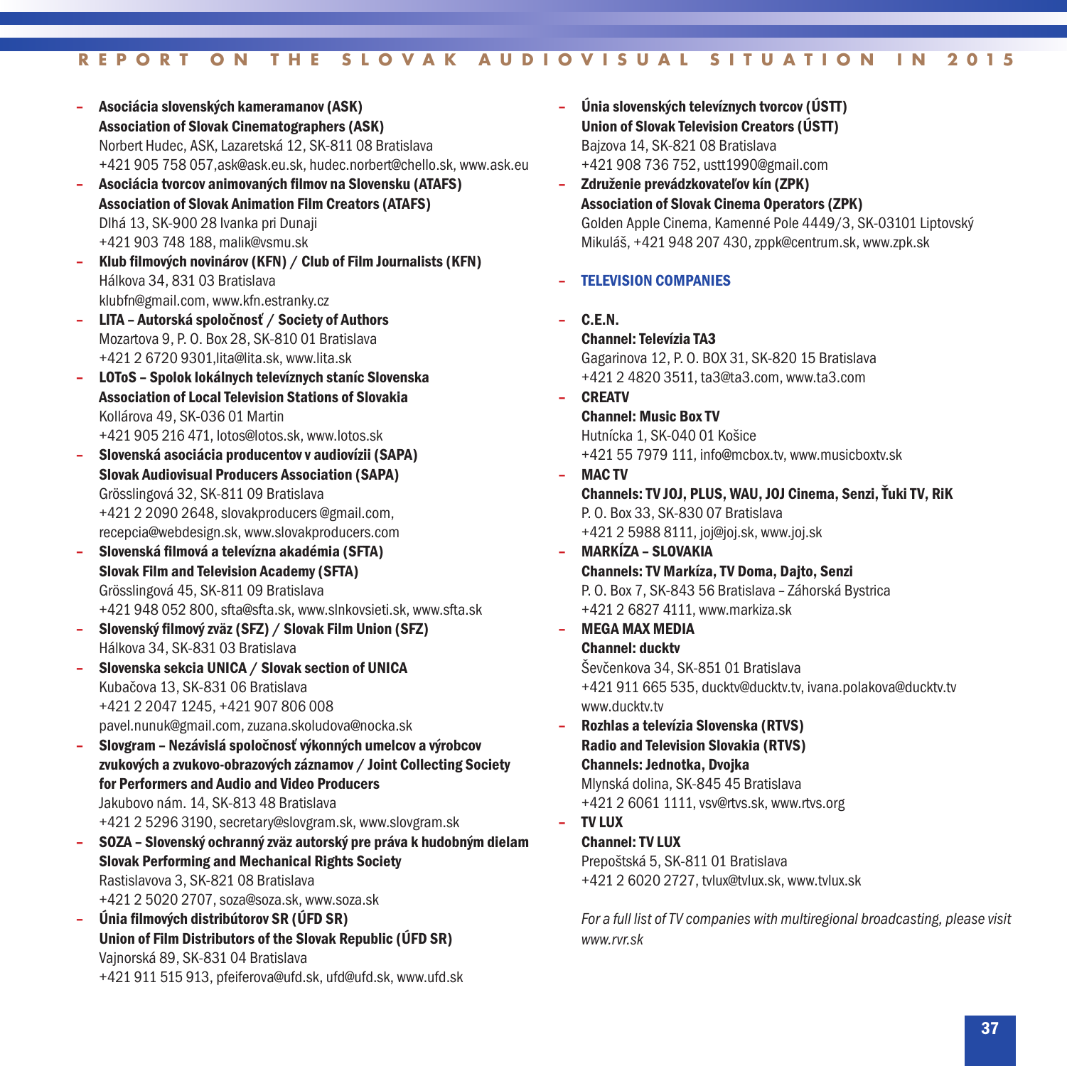- **Asociácia slovenských kameramanov (ASK)**
  **Association of Slovak Cinematographers (ASK)**
  Norbert Hudec, ASK, Lazaretská 12, SK-811 08 Bratislava
  +421 905 758 057,ask@ask.eu.sk, hudec.norbert@chello.sk, www.ask.eu
- **Asociácia tvorcov animovaných filmov na Slovensku (ATAFS)**
  **Association of Slovak Animation Film Creators (ATAFS)**
  Dlhá 13, SK-900 28 Ivanka pri Dunaji
  +421 903 748 188, malik@vsmu.sk
- **Klub filmových novinárov (KFN) / Club of Film Journalists (KFN)**
  Hálkova 34, 831 03 Bratislava
  klubfn@gmail.com, www.kfn.estranky.cz
- **LITA – Autorská spoločnosť / Society of Authors**
  Mozartova 9, P. O. Box 28, SK-810 01 Bratislava
  +421 2 6720 9301,lita@lita.sk, www.lita.sk
- **LOToS – Spolok lokálnych televíznych staníc Slovenska**
  **Association of Local Television Stations of Slovakia**
  Kollárova 49, SK-036 01 Martin
  +421 905 216 471, lotos@lotos.sk, www.lotos.sk
- **Slovenská asociácia producentov v audiovízii (SAPA)**
  **Slovak Audiovisual Producers Association (SAPA)**
  Grösslingová 32, SK-811 09 Bratislava
  +421 2 2090 2648, slovakproducers@gmail.com,
  recepcia@webdesign.sk, www.slovakproducers.com
- **Slovenská filmová a televízna akadémia (SFTA)**
  **Slovak Film and Television Academy (SFTA)**
  Grösslingová 45, SK-811 09 Bratislava
  +421 948 052 800, sfta@sfta.sk, www.slnkovsieti.sk, www.sfta.sk
- **Slovenský filmový zväz (SFZ) / Slovak Film Union (SFZ)**
  Hálkova 34, SK-831 03 Bratislava
- **Slovenska sekcia UNICA / Slovak section of UNICA**
  Kubačova 13, SK-831 06 Bratislava
  +421 2 2047 1245, +421 907 806 008
  pavel.nunuk@gmail.com, zuzana.skoludova@nocka.sk
- **Slovgram – Nezávislá spoločnosť výkonných umelcov a výrobcov zvukových a zvukovo-obrazových záznamov / Joint Collecting Society for Performers and Audio and Video Producers**
  Jakubovo nám. 14, SK-813 48 Bratislava
  +421 2 5296 3190, secretary@slovgram.sk, www.slovgram.sk
- **SOZA – Slovenský ochranný zväz autorský pre práva k hudobným dielam**
  **Slovak Performing and Mechanical Rights Society**
  Rastislavova 3, SK-821 08 Bratislava
  +421 2 5020 2707, soza@soza.sk, www.soza.sk
- **Únia filmových distribútorov SR (ÚFD SR)**
  **Union of Film Distributors of the Slovak Republic (ÚFD SR)**
  Vajnorská 89, SK-831 04 Bratislava
  +421 911 515 913, pfeiferova@ufd.sk, ufd@ufd.sk, www.ufd.sk
- **Únia slovenských televíznych tvorcov (ÚSTT)**
  **Union of Slovak Television Creators (ÚSTT)**
  Bajzova 14, SK-821 08 Bratislava
  +421 908 736 752, ustt1990@gmail.com
- **Združenie prevádzkovateľov kín (ZPK)**
  **Association of Slovak Cinema Operators (ZPK)**
  Golden Apple Cinema, Kamenné Pole 4449/3, SK-03101 Liptovský Mikuláš, +421 948 207 430, zppk@centrum.sk, www.zpk.sk

## – TELEVISION COMPANIES

- **C.E.N.**
  **Channel: Televízia TA3**
  Gagarinova 12, P. O. BOX 31, SK-820 15 Bratislava
  +421 2 4820 3511, ta3@ta3.com, www.ta3.com
- **CREATV**
  **Channel: Music Box TV**
  Hutnícka 1, SK-040 01 Košice
  +421 55 7979 111, info@mcbox.tv, www.musicboxtv.sk
- **MAC TV**
  **Channels: TV JOJ, PLUS, WAU, JOJ Cinema, Senzi, Ťuki TV, RiK**
  P. O. Box 33, SK-830 07 Bratislava
  +421 2 5988 8111, joj@joj.sk, www.joj.sk
- **MARKÍZA – SLOVAKIA**
  **Channels: TV Markíza, TV Doma, Dajto, Senzi**
  P. O. Box 7, SK-843 56 Bratislava – Záhorská Bystrica
  +421 2 6827 4111, www.markiza.sk
- **MEGA MAX MEDIA**
  **Channel: ducktv**
  Ševčenkova 34, SK-851 01 Bratislava
  +421 911 665 535, ducktv@ducktv.tv, ivana.polakova@ducktv.tv
  www.ducktv.tv
- **Rozhlas a televízia Slovenska (RTVS)**
  **Radio and Television Slovakia (RTVS)**
  **Channels: Jednotka, Dvojka**
  Mlynská dolina, SK-845 45 Bratislava
  +421 2 6061 1111, vsv@rtvs.sk, www.rtvs.org
- **TV LUX**
  **Channel: TV LUX**
  Prepoštská 5, SK-811 01 Bratislava
  +421 2 6020 2727, tvlux@tvlux.sk, www.tvlux.sk

*For a full list of TV companies with multiregional broadcasting, please visit www.rvr.sk*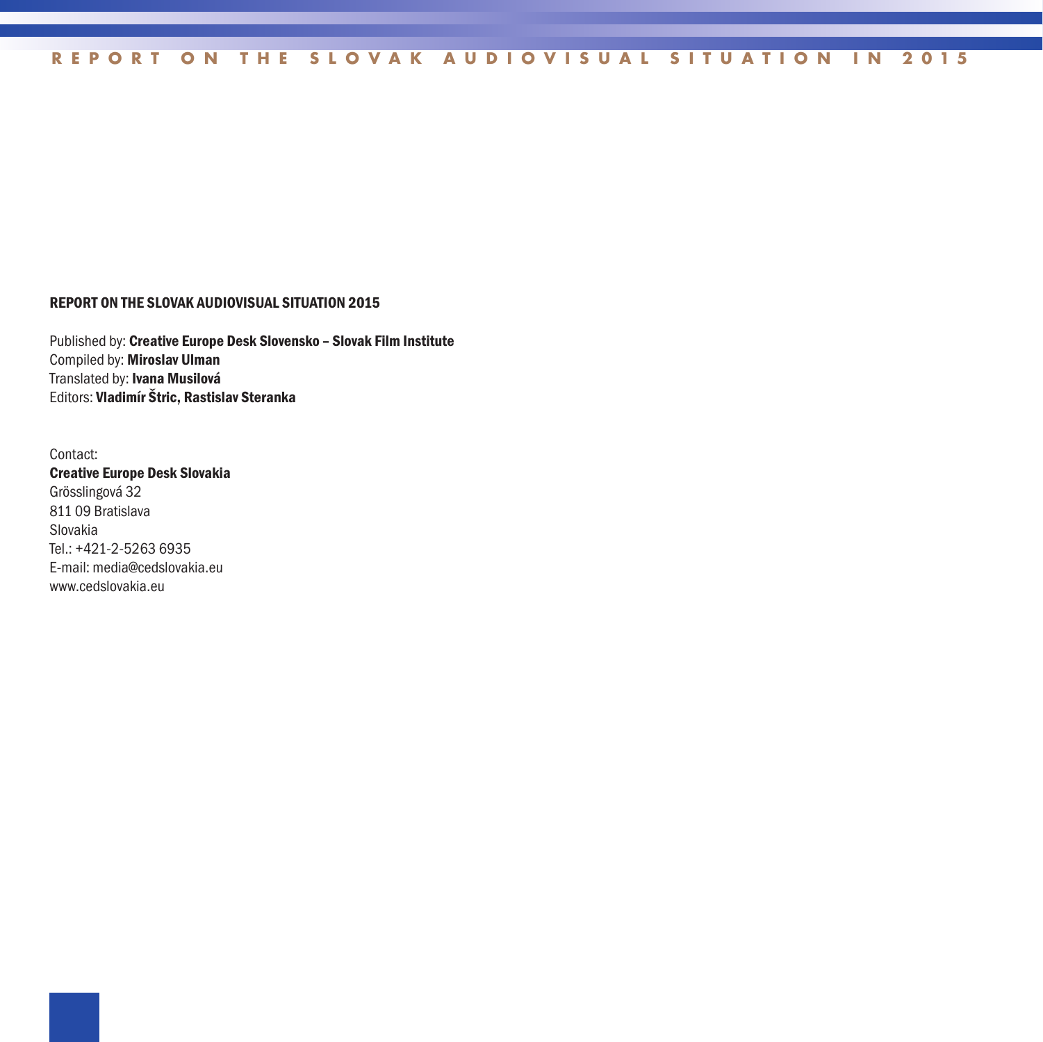**REPORT ON THE SLOVAK AUDIOVISUAL SITUATION 2015**

Published by: **Creative Europe Desk Slovensko – Slovak Film Institute**
Compiled by: **Miroslav Ulman**
Translated by: **Ivana Musilová**
Editors: **Vladimír Štric, Rastislav Steranka**

Contact:
**Creative Europe Desk Slovakia**
Grösslingová 32
811 09 Bratislava
Slovakia
Tel.: +421-2-5263 6935
E-mail: media@cedslovakia.eu
www.cedslovakia.eu